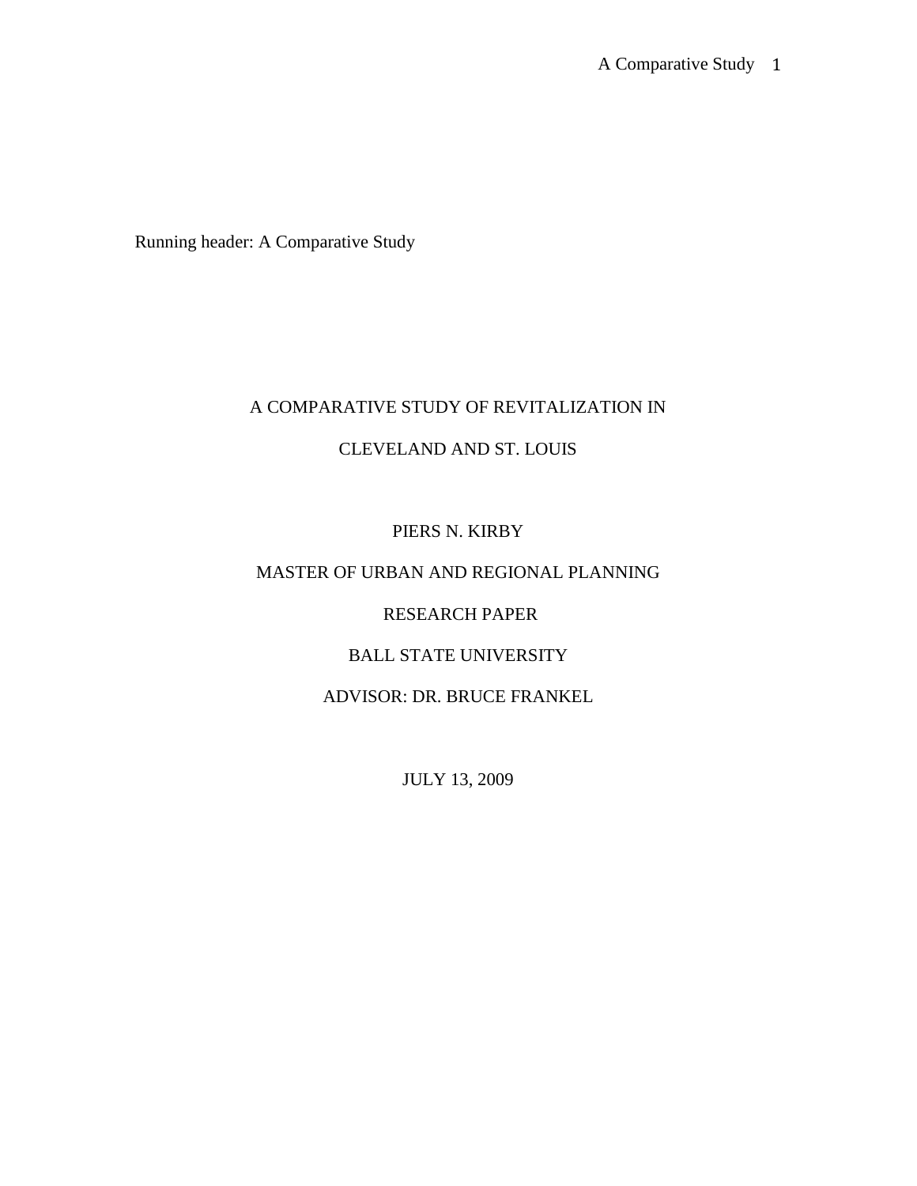Running header: A Comparative Study

# A COMPARATIVE STUDY OF REVITALIZATION IN CLEVELAND AND ST. LOUIS

PIERS N. KIRBY

MASTER OF URBAN AND REGIONAL PLANNING

RESEARCH PAPER

BALL STATE UNIVERSITY

ADVISOR: DR. BRUCE FRANKEL

JULY 13, 2009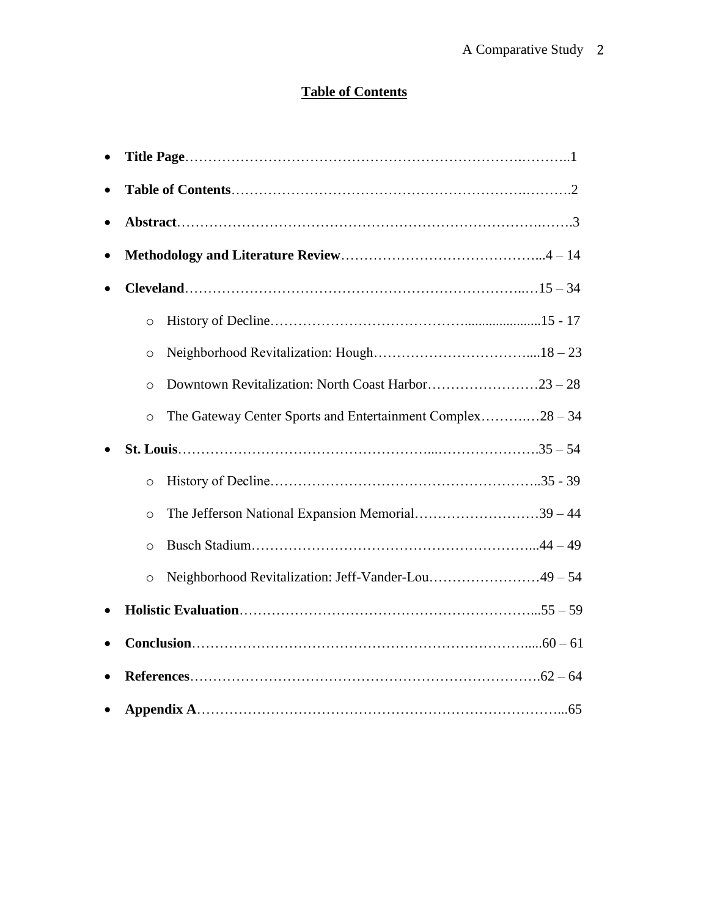## Table of Contents

- **Title Page**……………………………………………………………………….………..1
- **Table of Contents**……………………………………………………….……….2
- **Abstract**…………………………………………………………………….…….3
- **Methodology and Literature Review**……………………………………...4 – 14
- **Cleveland**……………………………………………………………..…15 – 34
  - History of Decline…………………………………......................15 - 17
  - Neighborhood Revitalization: Hough…………………………....18 – 23
  - Downtown Revitalization: North Coast Harbor……………………23 – 28
  - The Gateway Center Sports and Entertainment Complex……….…28 – 34
- **St. Louis**……………………………………………...…………………….35 – 54
  - History of Decline…………………………………………………..35 - 39
  - The Jefferson National Expansion Memorial………………………39 – 44
  - Busch Stadium……………………………………………………...44 – 49
  - Neighborhood Revitalization: Jeff-Vander-Lou……………………49 – 54
- **Holistic Evaluation**………………………………………………………...55 – 59
- **Conclusion**………………………………………………………………....60 – 61
- **References**……………………………………………………………….62 – 64
- **Appendix A**…………………………………………………………………...65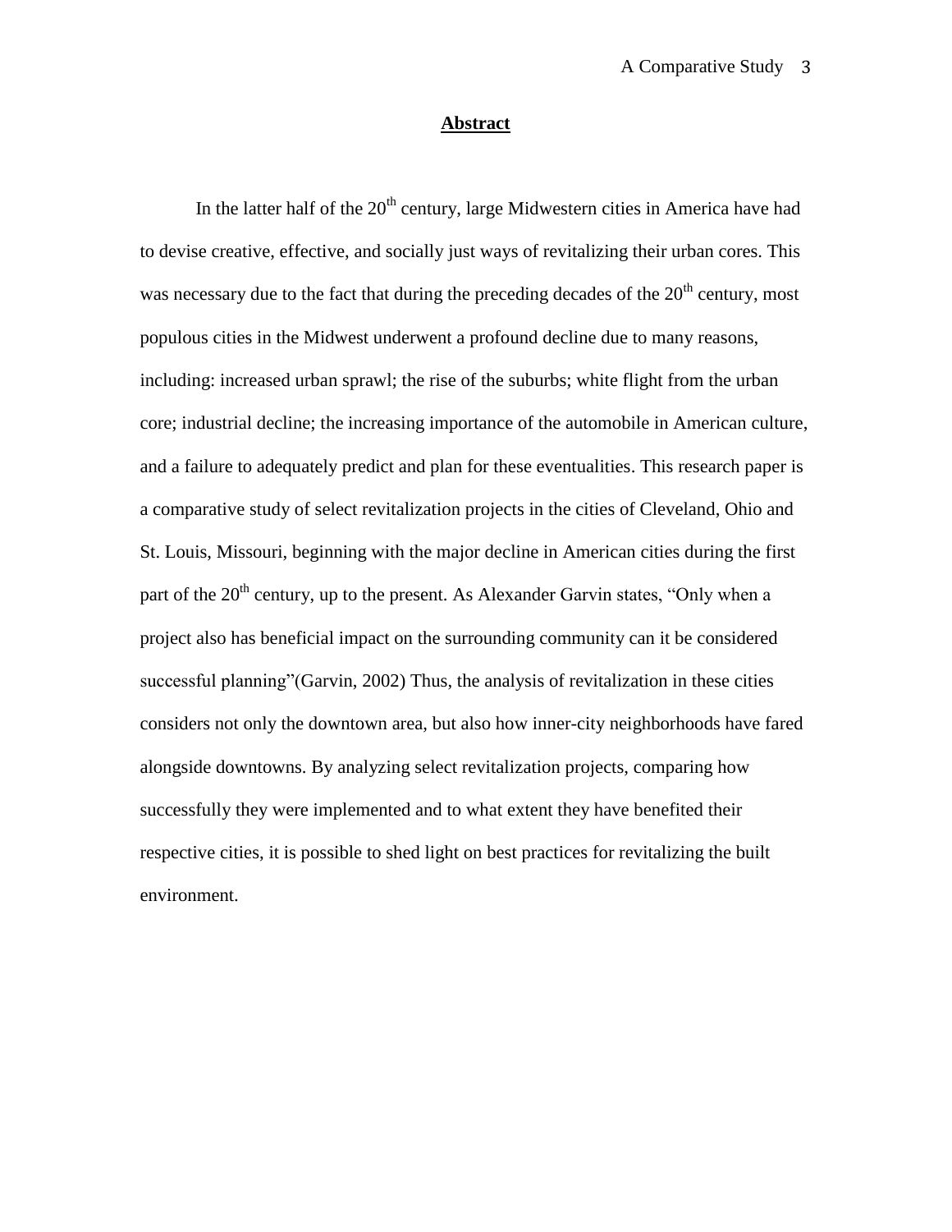# Abstract

In the latter half of the 20th century, large Midwestern cities in America have had to devise creative, effective, and socially just ways of revitalizing their urban cores. This was necessary due to the fact that during the preceding decades of the 20th century, most populous cities in the Midwest underwent a profound decline due to many reasons, including: increased urban sprawl; the rise of the suburbs; white flight from the urban core; industrial decline; the increasing importance of the automobile in American culture, and a failure to adequately predict and plan for these eventualities. This research paper is a comparative study of select revitalization projects in the cities of Cleveland, Ohio and St. Louis, Missouri, beginning with the major decline in American cities during the first part of the 20th century, up to the present. As Alexander Garvin states, "Only when a project also has beneficial impact on the surrounding community can it be considered successful planning"(Garvin, 2002) Thus, the analysis of revitalization in these cities considers not only the downtown area, but also how inner-city neighborhoods have fared alongside downtowns. By analyzing select revitalization projects, comparing how successfully they were implemented and to what extent they have benefited their respective cities, it is possible to shed light on best practices for revitalizing the built environment.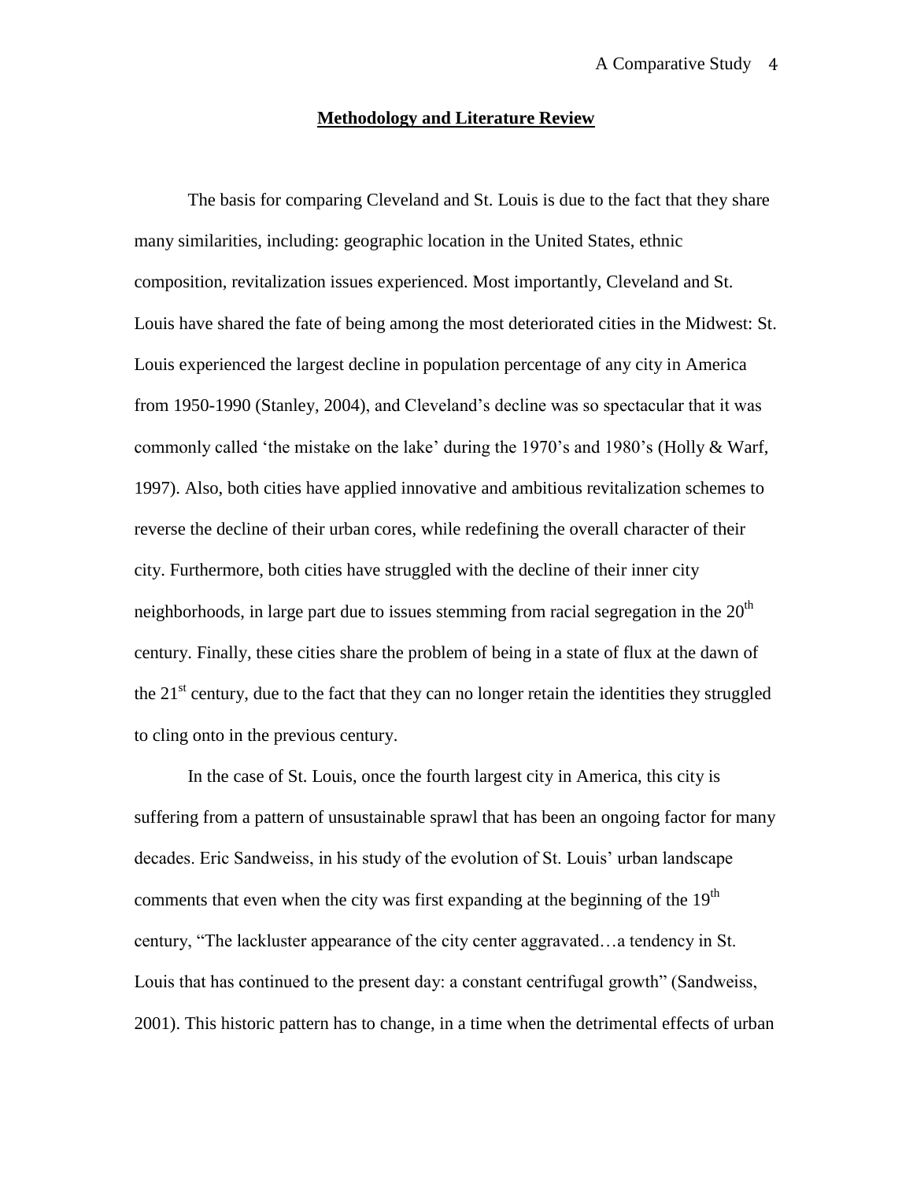## Methodology and Literature Review

The basis for comparing Cleveland and St. Louis is due to the fact that they share many similarities, including: geographic location in the United States, ethnic composition, revitalization issues experienced. Most importantly, Cleveland and St. Louis have shared the fate of being among the most deteriorated cities in the Midwest: St. Louis experienced the largest decline in population percentage of any city in America from 1950-1990 (Stanley, 2004), and Cleveland's decline was so spectacular that it was commonly called 'the mistake on the lake' during the 1970's and 1980's (Holly & Warf, 1997). Also, both cities have applied innovative and ambitious revitalization schemes to reverse the decline of their urban cores, while redefining the overall character of their city. Furthermore, both cities have struggled with the decline of their inner city neighborhoods, in large part due to issues stemming from racial segregation in the 20th century. Finally, these cities share the problem of being in a state of flux at the dawn of the 21st century, due to the fact that they can no longer retain the identities they struggled to cling onto in the previous century.

In the case of St. Louis, once the fourth largest city in America, this city is suffering from a pattern of unsustainable sprawl that has been an ongoing factor for many decades. Eric Sandweiss, in his study of the evolution of St. Louis' urban landscape comments that even when the city was first expanding at the beginning of the 19th century, "The lackluster appearance of the city center aggravated…a tendency in St. Louis that has continued to the present day: a constant centrifugal growth" (Sandweiss, 2001). This historic pattern has to change, in a time when the detrimental effects of urban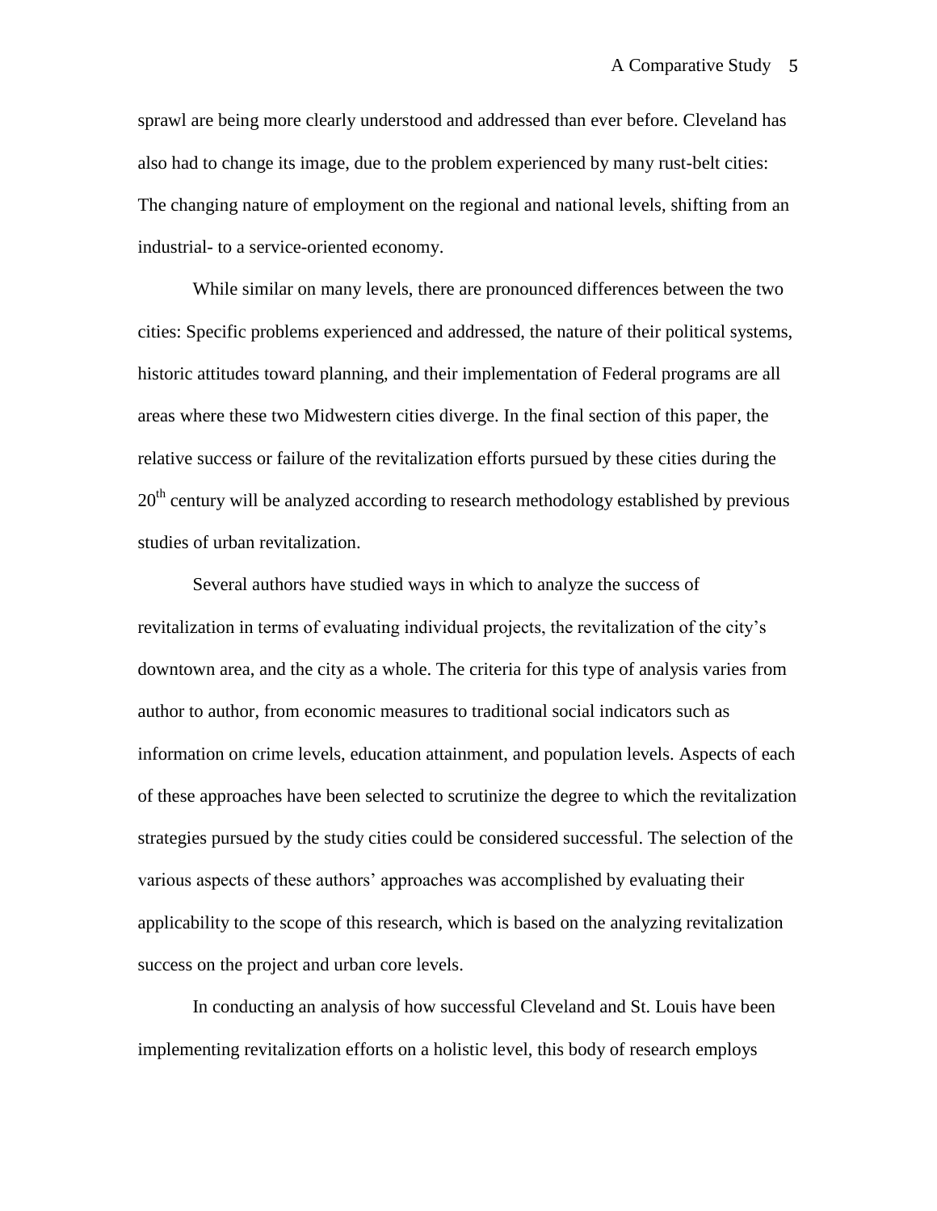sprawl are being more clearly understood and addressed than ever before. Cleveland has also had to change its image, due to the problem experienced by many rust-belt cities: The changing nature of employment on the regional and national levels, shifting from an industrial- to a service-oriented economy.

While similar on many levels, there are pronounced differences between the two cities: Specific problems experienced and addressed, the nature of their political systems, historic attitudes toward planning, and their implementation of Federal programs are all areas where these two Midwestern cities diverge. In the final section of this paper, the relative success or failure of the revitalization efforts pursued by these cities during the 20th century will be analyzed according to research methodology established by previous studies of urban revitalization.

Several authors have studied ways in which to analyze the success of revitalization in terms of evaluating individual projects, the revitalization of the city's downtown area, and the city as a whole. The criteria for this type of analysis varies from author to author, from economic measures to traditional social indicators such as information on crime levels, education attainment, and population levels. Aspects of each of these approaches have been selected to scrutinize the degree to which the revitalization strategies pursued by the study cities could be considered successful. The selection of the various aspects of these authors' approaches was accomplished by evaluating their applicability to the scope of this research, which is based on the analyzing revitalization success on the project and urban core levels.

In conducting an analysis of how successful Cleveland and St. Louis have been implementing revitalization efforts on a holistic level, this body of research employs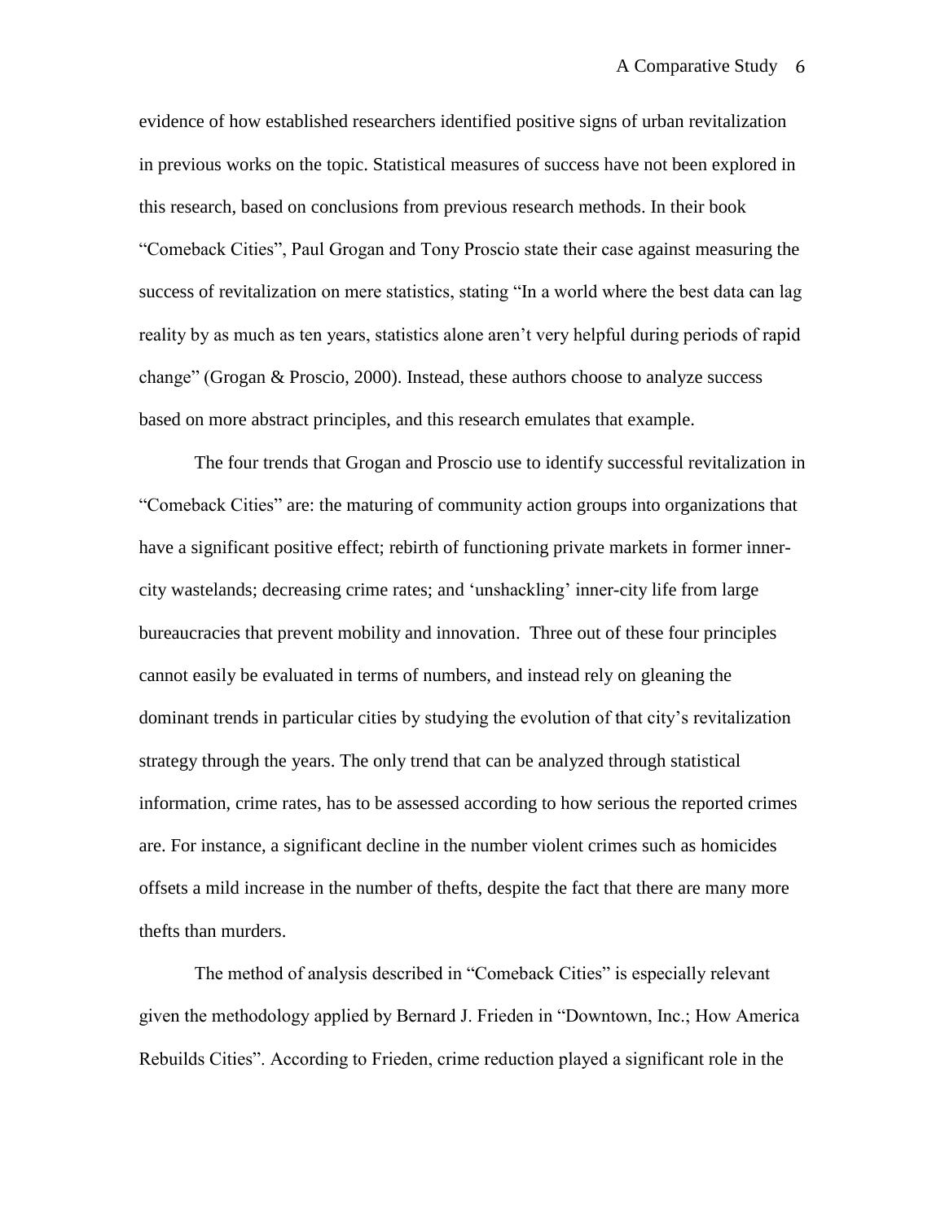evidence of how established researchers identified positive signs of urban revitalization in previous works on the topic. Statistical measures of success have not been explored in this research, based on conclusions from previous research methods. In their book "Comeback Cities", Paul Grogan and Tony Proscio state their case against measuring the success of revitalization on mere statistics, stating "In a world where the best data can lag reality by as much as ten years, statistics alone aren't very helpful during periods of rapid change" (Grogan & Proscio, 2000). Instead, these authors choose to analyze success based on more abstract principles, and this research emulates that example.

The four trends that Grogan and Proscio use to identify successful revitalization in "Comeback Cities" are: the maturing of community action groups into organizations that have a significant positive effect; rebirth of functioning private markets in former inner-city wastelands; decreasing crime rates; and 'unshackling' inner-city life from large bureaucracies that prevent mobility and innovation. Three out of these four principles cannot easily be evaluated in terms of numbers, and instead rely on gleaning the dominant trends in particular cities by studying the evolution of that city's revitalization strategy through the years. The only trend that can be analyzed through statistical information, crime rates, has to be assessed according to how serious the reported crimes are. For instance, a significant decline in the number violent crimes such as homicides offsets a mild increase in the number of thefts, despite the fact that there are many more thefts than murders.

The method of analysis described in "Comeback Cities" is especially relevant given the methodology applied by Bernard J. Frieden in "Downtown, Inc.; How America Rebuilds Cities". According to Frieden, crime reduction played a significant role in the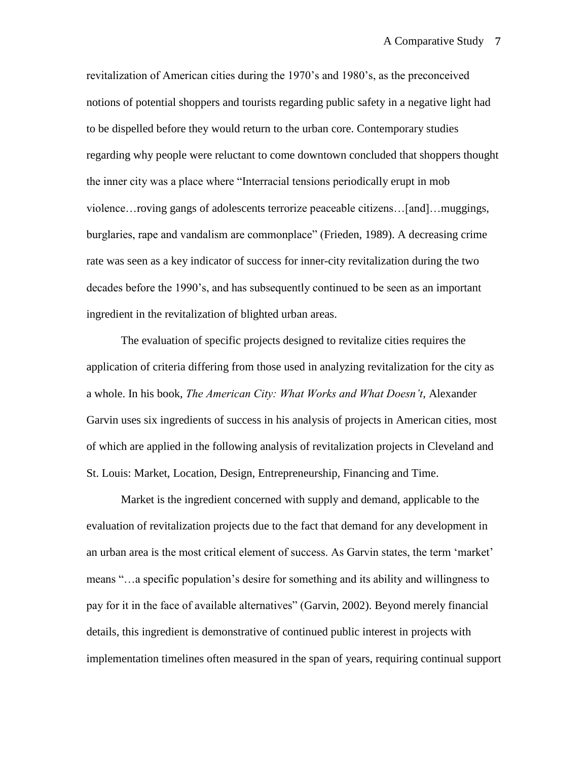revitalization of American cities during the 1970's and 1980's, as the preconceived notions of potential shoppers and tourists regarding public safety in a negative light had to be dispelled before they would return to the urban core. Contemporary studies regarding why people were reluctant to come downtown concluded that shoppers thought the inner city was a place where "Interracial tensions periodically erupt in mob violence…roving gangs of adolescents terrorize peaceable citizens…[and]…muggings, burglaries, rape and vandalism are commonplace" (Frieden, 1989). A decreasing crime rate was seen as a key indicator of success for inner-city revitalization during the two decades before the 1990's, and has subsequently continued to be seen as an important ingredient in the revitalization of blighted urban areas.

The evaluation of specific projects designed to revitalize cities requires the application of criteria differing from those used in analyzing revitalization for the city as a whole. In his book, *The American City: What Works and What Doesn't*, Alexander Garvin uses six ingredients of success in his analysis of projects in American cities, most of which are applied in the following analysis of revitalization projects in Cleveland and St. Louis: Market, Location, Design, Entrepreneurship, Financing and Time.

Market is the ingredient concerned with supply and demand, applicable to the evaluation of revitalization projects due to the fact that demand for any development in an urban area is the most critical element of success. As Garvin states, the term 'market' means "…a specific population's desire for something and its ability and willingness to pay for it in the face of available alternatives" (Garvin, 2002). Beyond merely financial details, this ingredient is demonstrative of continued public interest in projects with implementation timelines often measured in the span of years, requiring continual support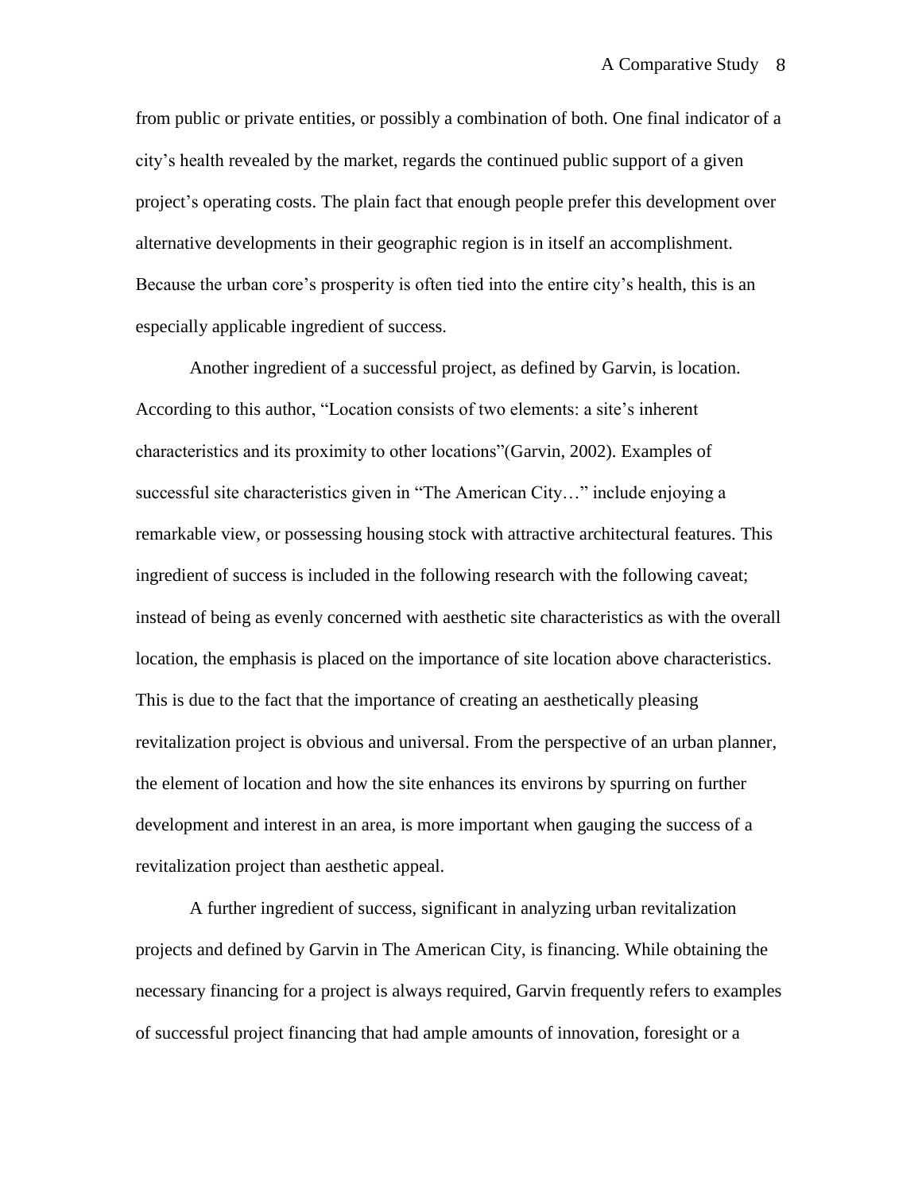from public or private entities, or possibly a combination of both. One final indicator of a city's health revealed by the market, regards the continued public support of a given project's operating costs. The plain fact that enough people prefer this development over alternative developments in their geographic region is in itself an accomplishment. Because the urban core's prosperity is often tied into the entire city's health, this is an especially applicable ingredient of success.

Another ingredient of a successful project, as defined by Garvin, is location. According to this author, "Location consists of two elements: a site's inherent characteristics and its proximity to other locations"(Garvin, 2002). Examples of successful site characteristics given in "The American City…" include enjoying a remarkable view, or possessing housing stock with attractive architectural features. This ingredient of success is included in the following research with the following caveat; instead of being as evenly concerned with aesthetic site characteristics as with the overall location, the emphasis is placed on the importance of site location above characteristics. This is due to the fact that the importance of creating an aesthetically pleasing revitalization project is obvious and universal. From the perspective of an urban planner, the element of location and how the site enhances its environs by spurring on further development and interest in an area, is more important when gauging the success of a revitalization project than aesthetic appeal.

A further ingredient of success, significant in analyzing urban revitalization projects and defined by Garvin in The American City, is financing. While obtaining the necessary financing for a project is always required, Garvin frequently refers to examples of successful project financing that had ample amounts of innovation, foresight or a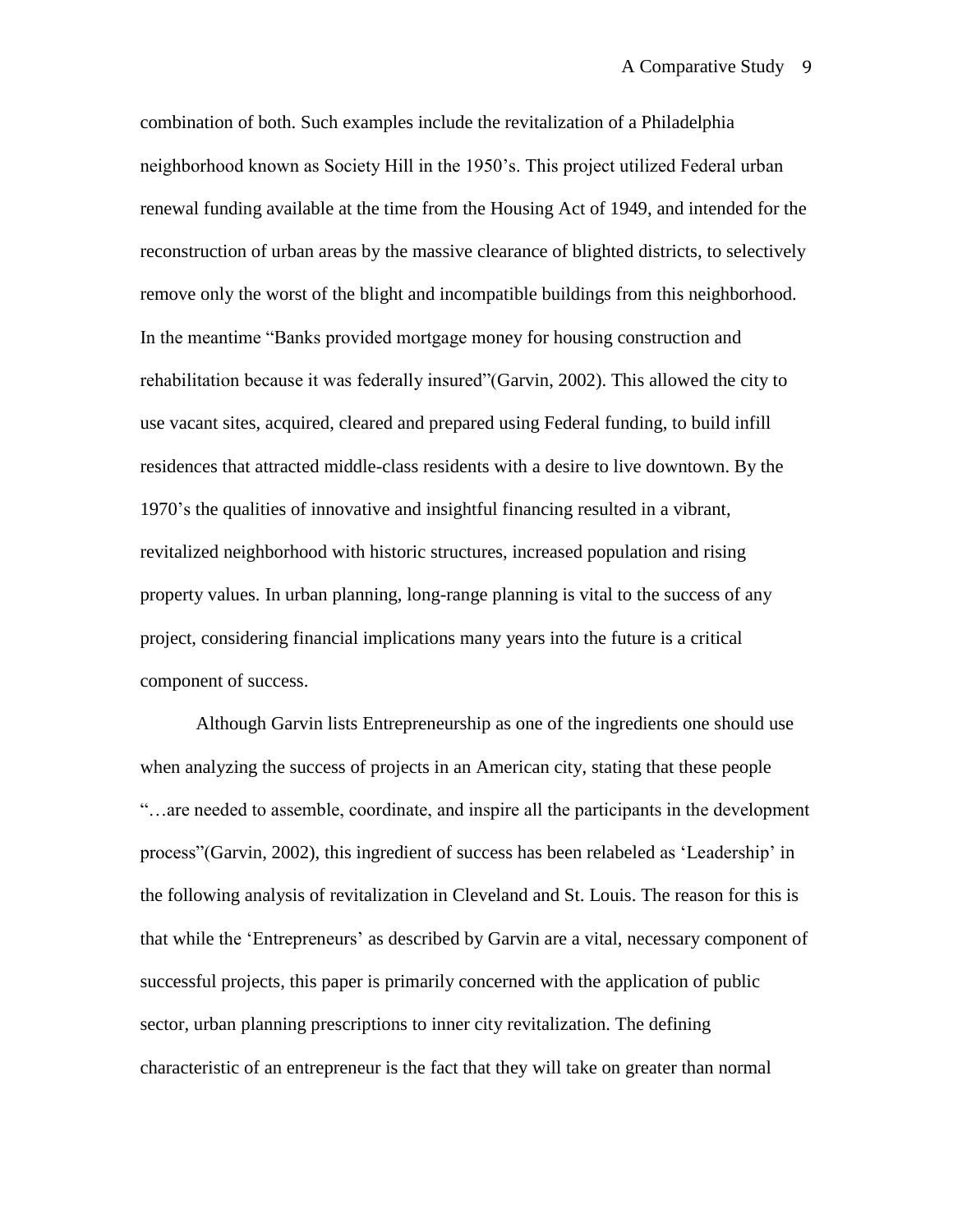combination of both. Such examples include the revitalization of a Philadelphia neighborhood known as Society Hill in the 1950's. This project utilized Federal urban renewal funding available at the time from the Housing Act of 1949, and intended for the reconstruction of urban areas by the massive clearance of blighted districts, to selectively remove only the worst of the blight and incompatible buildings from this neighborhood. In the meantime "Banks provided mortgage money for housing construction and rehabilitation because it was federally insured"(Garvin, 2002). This allowed the city to use vacant sites, acquired, cleared and prepared using Federal funding, to build infill residences that attracted middle-class residents with a desire to live downtown. By the 1970's the qualities of innovative and insightful financing resulted in a vibrant, revitalized neighborhood with historic structures, increased population and rising property values. In urban planning, long-range planning is vital to the success of any project, considering financial implications many years into the future is a critical component of success.

Although Garvin lists Entrepreneurship as one of the ingredients one should use when analyzing the success of projects in an American city, stating that these people "…are needed to assemble, coordinate, and inspire all the participants in the development process"(Garvin, 2002), this ingredient of success has been relabeled as 'Leadership' in the following analysis of revitalization in Cleveland and St. Louis. The reason for this is that while the 'Entrepreneurs' as described by Garvin are a vital, necessary component of successful projects, this paper is primarily concerned with the application of public sector, urban planning prescriptions to inner city revitalization. The defining characteristic of an entrepreneur is the fact that they will take on greater than normal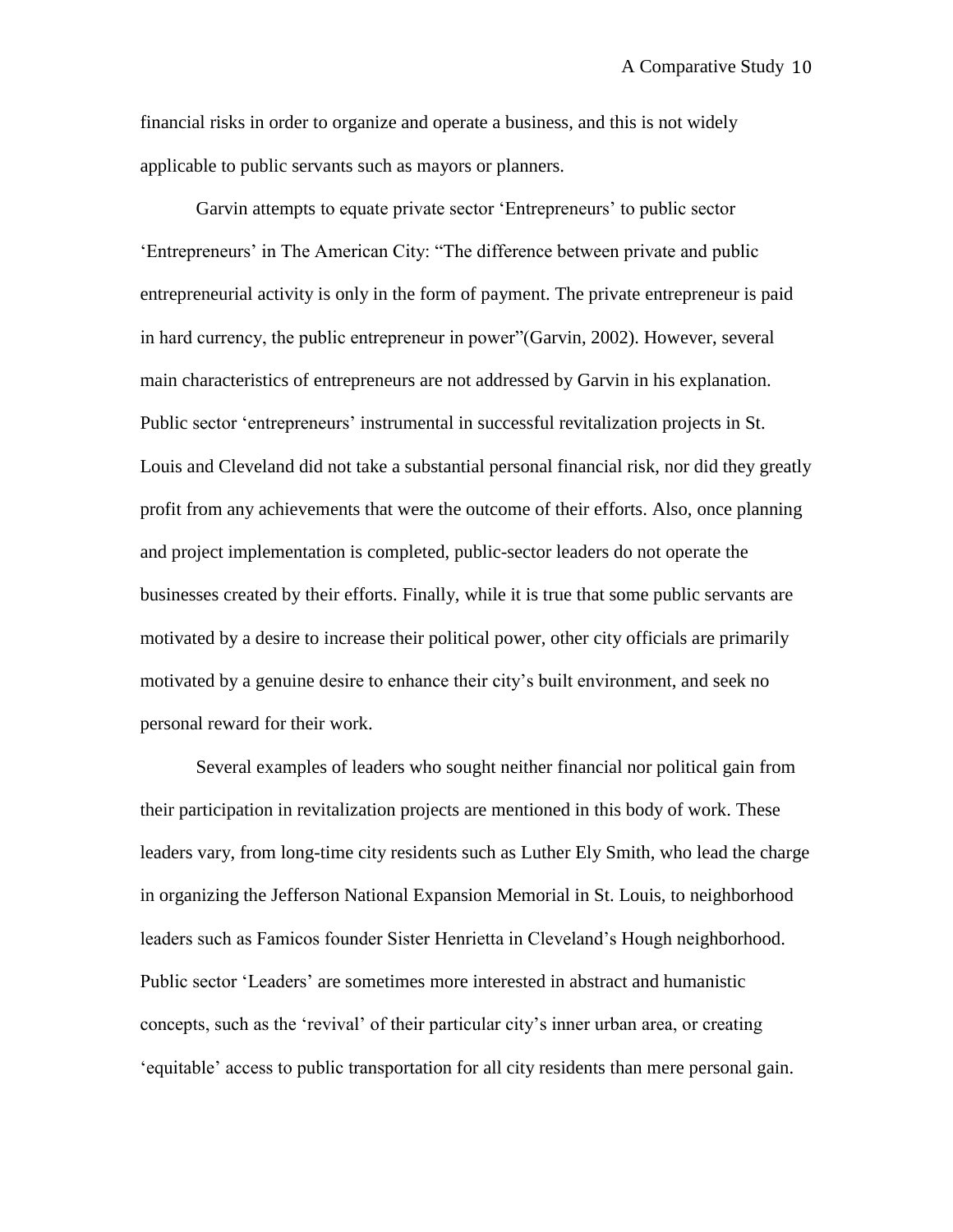financial risks in order to organize and operate a business, and this is not widely applicable to public servants such as mayors or planners.

Garvin attempts to equate private sector 'Entrepreneurs' to public sector 'Entrepreneurs' in The American City: "The difference between private and public entrepreneurial activity is only in the form of payment. The private entrepreneur is paid in hard currency, the public entrepreneur in power"(Garvin, 2002). However, several main characteristics of entrepreneurs are not addressed by Garvin in his explanation. Public sector 'entrepreneurs' instrumental in successful revitalization projects in St. Louis and Cleveland did not take a substantial personal financial risk, nor did they greatly profit from any achievements that were the outcome of their efforts. Also, once planning and project implementation is completed, public-sector leaders do not operate the businesses created by their efforts. Finally, while it is true that some public servants are motivated by a desire to increase their political power, other city officials are primarily motivated by a genuine desire to enhance their city's built environment, and seek no personal reward for their work.

Several examples of leaders who sought neither financial nor political gain from their participation in revitalization projects are mentioned in this body of work. These leaders vary, from long-time city residents such as Luther Ely Smith, who lead the charge in organizing the Jefferson National Expansion Memorial in St. Louis, to neighborhood leaders such as Famicos founder Sister Henrietta in Cleveland's Hough neighborhood. Public sector 'Leaders' are sometimes more interested in abstract and humanistic concepts, such as the 'revival' of their particular city's inner urban area, or creating 'equitable' access to public transportation for all city residents than mere personal gain.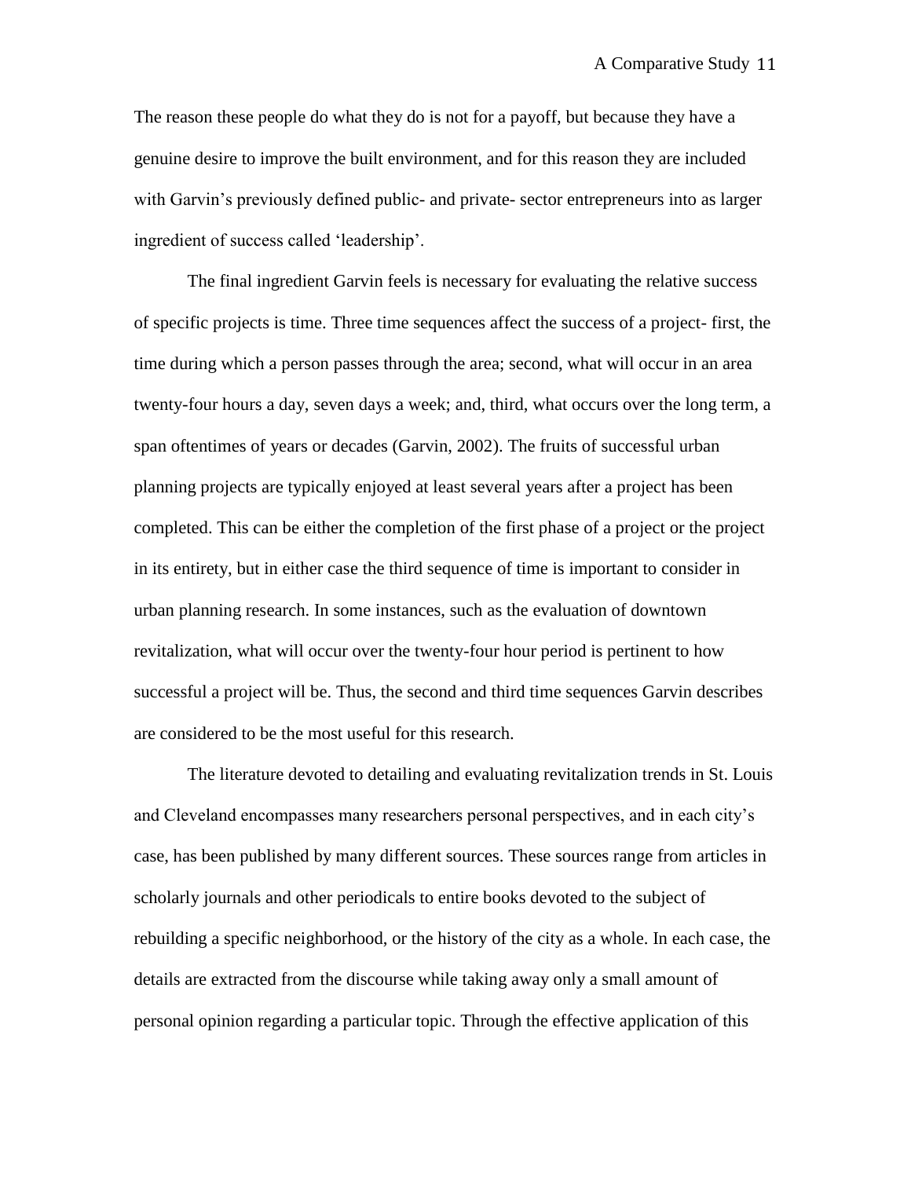The reason these people do what they do is not for a payoff, but because they have a genuine desire to improve the built environment, and for this reason they are included with Garvin's previously defined public- and private- sector entrepreneurs into as larger ingredient of success called 'leadership'.

The final ingredient Garvin feels is necessary for evaluating the relative success of specific projects is time. Three time sequences affect the success of a project- first, the time during which a person passes through the area; second, what will occur in an area twenty-four hours a day, seven days a week; and, third, what occurs over the long term, a span oftentimes of years or decades (Garvin, 2002). The fruits of successful urban planning projects are typically enjoyed at least several years after a project has been completed. This can be either the completion of the first phase of a project or the project in its entirety, but in either case the third sequence of time is important to consider in urban planning research. In some instances, such as the evaluation of downtown revitalization, what will occur over the twenty-four hour period is pertinent to how successful a project will be. Thus, the second and third time sequences Garvin describes are considered to be the most useful for this research.

The literature devoted to detailing and evaluating revitalization trends in St. Louis and Cleveland encompasses many researchers personal perspectives, and in each city's case, has been published by many different sources. These sources range from articles in scholarly journals and other periodicals to entire books devoted to the subject of rebuilding a specific neighborhood, or the history of the city as a whole. In each case, the details are extracted from the discourse while taking away only a small amount of personal opinion regarding a particular topic. Through the effective application of this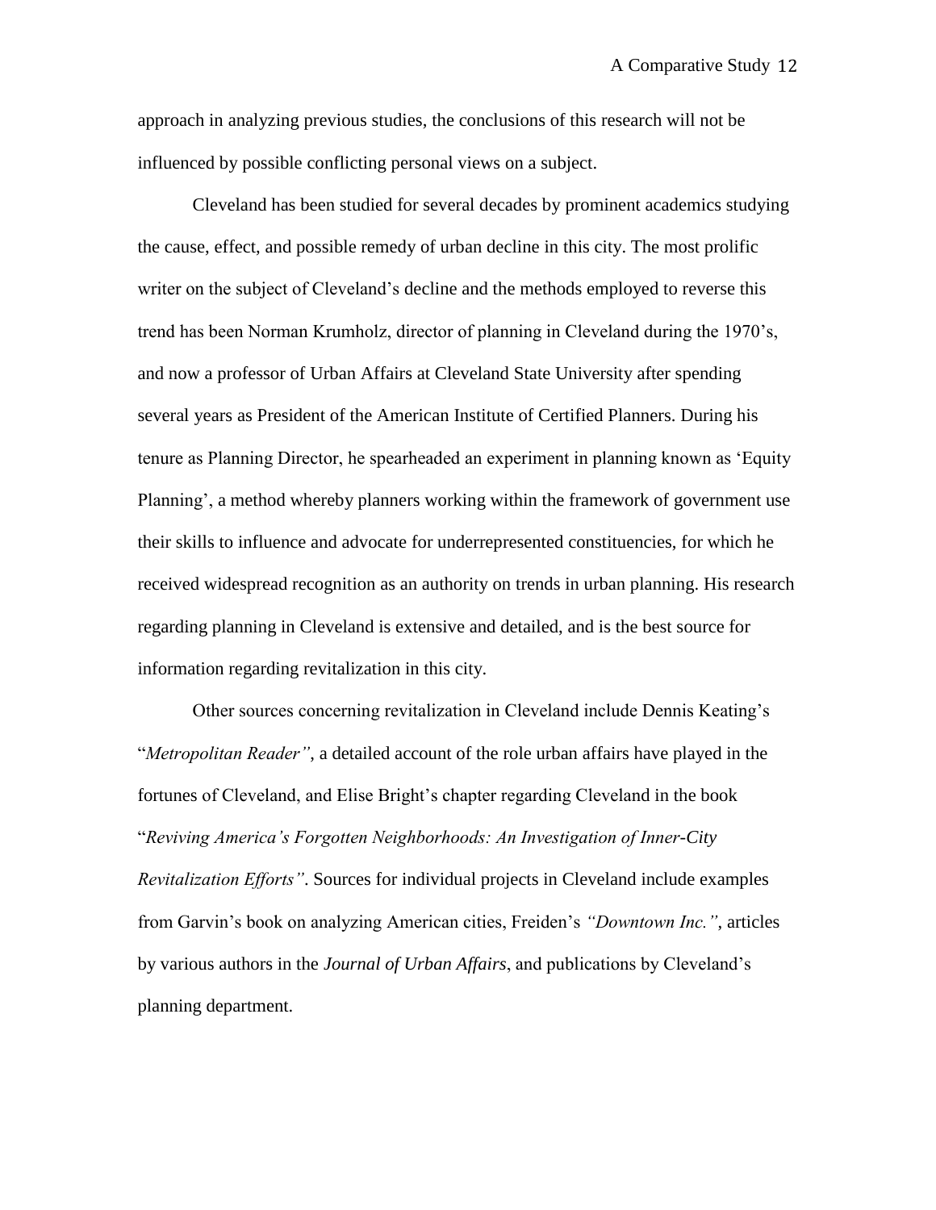approach in analyzing previous studies, the conclusions of this research will not be influenced by possible conflicting personal views on a subject.

Cleveland has been studied for several decades by prominent academics studying the cause, effect, and possible remedy of urban decline in this city. The most prolific writer on the subject of Cleveland's decline and the methods employed to reverse this trend has been Norman Krumholz, director of planning in Cleveland during the 1970's, and now a professor of Urban Affairs at Cleveland State University after spending several years as President of the American Institute of Certified Planners. During his tenure as Planning Director, he spearheaded an experiment in planning known as 'Equity Planning', a method whereby planners working within the framework of government use their skills to influence and advocate for underrepresented constituencies, for which he received widespread recognition as an authority on trends in urban planning. His research regarding planning in Cleveland is extensive and detailed, and is the best source for information regarding revitalization in this city.

Other sources concerning revitalization in Cleveland include Dennis Keating's "*Metropolitan Reader"*, a detailed account of the role urban affairs have played in the fortunes of Cleveland, and Elise Bright's chapter regarding Cleveland in the book "*Reviving America's Forgotten Neighborhoods: An Investigation of Inner-City Revitalization Efforts"*. Sources for individual projects in Cleveland include examples from Garvin's book on analyzing American cities, Freiden's *"Downtown Inc."*, articles by various authors in the *Journal of Urban Affairs*, and publications by Cleveland's planning department.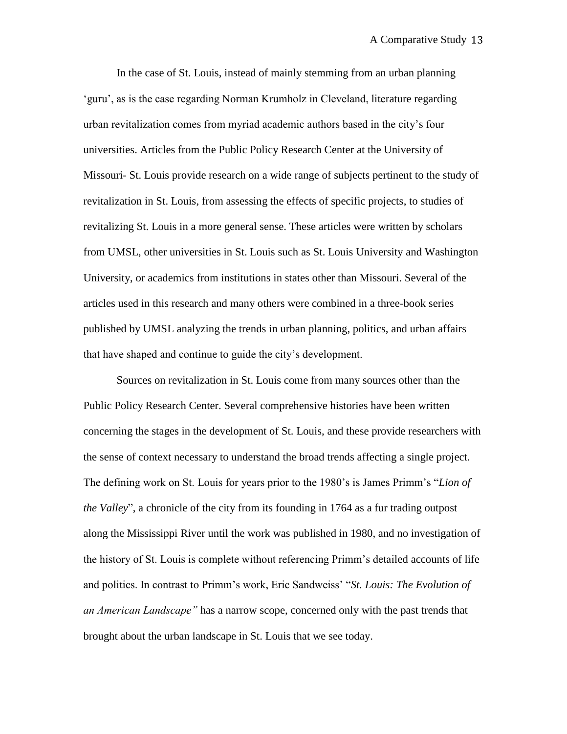In the case of St. Louis, instead of mainly stemming from an urban planning 'guru', as is the case regarding Norman Krumholz in Cleveland, literature regarding urban revitalization comes from myriad academic authors based in the city's four universities. Articles from the Public Policy Research Center at the University of Missouri- St. Louis provide research on a wide range of subjects pertinent to the study of revitalization in St. Louis, from assessing the effects of specific projects, to studies of revitalizing St. Louis in a more general sense. These articles were written by scholars from UMSL, other universities in St. Louis such as St. Louis University and Washington University, or academics from institutions in states other than Missouri. Several of the articles used in this research and many others were combined in a three-book series published by UMSL analyzing the trends in urban planning, politics, and urban affairs that have shaped and continue to guide the city's development.

Sources on revitalization in St. Louis come from many sources other than the Public Policy Research Center. Several comprehensive histories have been written concerning the stages in the development of St. Louis, and these provide researchers with the sense of context necessary to understand the broad trends affecting a single project. The defining work on St. Louis for years prior to the 1980's is James Primm's "*Lion of the Valley*", a chronicle of the city from its founding in 1764 as a fur trading outpost along the Mississippi River until the work was published in 1980, and no investigation of the history of St. Louis is complete without referencing Primm's detailed accounts of life and politics. In contrast to Primm's work, Eric Sandweiss' "*St. Louis: The Evolution of an American Landscape"* has a narrow scope, concerned only with the past trends that brought about the urban landscape in St. Louis that we see today.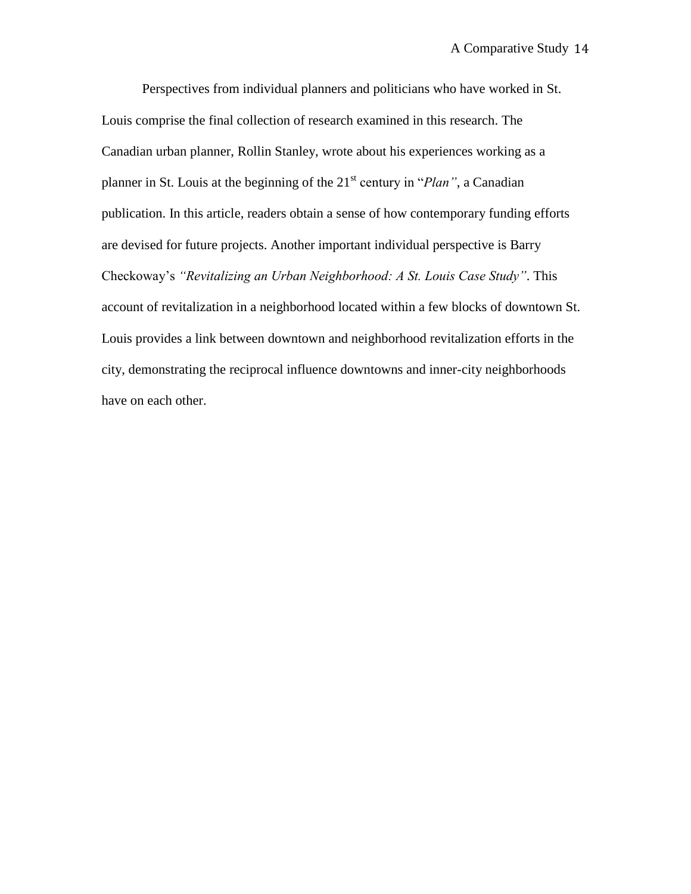Perspectives from individual planners and politicians who have worked in St. Louis comprise the final collection of research examined in this research. The Canadian urban planner, Rollin Stanley, wrote about his experiences working as a planner in St. Louis at the beginning of the 21st century in "*Plan"*, a Canadian publication. In this article, readers obtain a sense of how contemporary funding efforts are devised for future projects. Another important individual perspective is Barry Checkoway's *"Revitalizing an Urban Neighborhood: A St. Louis Case Study"*. This account of revitalization in a neighborhood located within a few blocks of downtown St. Louis provides a link between downtown and neighborhood revitalization efforts in the city, demonstrating the reciprocal influence downtowns and inner-city neighborhoods have on each other.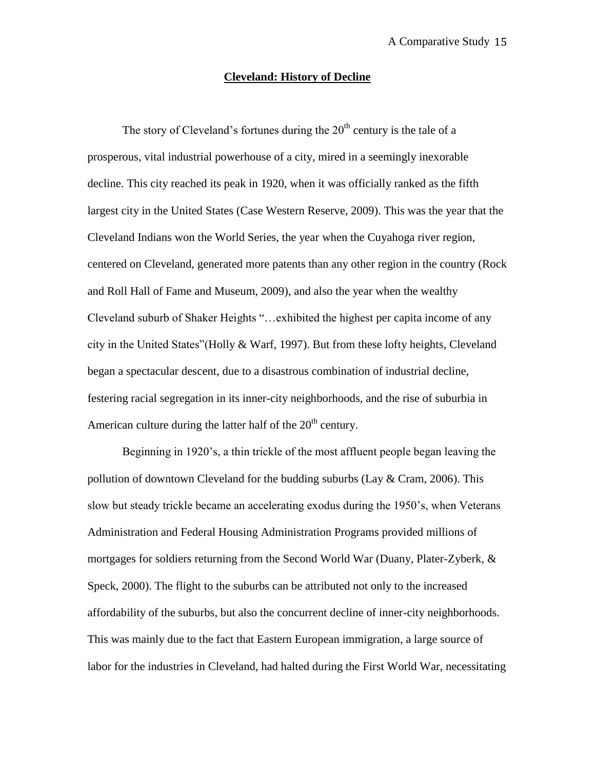## Cleveland: History of Decline

The story of Cleveland's fortunes during the 20th century is the tale of a prosperous, vital industrial powerhouse of a city, mired in a seemingly inexorable decline. This city reached its peak in 1920, when it was officially ranked as the fifth largest city in the United States (Case Western Reserve, 2009). This was the year that the Cleveland Indians won the World Series, the year when the Cuyahoga river region, centered on Cleveland, generated more patents than any other region in the country (Rock and Roll Hall of Fame and Museum, 2009), and also the year when the wealthy Cleveland suburb of Shaker Heights "…exhibited the highest per capita income of any city in the United States"(Holly & Warf, 1997). But from these lofty heights, Cleveland began a spectacular descent, due to a disastrous combination of industrial decline, festering racial segregation in its inner-city neighborhoods, and the rise of suburbia in American culture during the latter half of the 20th century.

Beginning in 1920's, a thin trickle of the most affluent people began leaving the pollution of downtown Cleveland for the budding suburbs (Lay & Cram, 2006). This slow but steady trickle became an accelerating exodus during the 1950's, when Veterans Administration and Federal Housing Administration Programs provided millions of mortgages for soldiers returning from the Second World War (Duany, Plater-Zyberk, & Speck, 2000). The flight to the suburbs can be attributed not only to the increased affordability of the suburbs, but also the concurrent decline of inner-city neighborhoods. This was mainly due to the fact that Eastern European immigration, a large source of labor for the industries in Cleveland, had halted during the First World War, necessitating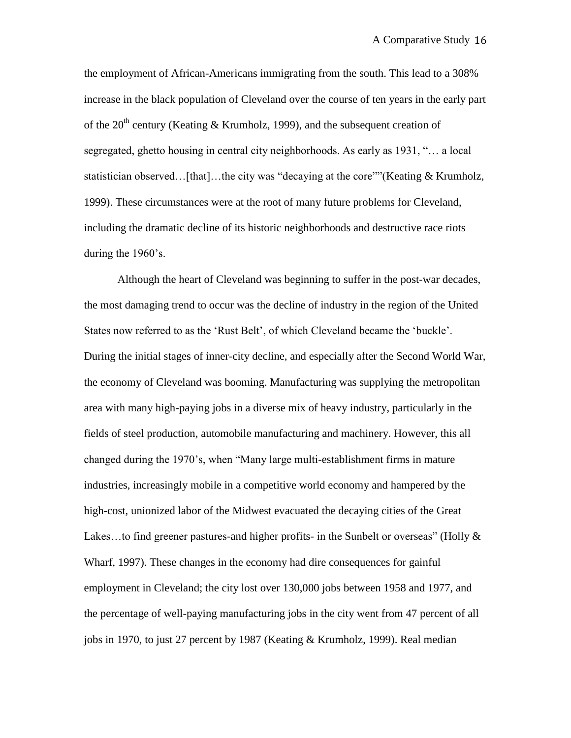the employment of African-Americans immigrating from the south. This lead to a 308% increase in the black population of Cleveland over the course of ten years in the early part of the 20th century (Keating & Krumholz, 1999), and the subsequent creation of segregated, ghetto housing in central city neighborhoods. As early as 1931, "… a local statistician observed…[that]…the city was "decaying at the core""(Keating & Krumholz, 1999). These circumstances were at the root of many future problems for Cleveland, including the dramatic decline of its historic neighborhoods and destructive race riots during the 1960's.

Although the heart of Cleveland was beginning to suffer in the post-war decades, the most damaging trend to occur was the decline of industry in the region of the United States now referred to as the 'Rust Belt', of which Cleveland became the 'buckle'. During the initial stages of inner-city decline, and especially after the Second World War, the economy of Cleveland was booming. Manufacturing was supplying the metropolitan area with many high-paying jobs in a diverse mix of heavy industry, particularly in the fields of steel production, automobile manufacturing and machinery. However, this all changed during the 1970's, when "Many large multi-establishment firms in mature industries, increasingly mobile in a competitive world economy and hampered by the high-cost, unionized labor of the Midwest evacuated the decaying cities of the Great Lakes…to find greener pastures-and higher profits- in the Sunbelt or overseas" (Holly & Wharf, 1997). These changes in the economy had dire consequences for gainful employment in Cleveland; the city lost over 130,000 jobs between 1958 and 1977, and the percentage of well-paying manufacturing jobs in the city went from 47 percent of all jobs in 1970, to just 27 percent by 1987 (Keating & Krumholz, 1999). Real median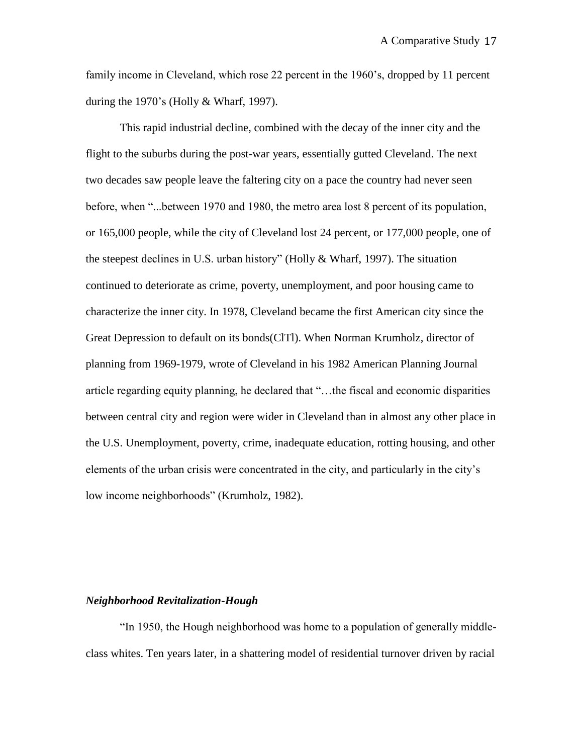family income in Cleveland, which rose 22 percent in the 1960's, dropped by 11 percent during the 1970's (Holly & Wharf, 1997).

This rapid industrial decline, combined with the decay of the inner city and the flight to the suburbs during the post-war years, essentially gutted Cleveland. The next two decades saw people leave the faltering city on a pace the country had never seen before, when "...between 1970 and 1980, the metro area lost 8 percent of its population, or 165,000 people, while the city of Cleveland lost 24 percent, or 177,000 people, one of the steepest declines in U.S. urban history" (Holly & Wharf, 1997). The situation continued to deteriorate as crime, poverty, unemployment, and poor housing came to characterize the inner city. In 1978, Cleveland became the first American city since the Great Depression to default on its bonds(ClTl). When Norman Krumholz, director of planning from 1969-1979, wrote of Cleveland in his 1982 American Planning Journal article regarding equity planning, he declared that "…the fiscal and economic disparities between central city and region were wider in Cleveland than in almost any other place in the U.S. Unemployment, poverty, crime, inadequate education, rotting housing, and other elements of the urban crisis were concentrated in the city, and particularly in the city's low income neighborhoods" (Krumholz, 1982).

### *Neighborhood Revitalization-Hough*

"In 1950, the Hough neighborhood was home to a population of generally middle-class whites. Ten years later, in a shattering model of residential turnover driven by racial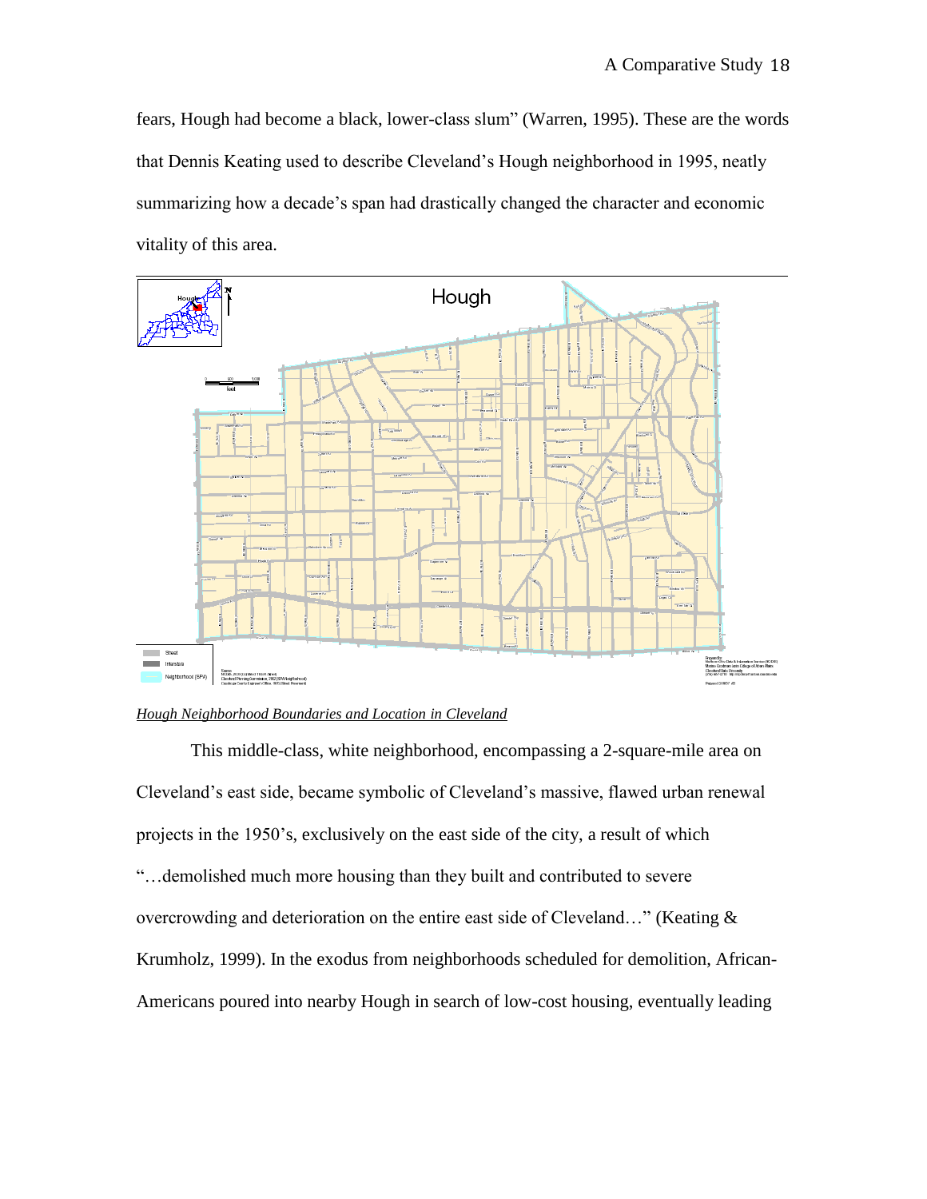fears, Hough had become a black, lower-class slum" (Warren, 1995). These are the words that Dennis Keating used to describe Cleveland's Hough neighborhood in 1995, neatly summarizing how a decade's span had drastically changed the character and economic vitality of this area.

*Hough Neighborhood Boundaries and Location in Cleveland*

This middle-class, white neighborhood, encompassing a 2-square-mile area on Cleveland's east side, became symbolic of Cleveland's massive, flawed urban renewal projects in the 1950's, exclusively on the east side of the city, a result of which "…demolished much more housing than they built and contributed to severe overcrowding and deterioration on the entire east side of Cleveland…" (Keating & Krumholz, 1999). In the exodus from neighborhoods scheduled for demolition, African-Americans poured into nearby Hough in search of low-cost housing, eventually leading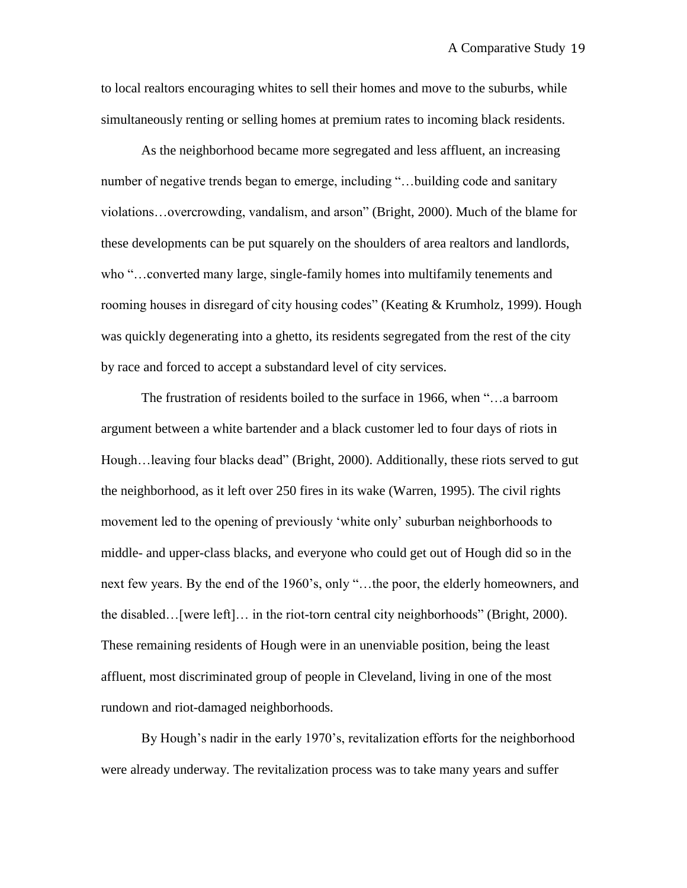to local realtors encouraging whites to sell their homes and move to the suburbs, while simultaneously renting or selling homes at premium rates to incoming black residents.

As the neighborhood became more segregated and less affluent, an increasing number of negative trends began to emerge, including "…building code and sanitary violations…overcrowding, vandalism, and arson" (Bright, 2000). Much of the blame for these developments can be put squarely on the shoulders of area realtors and landlords, who "…converted many large, single-family homes into multifamily tenements and rooming houses in disregard of city housing codes" (Keating & Krumholz, 1999). Hough was quickly degenerating into a ghetto, its residents segregated from the rest of the city by race and forced to accept a substandard level of city services.

The frustration of residents boiled to the surface in 1966, when "…a barroom argument between a white bartender and a black customer led to four days of riots in Hough…leaving four blacks dead" (Bright, 2000). Additionally, these riots served to gut the neighborhood, as it left over 250 fires in its wake (Warren, 1995). The civil rights movement led to the opening of previously 'white only' suburban neighborhoods to middle- and upper-class blacks, and everyone who could get out of Hough did so in the next few years. By the end of the 1960's, only "…the poor, the elderly homeowners, and the disabled…[were left]… in the riot-torn central city neighborhoods" (Bright, 2000). These remaining residents of Hough were in an unenviable position, being the least affluent, most discriminated group of people in Cleveland, living in one of the most rundown and riot-damaged neighborhoods.

By Hough's nadir in the early 1970's, revitalization efforts for the neighborhood were already underway. The revitalization process was to take many years and suffer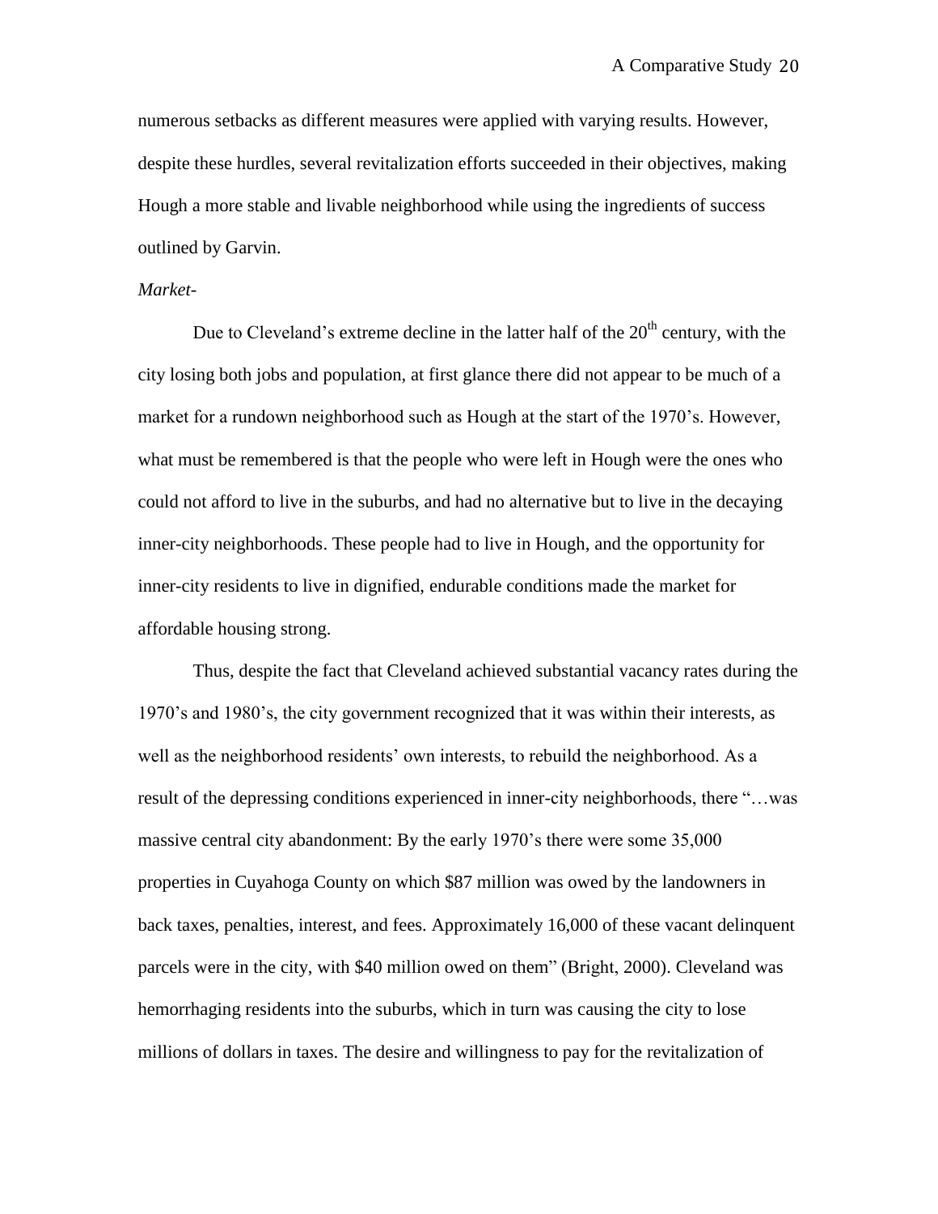numerous setbacks as different measures were applied with varying results. However, despite these hurdles, several revitalization efforts succeeded in their objectives, making Hough a more stable and livable neighborhood while using the ingredients of success outlined by Garvin.

*Market-*

Due to Cleveland's extreme decline in the latter half of the 20th century, with the city losing both jobs and population, at first glance there did not appear to be much of a market for a rundown neighborhood such as Hough at the start of the 1970's. However, what must be remembered is that the people who were left in Hough were the ones who could not afford to live in the suburbs, and had no alternative but to live in the decaying inner-city neighborhoods. These people had to live in Hough, and the opportunity for inner-city residents to live in dignified, endurable conditions made the market for affordable housing strong.

Thus, despite the fact that Cleveland achieved substantial vacancy rates during the 1970's and 1980's, the city government recognized that it was within their interests, as well as the neighborhood residents' own interests, to rebuild the neighborhood. As a result of the depressing conditions experienced in inner-city neighborhoods, there "…was massive central city abandonment: By the early 1970's there were some 35,000 properties in Cuyahoga County on which $87 million was owed by the landowners in back taxes, penalties, interest, and fees. Approximately 16,000 of these vacant delinquent parcels were in the city, with $40 million owed on them" (Bright, 2000). Cleveland was hemorrhaging residents into the suburbs, which in turn was causing the city to lose millions of dollars in taxes. The desire and willingness to pay for the revitalization of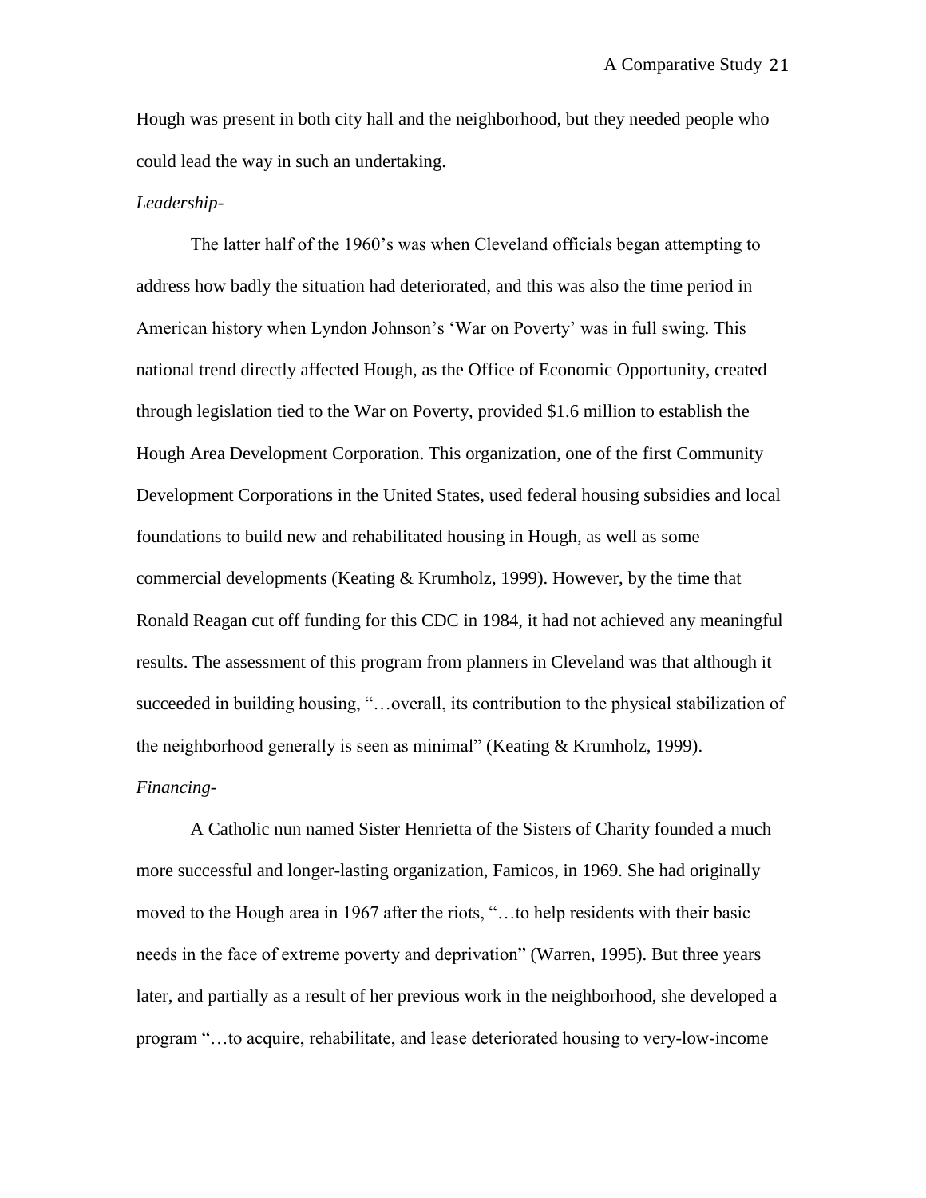Hough was present in both city hall and the neighborhood, but they needed people who could lead the way in such an undertaking.

*Leadership-*

The latter half of the 1960's was when Cleveland officials began attempting to address how badly the situation had deteriorated, and this was also the time period in American history when Lyndon Johnson's 'War on Poverty' was in full swing. This national trend directly affected Hough, as the Office of Economic Opportunity, created through legislation tied to the War on Poverty, provided $1.6 million to establish the Hough Area Development Corporation. This organization, one of the first Community Development Corporations in the United States, used federal housing subsidies and local foundations to build new and rehabilitated housing in Hough, as well as some commercial developments (Keating & Krumholz, 1999). However, by the time that Ronald Reagan cut off funding for this CDC in 1984, it had not achieved any meaningful results. The assessment of this program from planners in Cleveland was that although it succeeded in building housing, "…overall, its contribution to the physical stabilization of the neighborhood generally is seen as minimal" (Keating & Krumholz, 1999).

*Financing-*

A Catholic nun named Sister Henrietta of the Sisters of Charity founded a much more successful and longer-lasting organization, Famicos, in 1969. She had originally moved to the Hough area in 1967 after the riots, "…to help residents with their basic needs in the face of extreme poverty and deprivation" (Warren, 1995). But three years later, and partially as a result of her previous work in the neighborhood, she developed a program "…to acquire, rehabilitate, and lease deteriorated housing to very-low-income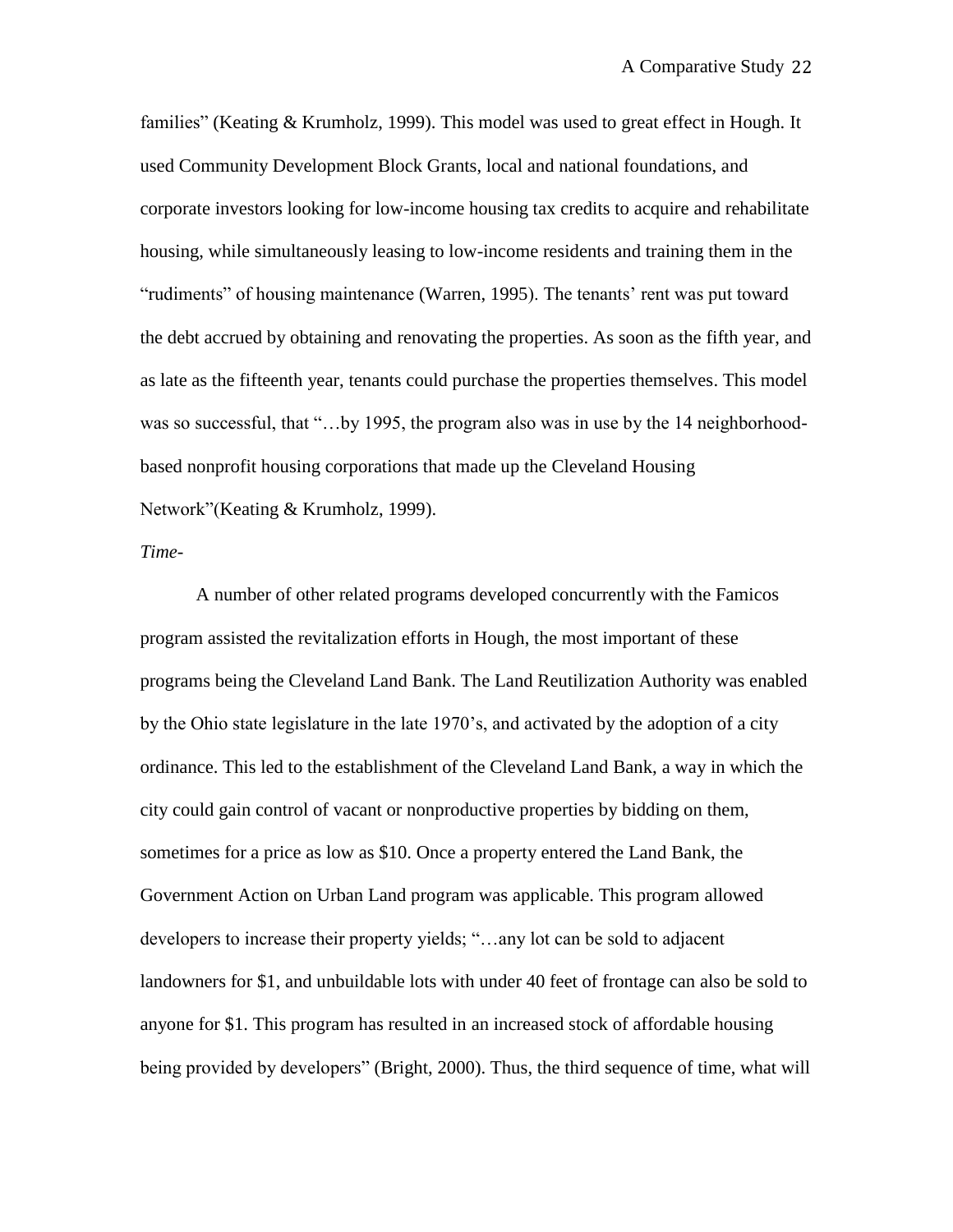families" (Keating & Krumholz, 1999). This model was used to great effect in Hough. It used Community Development Block Grants, local and national foundations, and corporate investors looking for low-income housing tax credits to acquire and rehabilitate housing, while simultaneously leasing to low-income residents and training them in the "rudiments" of housing maintenance (Warren, 1995). The tenants' rent was put toward the debt accrued by obtaining and renovating the properties. As soon as the fifth year, and as late as the fifteenth year, tenants could purchase the properties themselves. This model was so successful, that "…by 1995, the program also was in use by the 14 neighborhood-based nonprofit housing corporations that made up the Cleveland Housing Network"(Keating & Krumholz, 1999).

*Time-*

A number of other related programs developed concurrently with the Famicos program assisted the revitalization efforts in Hough, the most important of these programs being the Cleveland Land Bank. The Land Reutilization Authority was enabled by the Ohio state legislature in the late 1970's, and activated by the adoption of a city ordinance. This led to the establishment of the Cleveland Land Bank, a way in which the city could gain control of vacant or nonproductive properties by bidding on them, sometimes for a price as low as $10. Once a property entered the Land Bank, the Government Action on Urban Land program was applicable. This program allowed developers to increase their property yields; "…any lot can be sold to adjacent landowners for $1, and unbuildable lots with under 40 feet of frontage can also be sold to anyone for $1. This program has resulted in an increased stock of affordable housing being provided by developers" (Bright, 2000). Thus, the third sequence of time, what will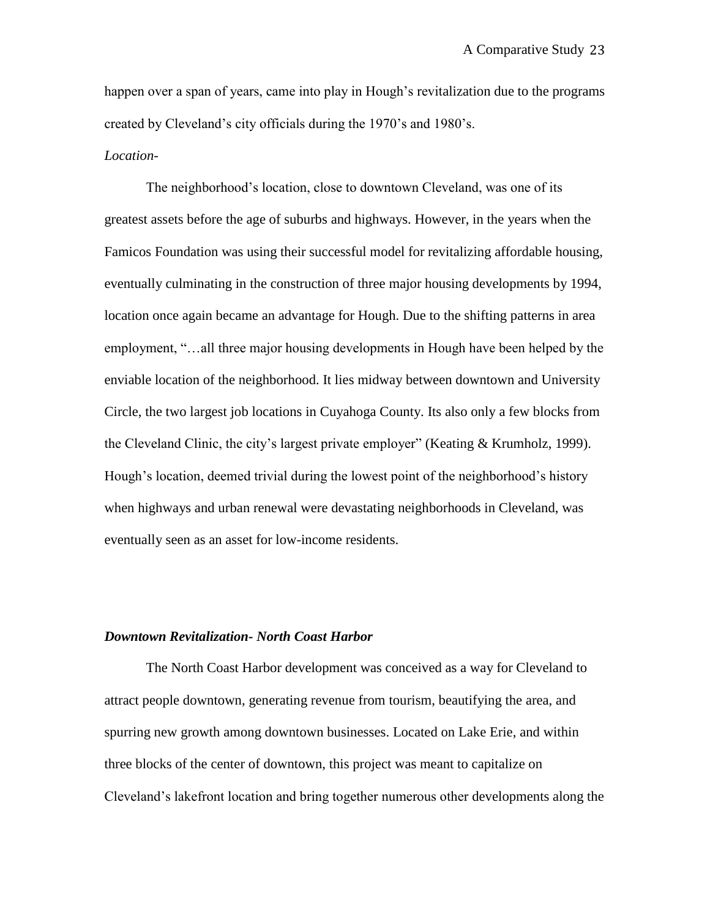happen over a span of years, came into play in Hough's revitalization due to the programs created by Cleveland's city officials during the 1970's and 1980's.

*Location-*

The neighborhood's location, close to downtown Cleveland, was one of its greatest assets before the age of suburbs and highways. However, in the years when the Famicos Foundation was using their successful model for revitalizing affordable housing, eventually culminating in the construction of three major housing developments by 1994, location once again became an advantage for Hough. Due to the shifting patterns in area employment, "…all three major housing developments in Hough have been helped by the enviable location of the neighborhood. It lies midway between downtown and University Circle, the two largest job locations in Cuyahoga County. Its also only a few blocks from the Cleveland Clinic, the city's largest private employer" (Keating & Krumholz, 1999). Hough's location, deemed trivial during the lowest point of the neighborhood's history when highways and urban renewal were devastating neighborhoods in Cleveland, was eventually seen as an asset for low-income residents.

***Downtown Revitalization- North Coast Harbor***

The North Coast Harbor development was conceived as a way for Cleveland to attract people downtown, generating revenue from tourism, beautifying the area, and spurring new growth among downtown businesses. Located on Lake Erie, and within three blocks of the center of downtown, this project was meant to capitalize on Cleveland's lakefront location and bring together numerous other developments along the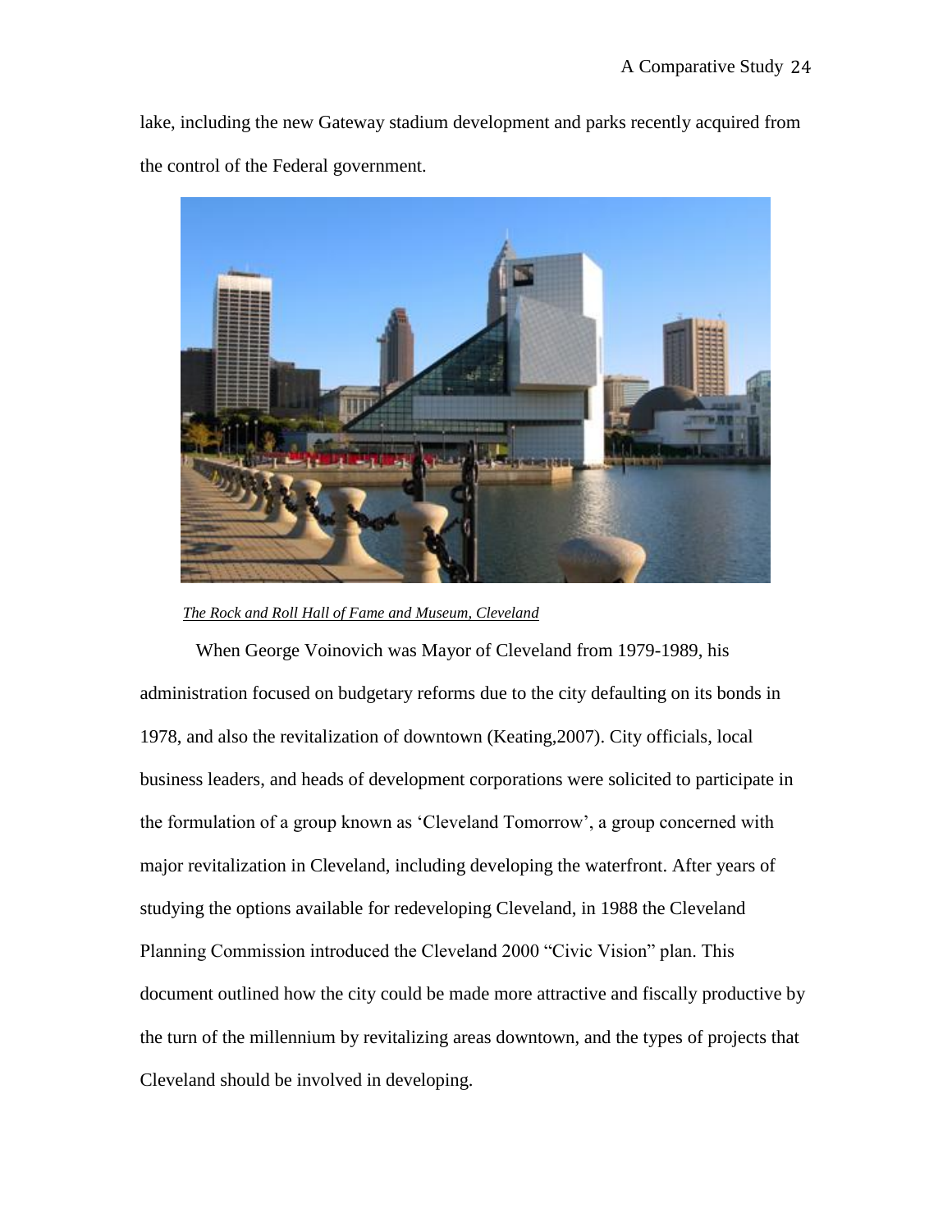lake, including the new Gateway stadium development and parks recently acquired from the control of the Federal government.

*The Rock and Roll Hall of Fame and Museum, Cleveland*

When George Voinovich was Mayor of Cleveland from 1979-1989, his administration focused on budgetary reforms due to the city defaulting on its bonds in 1978, and also the revitalization of downtown (Keating,2007). City officials, local business leaders, and heads of development corporations were solicited to participate in the formulation of a group known as 'Cleveland Tomorrow', a group concerned with major revitalization in Cleveland, including developing the waterfront. After years of studying the options available for redeveloping Cleveland, in 1988 the Cleveland Planning Commission introduced the Cleveland 2000 "Civic Vision" plan. This document outlined how the city could be made more attractive and fiscally productive by the turn of the millennium by revitalizing areas downtown, and the types of projects that Cleveland should be involved in developing.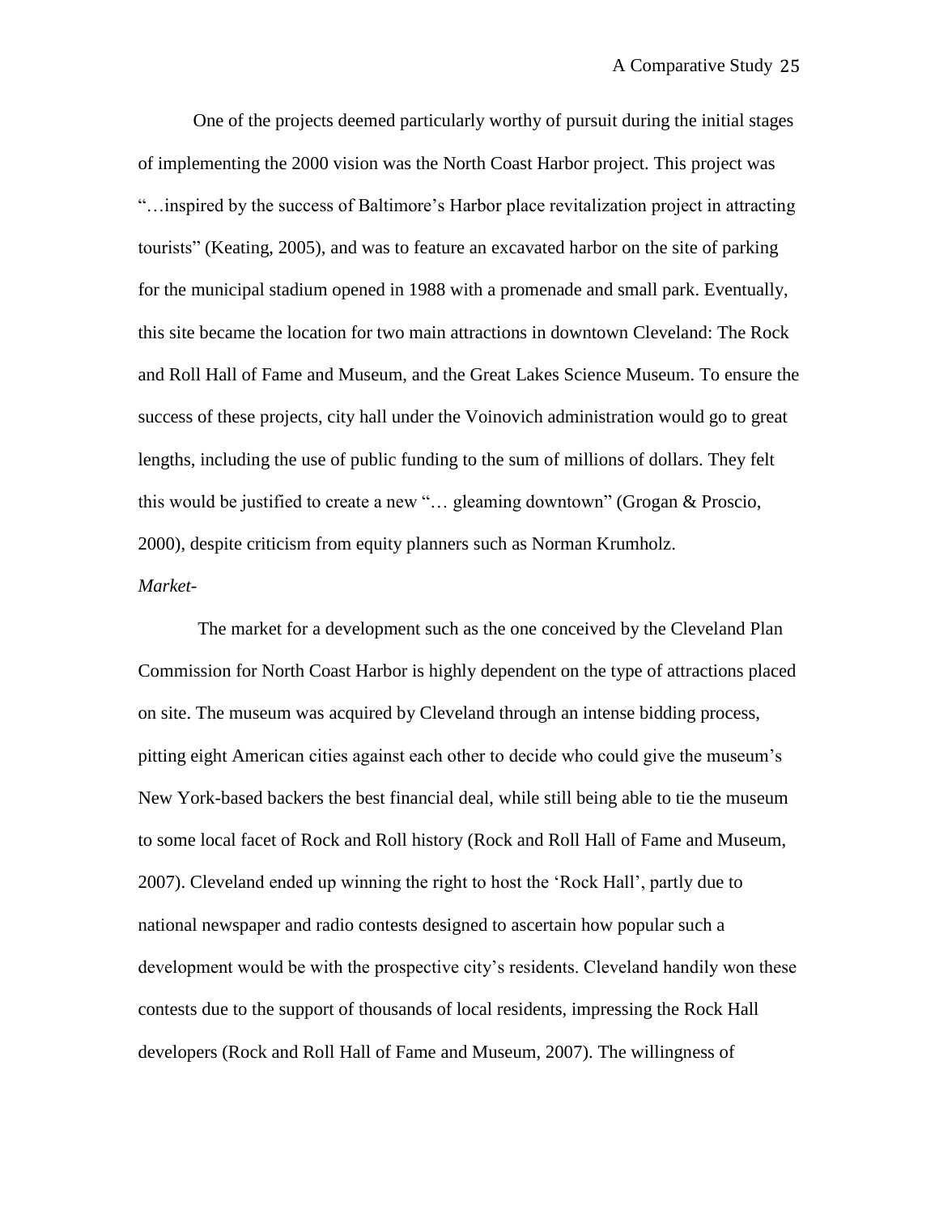One of the projects deemed particularly worthy of pursuit during the initial stages of implementing the 2000 vision was the North Coast Harbor project. This project was "…inspired by the success of Baltimore's Harbor place revitalization project in attracting tourists" (Keating, 2005), and was to feature an excavated harbor on the site of parking for the municipal stadium opened in 1988 with a promenade and small park. Eventually, this site became the location for two main attractions in downtown Cleveland: The Rock and Roll Hall of Fame and Museum, and the Great Lakes Science Museum. To ensure the success of these projects, city hall under the Voinovich administration would go to great lengths, including the use of public funding to the sum of millions of dollars. They felt this would be justified to create a new "… gleaming downtown" (Grogan & Proscio, 2000), despite criticism from equity planners such as Norman Krumholz.

*Market-*

The market for a development such as the one conceived by the Cleveland Plan Commission for North Coast Harbor is highly dependent on the type of attractions placed on site. The museum was acquired by Cleveland through an intense bidding process, pitting eight American cities against each other to decide who could give the museum's New York-based backers the best financial deal, while still being able to tie the museum to some local facet of Rock and Roll history (Rock and Roll Hall of Fame and Museum, 2007). Cleveland ended up winning the right to host the 'Rock Hall', partly due to national newspaper and radio contests designed to ascertain how popular such a development would be with the prospective city's residents. Cleveland handily won these contests due to the support of thousands of local residents, impressing the Rock Hall developers (Rock and Roll Hall of Fame and Museum, 2007). The willingness of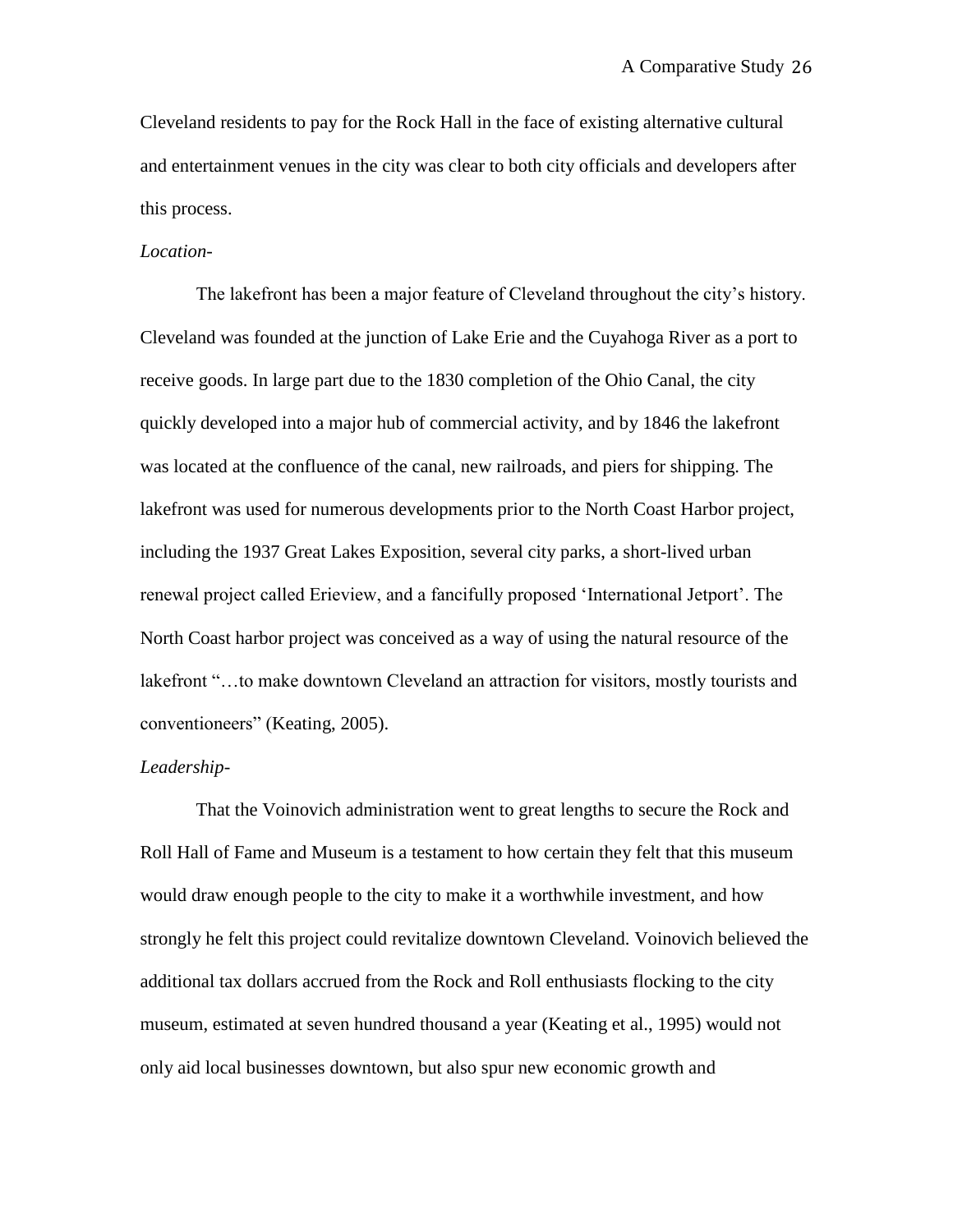Cleveland residents to pay for the Rock Hall in the face of existing alternative cultural and entertainment venues in the city was clear to both city officials and developers after this process.

*Location-*

The lakefront has been a major feature of Cleveland throughout the city's history. Cleveland was founded at the junction of Lake Erie and the Cuyahoga River as a port to receive goods. In large part due to the 1830 completion of the Ohio Canal, the city quickly developed into a major hub of commercial activity, and by 1846 the lakefront was located at the confluence of the canal, new railroads, and piers for shipping. The lakefront was used for numerous developments prior to the North Coast Harbor project, including the 1937 Great Lakes Exposition, several city parks, a short-lived urban renewal project called Erieview, and a fancifully proposed 'International Jetport'. The North Coast harbor project was conceived as a way of using the natural resource of the lakefront "…to make downtown Cleveland an attraction for visitors, mostly tourists and conventioneers" (Keating, 2005).

*Leadership-*

That the Voinovich administration went to great lengths to secure the Rock and Roll Hall of Fame and Museum is a testament to how certain they felt that this museum would draw enough people to the city to make it a worthwhile investment, and how strongly he felt this project could revitalize downtown Cleveland. Voinovich believed the additional tax dollars accrued from the Rock and Roll enthusiasts flocking to the city museum, estimated at seven hundred thousand a year (Keating et al., 1995) would not only aid local businesses downtown, but also spur new economic growth and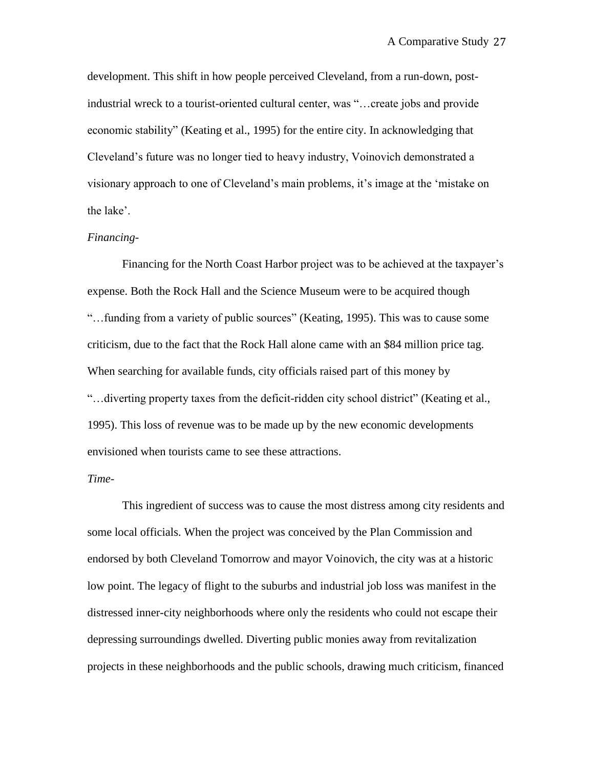development. This shift in how people perceived Cleveland, from a run-down, post-industrial wreck to a tourist-oriented cultural center, was "…create jobs and provide economic stability" (Keating et al., 1995) for the entire city. In acknowledging that Cleveland's future was no longer tied to heavy industry, Voinovich demonstrated a visionary approach to one of Cleveland's main problems, it's image at the 'mistake on the lake'.

*Financing-*

Financing for the North Coast Harbor project was to be achieved at the taxpayer's expense. Both the Rock Hall and the Science Museum were to be acquired though "…funding from a variety of public sources" (Keating, 1995). This was to cause some criticism, due to the fact that the Rock Hall alone came with an $84 million price tag. When searching for available funds, city officials raised part of this money by "…diverting property taxes from the deficit-ridden city school district" (Keating et al., 1995). This loss of revenue was to be made up by the new economic developments envisioned when tourists came to see these attractions.

*Time-*

This ingredient of success was to cause the most distress among city residents and some local officials. When the project was conceived by the Plan Commission and endorsed by both Cleveland Tomorrow and mayor Voinovich, the city was at a historic low point. The legacy of flight to the suburbs and industrial job loss was manifest in the distressed inner-city neighborhoods where only the residents who could not escape their depressing surroundings dwelled. Diverting public monies away from revitalization projects in these neighborhoods and the public schools, drawing much criticism, financed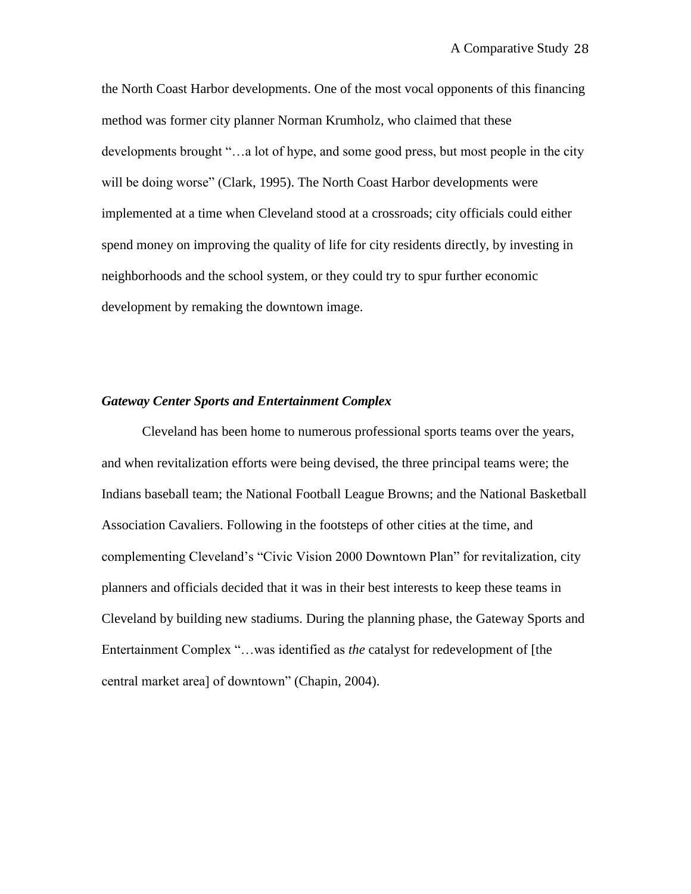the North Coast Harbor developments. One of the most vocal opponents of this financing method was former city planner Norman Krumholz, who claimed that these developments brought "…a lot of hype, and some good press, but most people in the city will be doing worse" (Clark, 1995). The North Coast Harbor developments were implemented at a time when Cleveland stood at a crossroads; city officials could either spend money on improving the quality of life for city residents directly, by investing in neighborhoods and the school system, or they could try to spur further economic development by remaking the downtown image.

### *Gateway Center Sports and Entertainment Complex*

Cleveland has been home to numerous professional sports teams over the years, and when revitalization efforts were being devised, the three principal teams were; the Indians baseball team; the National Football League Browns; and the National Basketball Association Cavaliers. Following in the footsteps of other cities at the time, and complementing Cleveland's "Civic Vision 2000 Downtown Plan" for revitalization, city planners and officials decided that it was in their best interests to keep these teams in Cleveland by building new stadiums. During the planning phase, the Gateway Sports and Entertainment Complex "…was identified as *the* catalyst for redevelopment of [the central market area] of downtown" (Chapin, 2004).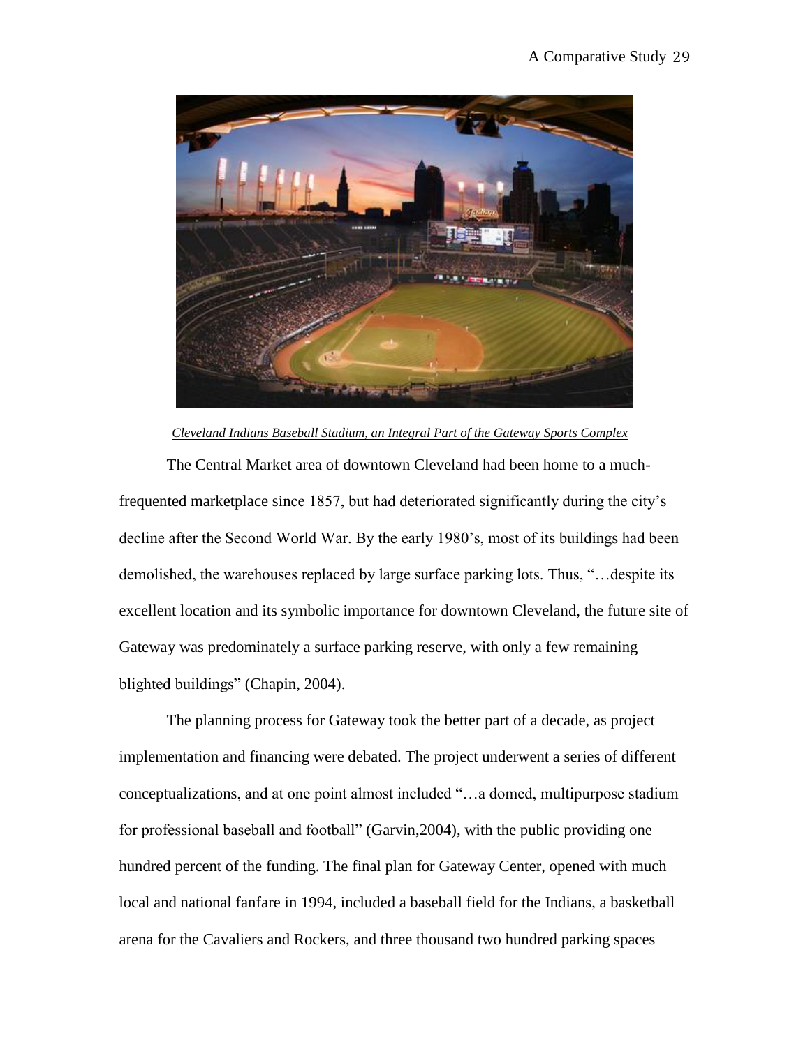*Cleveland Indians Baseball Stadium, an Integral Part of the Gateway Sports Complex*

The Central Market area of downtown Cleveland had been home to a much-frequented marketplace since 1857, but had deteriorated significantly during the city's decline after the Second World War. By the early 1980's, most of its buildings had been demolished, the warehouses replaced by large surface parking lots. Thus, "…despite its excellent location and its symbolic importance for downtown Cleveland, the future site of Gateway was predominately a surface parking reserve, with only a few remaining blighted buildings" (Chapin, 2004).

The planning process for Gateway took the better part of a decade, as project implementation and financing were debated. The project underwent a series of different conceptualizations, and at one point almost included "…a domed, multipurpose stadium for professional baseball and football" (Garvin,2004), with the public providing one hundred percent of the funding. The final plan for Gateway Center, opened with much local and national fanfare in 1994, included a baseball field for the Indians, a basketball arena for the Cavaliers and Rockers, and three thousand two hundred parking spaces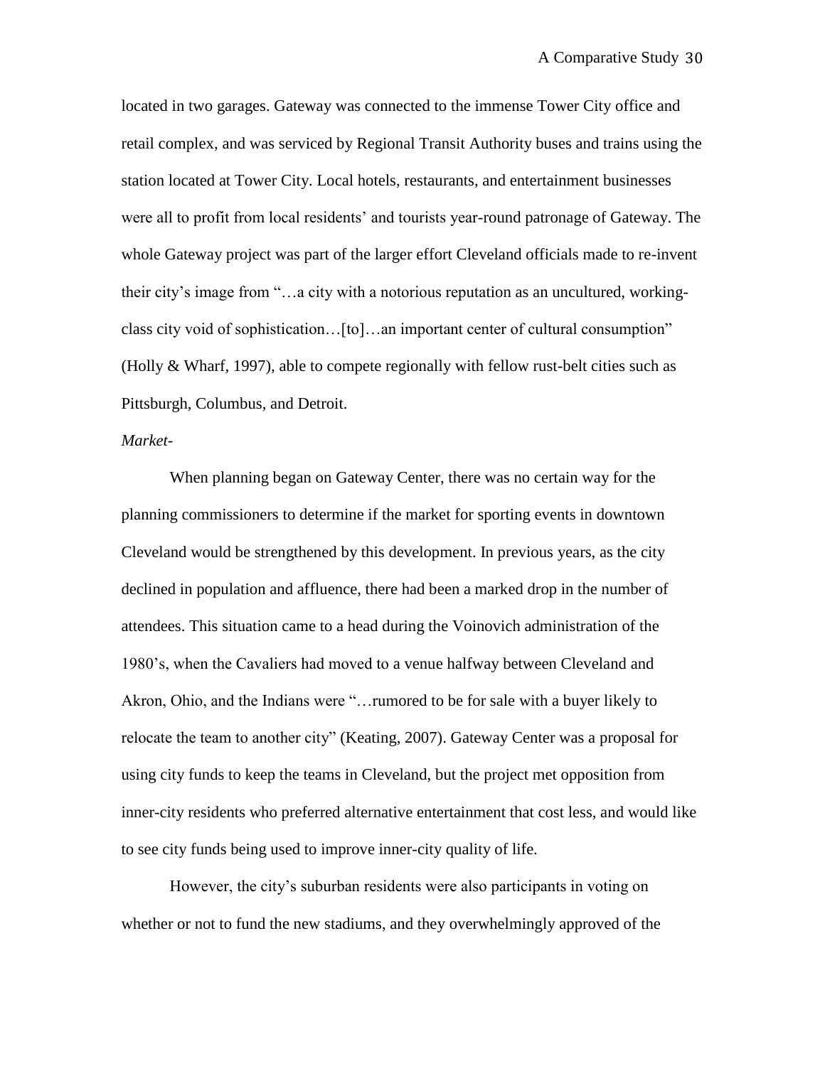located in two garages. Gateway was connected to the immense Tower City office and retail complex, and was serviced by Regional Transit Authority buses and trains using the station located at Tower City. Local hotels, restaurants, and entertainment businesses were all to profit from local residents' and tourists year-round patronage of Gateway. The whole Gateway project was part of the larger effort Cleveland officials made to re-invent their city's image from "…a city with a notorious reputation as an uncultured, working-class city void of sophistication…[to]…an important center of cultural consumption" (Holly & Wharf, 1997), able to compete regionally with fellow rust-belt cities such as Pittsburgh, Columbus, and Detroit.

*Market-*

When planning began on Gateway Center, there was no certain way for the planning commissioners to determine if the market for sporting events in downtown Cleveland would be strengthened by this development. In previous years, as the city declined in population and affluence, there had been a marked drop in the number of attendees. This situation came to a head during the Voinovich administration of the 1980's, when the Cavaliers had moved to a venue halfway between Cleveland and Akron, Ohio, and the Indians were "…rumored to be for sale with a buyer likely to relocate the team to another city" (Keating, 2007). Gateway Center was a proposal for using city funds to keep the teams in Cleveland, but the project met opposition from inner-city residents who preferred alternative entertainment that cost less, and would like to see city funds being used to improve inner-city quality of life.

However, the city's suburban residents were also participants in voting on whether or not to fund the new stadiums, and they overwhelmingly approved of the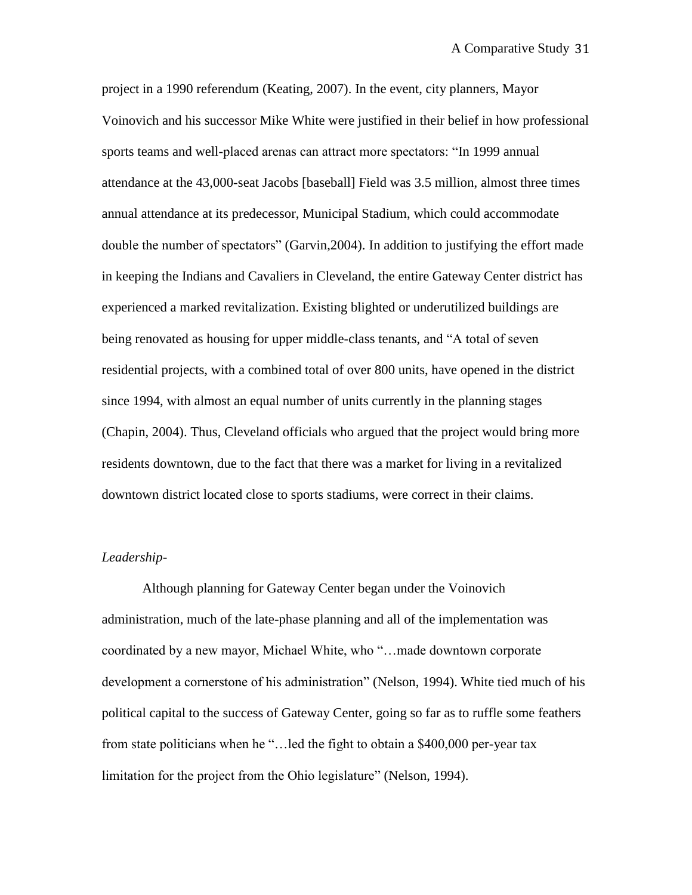project in a 1990 referendum (Keating, 2007). In the event, city planners, Mayor Voinovich and his successor Mike White were justified in their belief in how professional sports teams and well-placed arenas can attract more spectators: "In 1999 annual attendance at the 43,000-seat Jacobs [baseball] Field was 3.5 million, almost three times annual attendance at its predecessor, Municipal Stadium, which could accommodate double the number of spectators" (Garvin,2004). In addition to justifying the effort made in keeping the Indians and Cavaliers in Cleveland, the entire Gateway Center district has experienced a marked revitalization. Existing blighted or underutilized buildings are being renovated as housing for upper middle-class tenants, and "A total of seven residential projects, with a combined total of over 800 units, have opened in the district since 1994, with almost an equal number of units currently in the planning stages (Chapin, 2004). Thus, Cleveland officials who argued that the project would bring more residents downtown, due to the fact that there was a market for living in a revitalized downtown district located close to sports stadiums, were correct in their claims.

*Leadership-*

Although planning for Gateway Center began under the Voinovich administration, much of the late-phase planning and all of the implementation was coordinated by a new mayor, Michael White, who "…made downtown corporate development a cornerstone of his administration" (Nelson, 1994). White tied much of his political capital to the success of Gateway Center, going so far as to ruffle some feathers from state politicians when he "…led the fight to obtain a $400,000 per-year tax limitation for the project from the Ohio legislature" (Nelson, 1994).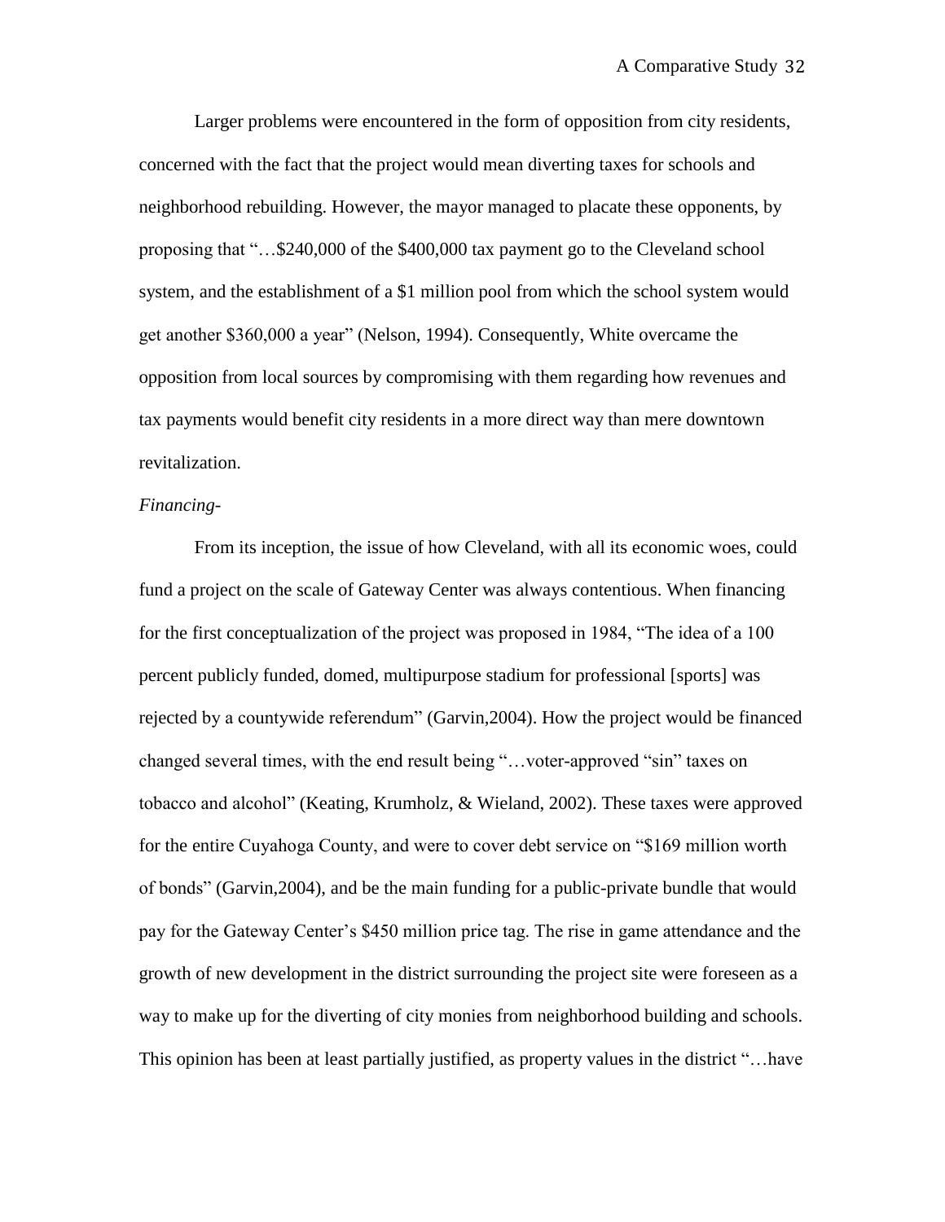Larger problems were encountered in the form of opposition from city residents, concerned with the fact that the project would mean diverting taxes for schools and neighborhood rebuilding. However, the mayor managed to placate these opponents, by proposing that "…$240,000 of the $400,000 tax payment go to the Cleveland school system, and the establishment of a $1 million pool from which the school system would get another $360,000 a year" (Nelson, 1994). Consequently, White overcame the opposition from local sources by compromising with them regarding how revenues and tax payments would benefit city residents in a more direct way than mere downtown revitalization.

*Financing-*

From its inception, the issue of how Cleveland, with all its economic woes, could fund a project on the scale of Gateway Center was always contentious. When financing for the first conceptualization of the project was proposed in 1984, "The idea of a 100 percent publicly funded, domed, multipurpose stadium for professional [sports] was rejected by a countywide referendum" (Garvin,2004). How the project would be financed changed several times, with the end result being "…voter-approved "sin" taxes on tobacco and alcohol" (Keating, Krumholz, & Wieland, 2002). These taxes were approved for the entire Cuyahoga County, and were to cover debt service on "$169 million worth of bonds" (Garvin,2004), and be the main funding for a public-private bundle that would pay for the Gateway Center's $450 million price tag. The rise in game attendance and the growth of new development in the district surrounding the project site were foreseen as a way to make up for the diverting of city monies from neighborhood building and schools. This opinion has been at least partially justified, as property values in the district "…have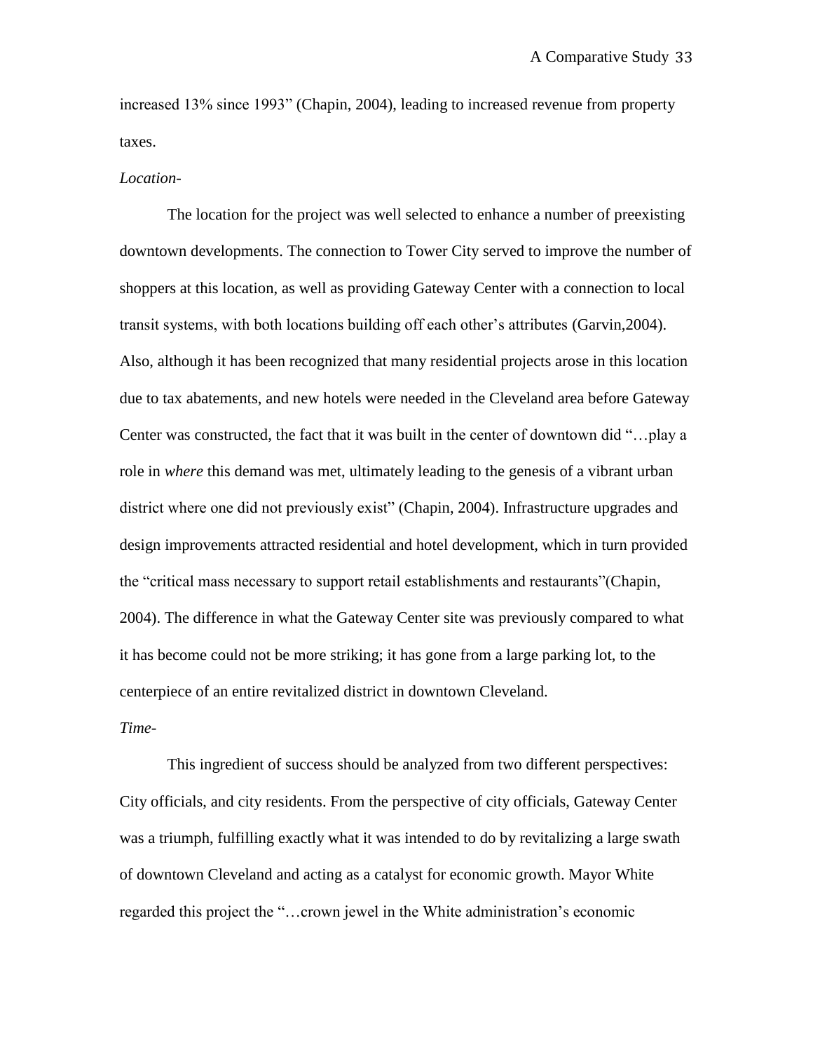increased 13% since 1993" (Chapin, 2004), leading to increased revenue from property taxes.

*Location-*

The location for the project was well selected to enhance a number of preexisting downtown developments. The connection to Tower City served to improve the number of shoppers at this location, as well as providing Gateway Center with a connection to local transit systems, with both locations building off each other's attributes (Garvin,2004). Also, although it has been recognized that many residential projects arose in this location due to tax abatements, and new hotels were needed in the Cleveland area before Gateway Center was constructed, the fact that it was built in the center of downtown did "…play a role in *where* this demand was met, ultimately leading to the genesis of a vibrant urban district where one did not previously exist" (Chapin, 2004). Infrastructure upgrades and design improvements attracted residential and hotel development, which in turn provided the "critical mass necessary to support retail establishments and restaurants"(Chapin, 2004). The difference in what the Gateway Center site was previously compared to what it has become could not be more striking; it has gone from a large parking lot, to the centerpiece of an entire revitalized district in downtown Cleveland.

*Time-*

This ingredient of success should be analyzed from two different perspectives: City officials, and city residents. From the perspective of city officials, Gateway Center was a triumph, fulfilling exactly what it was intended to do by revitalizing a large swath of downtown Cleveland and acting as a catalyst for economic growth. Mayor White regarded this project the "…crown jewel in the White administration's economic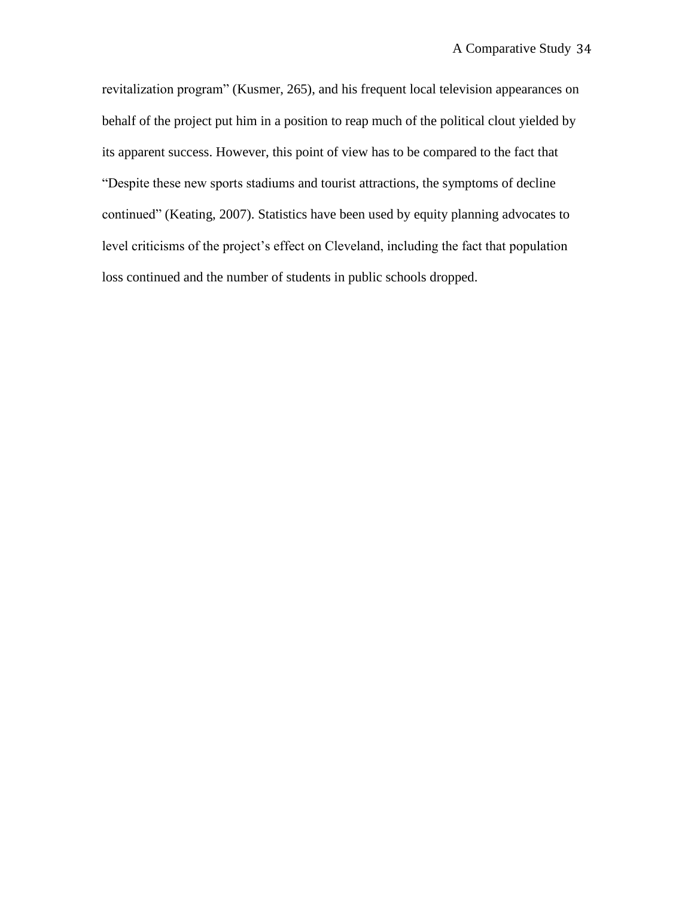revitalization program" (Kusmer, 265), and his frequent local television appearances on behalf of the project put him in a position to reap much of the political clout yielded by its apparent success. However, this point of view has to be compared to the fact that "Despite these new sports stadiums and tourist attractions, the symptoms of decline continued" (Keating, 2007). Statistics have been used by equity planning advocates to level criticisms of the project's effect on Cleveland, including the fact that population loss continued and the number of students in public schools dropped.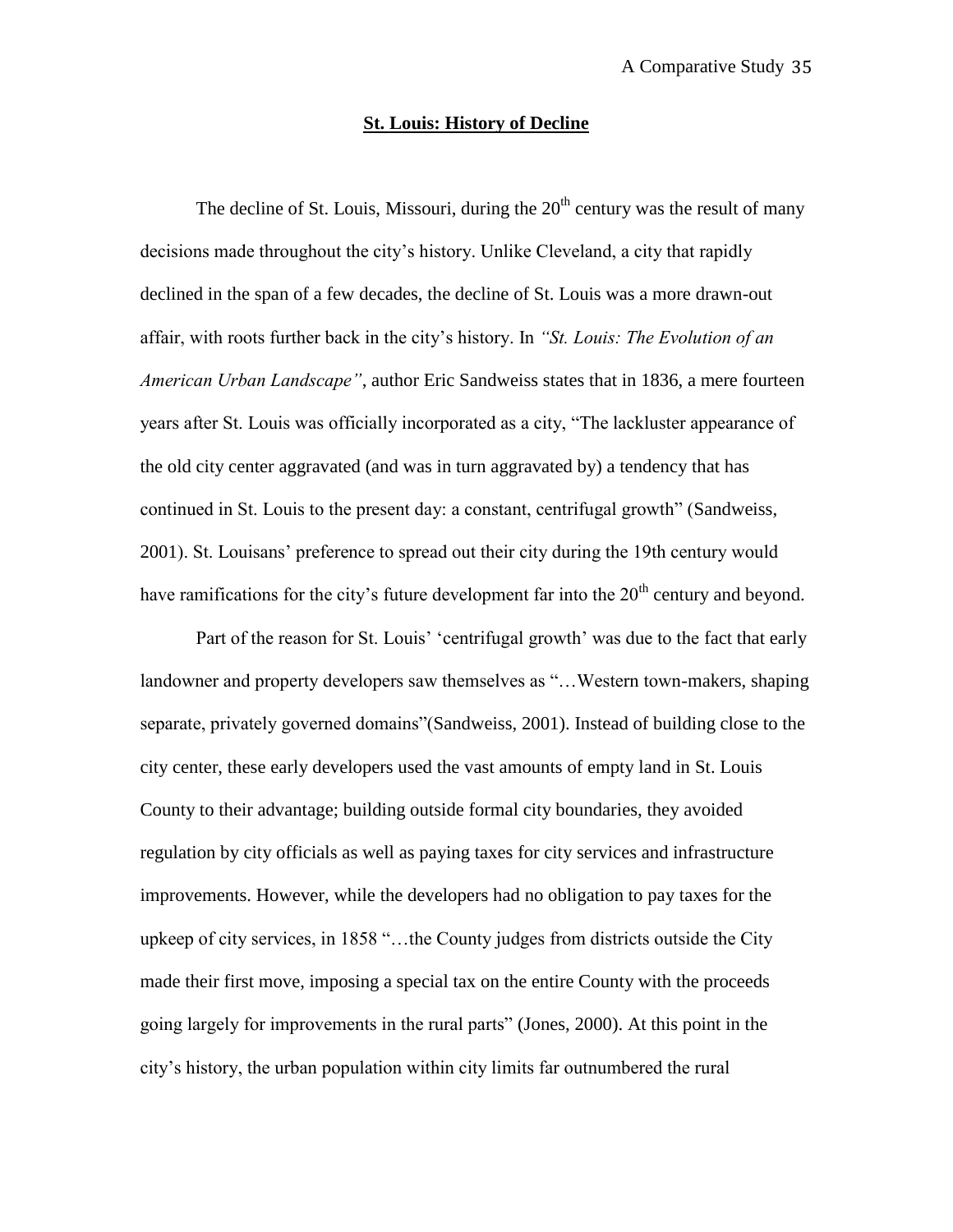## St. Louis: History of Decline

The decline of St. Louis, Missouri, during the 20th century was the result of many decisions made throughout the city's history. Unlike Cleveland, a city that rapidly declined in the span of a few decades, the decline of St. Louis was a more drawn-out affair, with roots further back in the city's history. In *"St. Louis: The Evolution of an American Urban Landscape"*, author Eric Sandweiss states that in 1836, a mere fourteen years after St. Louis was officially incorporated as a city, "The lackluster appearance of the old city center aggravated (and was in turn aggravated by) a tendency that has continued in St. Louis to the present day: a constant, centrifugal growth" (Sandweiss, 2001). St. Louisans' preference to spread out their city during the 19th century would have ramifications for the city's future development far into the 20th century and beyond.

Part of the reason for St. Louis' 'centrifugal growth' was due to the fact that early landowner and property developers saw themselves as "…Western town-makers, shaping separate, privately governed domains"(Sandweiss, 2001). Instead of building close to the city center, these early developers used the vast amounts of empty land in St. Louis County to their advantage; building outside formal city boundaries, they avoided regulation by city officials as well as paying taxes for city services and infrastructure improvements. However, while the developers had no obligation to pay taxes for the upkeep of city services, in 1858 "…the County judges from districts outside the City made their first move, imposing a special tax on the entire County with the proceeds going largely for improvements in the rural parts" (Jones, 2000). At this point in the city's history, the urban population within city limits far outnumbered the rural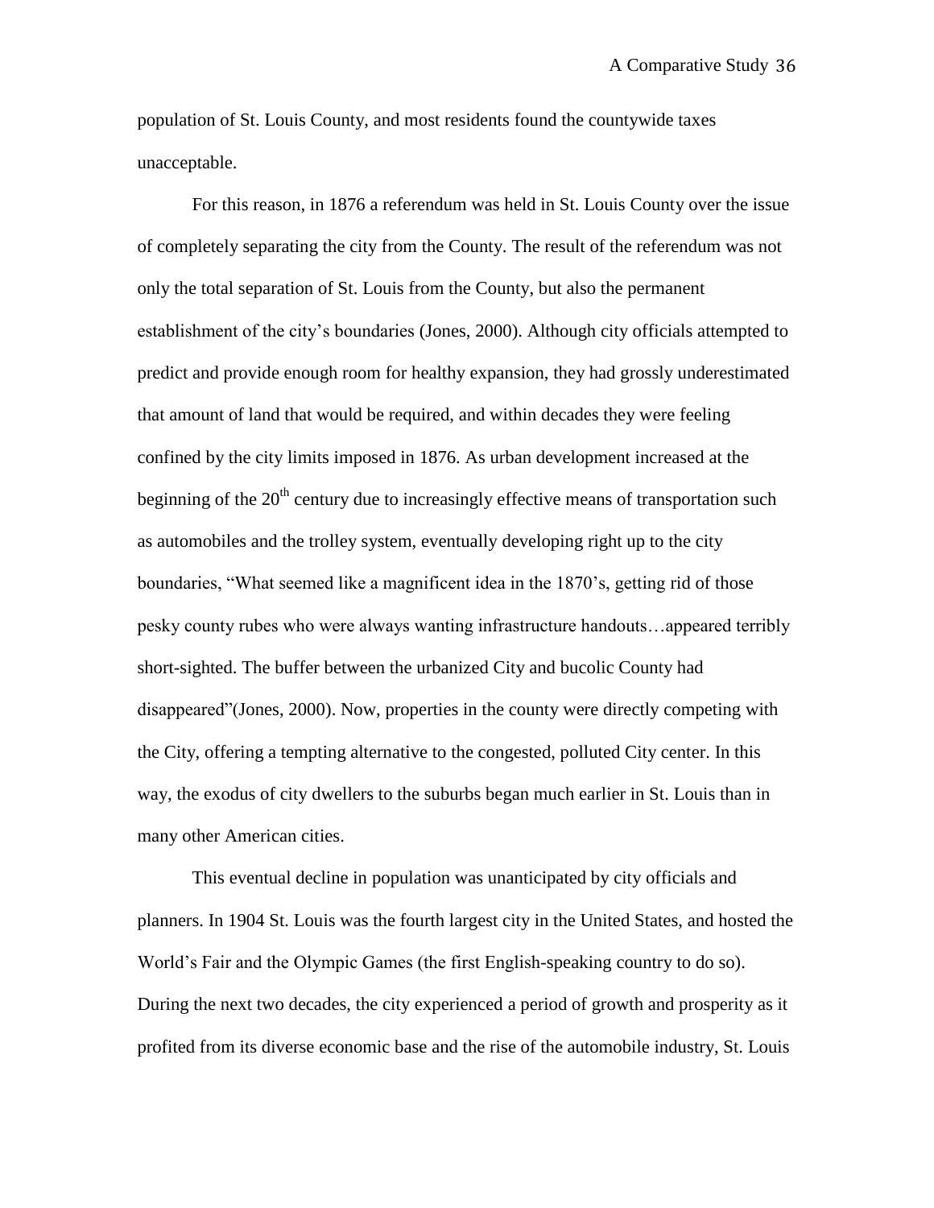population of St. Louis County, and most residents found the countywide taxes unacceptable.

For this reason, in 1876 a referendum was held in St. Louis County over the issue of completely separating the city from the County. The result of the referendum was not only the total separation of St. Louis from the County, but also the permanent establishment of the city's boundaries (Jones, 2000). Although city officials attempted to predict and provide enough room for healthy expansion, they had grossly underestimated that amount of land that would be required, and within decades they were feeling confined by the city limits imposed in 1876. As urban development increased at the beginning of the 20th century due to increasingly effective means of transportation such as automobiles and the trolley system, eventually developing right up to the city boundaries, "What seemed like a magnificent idea in the 1870's, getting rid of those pesky county rubes who were always wanting infrastructure handouts…appeared terribly short-sighted. The buffer between the urbanized City and bucolic County had disappeared"(Jones, 2000). Now, properties in the county were directly competing with the City, offering a tempting alternative to the congested, polluted City center. In this way, the exodus of city dwellers to the suburbs began much earlier in St. Louis than in many other American cities.

This eventual decline in population was unanticipated by city officials and planners. In 1904 St. Louis was the fourth largest city in the United States, and hosted the World's Fair and the Olympic Games (the first English-speaking country to do so). During the next two decades, the city experienced a period of growth and prosperity as it profited from its diverse economic base and the rise of the automobile industry, St. Louis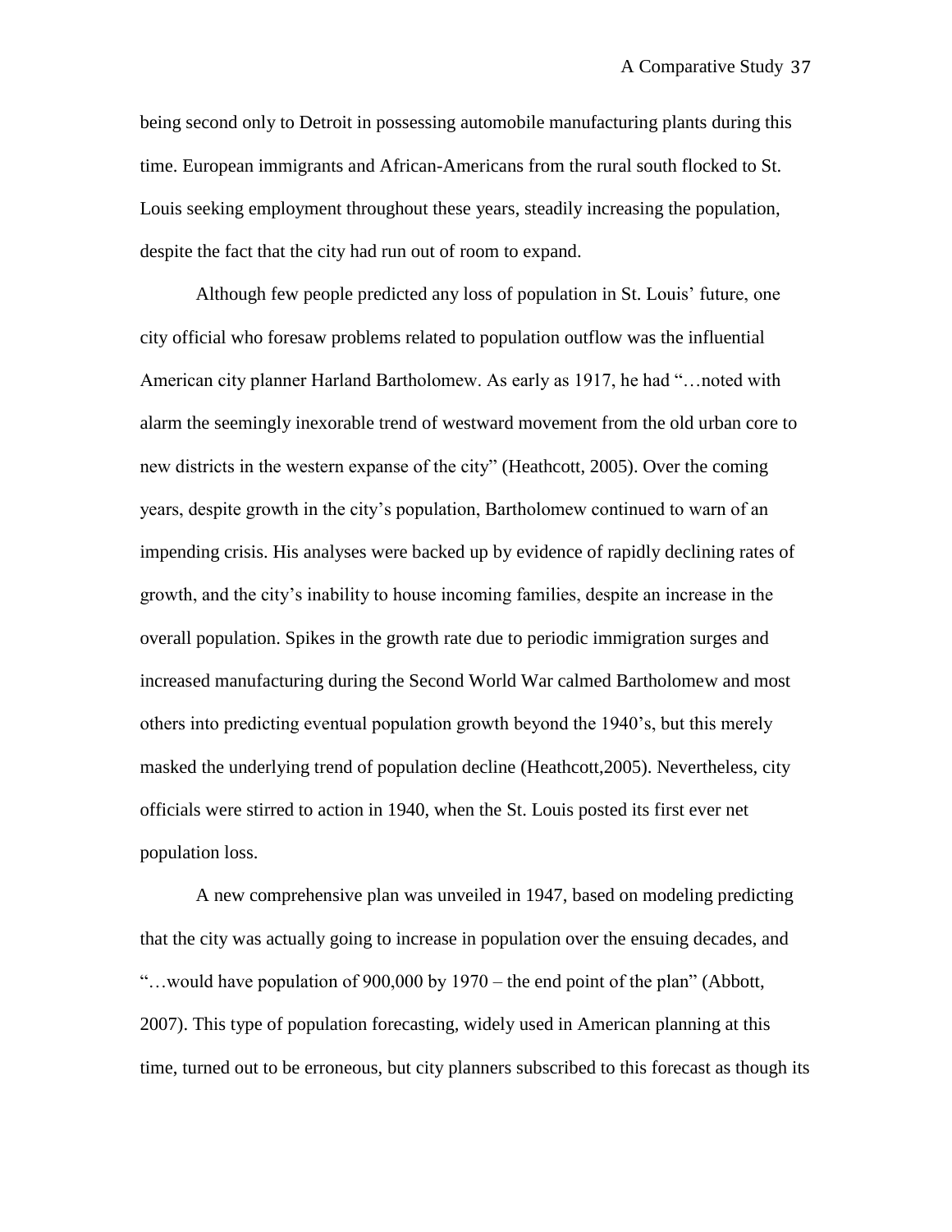being second only to Detroit in possessing automobile manufacturing plants during this time. European immigrants and African-Americans from the rural south flocked to St. Louis seeking employment throughout these years, steadily increasing the population, despite the fact that the city had run out of room to expand.

Although few people predicted any loss of population in St. Louis' future, one city official who foresaw problems related to population outflow was the influential American city planner Harland Bartholomew. As early as 1917, he had "…noted with alarm the seemingly inexorable trend of westward movement from the old urban core to new districts in the western expanse of the city" (Heathcott, 2005). Over the coming years, despite growth in the city's population, Bartholomew continued to warn of an impending crisis. His analyses were backed up by evidence of rapidly declining rates of growth, and the city's inability to house incoming families, despite an increase in the overall population. Spikes in the growth rate due to periodic immigration surges and increased manufacturing during the Second World War calmed Bartholomew and most others into predicting eventual population growth beyond the 1940's, but this merely masked the underlying trend of population decline (Heathcott,2005). Nevertheless, city officials were stirred to action in 1940, when the St. Louis posted its first ever net population loss.

A new comprehensive plan was unveiled in 1947, based on modeling predicting that the city was actually going to increase in population over the ensuing decades, and "…would have population of 900,000 by 1970 – the end point of the plan" (Abbott, 2007). This type of population forecasting, widely used in American planning at this time, turned out to be erroneous, but city planners subscribed to this forecast as though its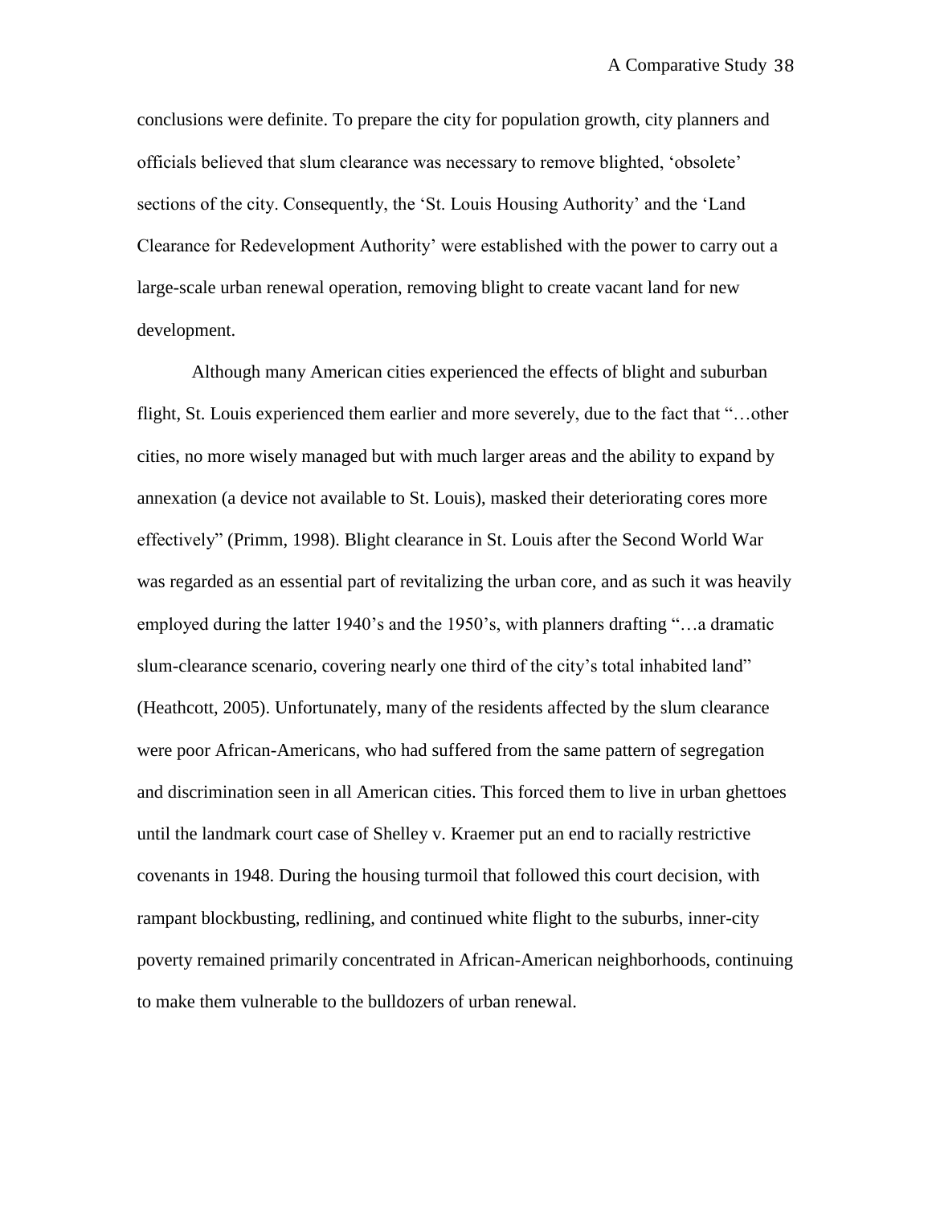conclusions were definite. To prepare the city for population growth, city planners and officials believed that slum clearance was necessary to remove blighted, 'obsolete' sections of the city. Consequently, the 'St. Louis Housing Authority' and the 'Land Clearance for Redevelopment Authority' were established with the power to carry out a large-scale urban renewal operation, removing blight to create vacant land for new development.

Although many American cities experienced the effects of blight and suburban flight, St. Louis experienced them earlier and more severely, due to the fact that "…other cities, no more wisely managed but with much larger areas and the ability to expand by annexation (a device not available to St. Louis), masked their deteriorating cores more effectively" (Primm, 1998). Blight clearance in St. Louis after the Second World War was regarded as an essential part of revitalizing the urban core, and as such it was heavily employed during the latter 1940's and the 1950's, with planners drafting "…a dramatic slum-clearance scenario, covering nearly one third of the city's total inhabited land" (Heathcott, 2005). Unfortunately, many of the residents affected by the slum clearance were poor African-Americans, who had suffered from the same pattern of segregation and discrimination seen in all American cities. This forced them to live in urban ghettoes until the landmark court case of Shelley v. Kraemer put an end to racially restrictive covenants in 1948. During the housing turmoil that followed this court decision, with rampant blockbusting, redlining, and continued white flight to the suburbs, inner-city poverty remained primarily concentrated in African-American neighborhoods, continuing to make them vulnerable to the bulldozers of urban renewal.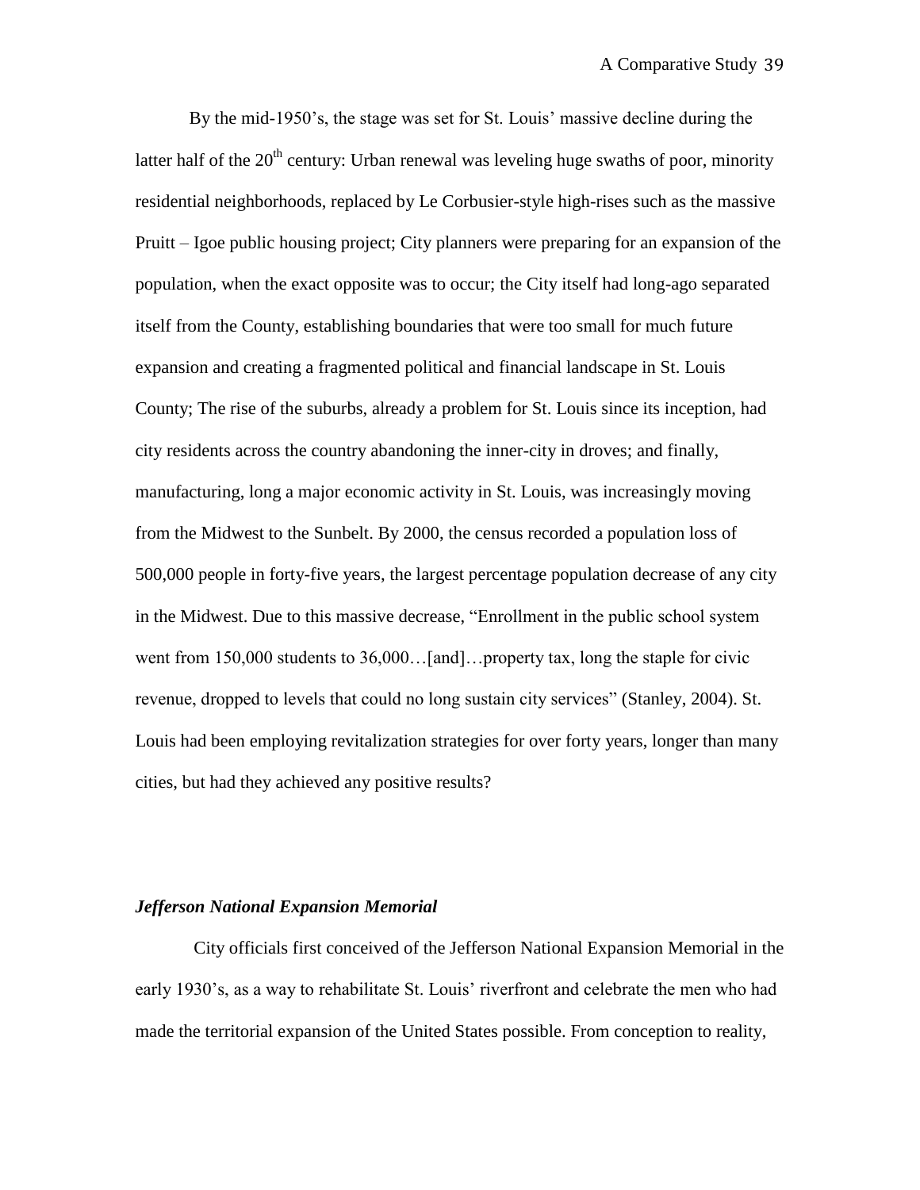By the mid-1950's, the stage was set for St. Louis' massive decline during the latter half of the $20^{th}$ century: Urban renewal was leveling huge swaths of poor, minority residential neighborhoods, replaced by Le Corbusier-style high-rises such as the massive Pruitt – Igoe public housing project; City planners were preparing for an expansion of the population, when the exact opposite was to occur; the City itself had long-ago separated itself from the County, establishing boundaries that were too small for much future expansion and creating a fragmented political and financial landscape in St. Louis County; The rise of the suburbs, already a problem for St. Louis since its inception, had city residents across the country abandoning the inner-city in droves; and finally, manufacturing, long a major economic activity in St. Louis, was increasingly moving from the Midwest to the Sunbelt. By 2000, the census recorded a population loss of 500,000 people in forty-five years, the largest percentage population decrease of any city in the Midwest. Due to this massive decrease, "Enrollment in the public school system went from 150,000 students to 36,000…[and]…property tax, long the staple for civic revenue, dropped to levels that could no long sustain city services" (Stanley, 2004). St. Louis had been employing revitalization strategies for over forty years, longer than many cities, but had they achieved any positive results?

### *Jefferson National Expansion Memorial*

City officials first conceived of the Jefferson National Expansion Memorial in the early 1930's, as a way to rehabilitate St. Louis' riverfront and celebrate the men who had made the territorial expansion of the United States possible. From conception to reality,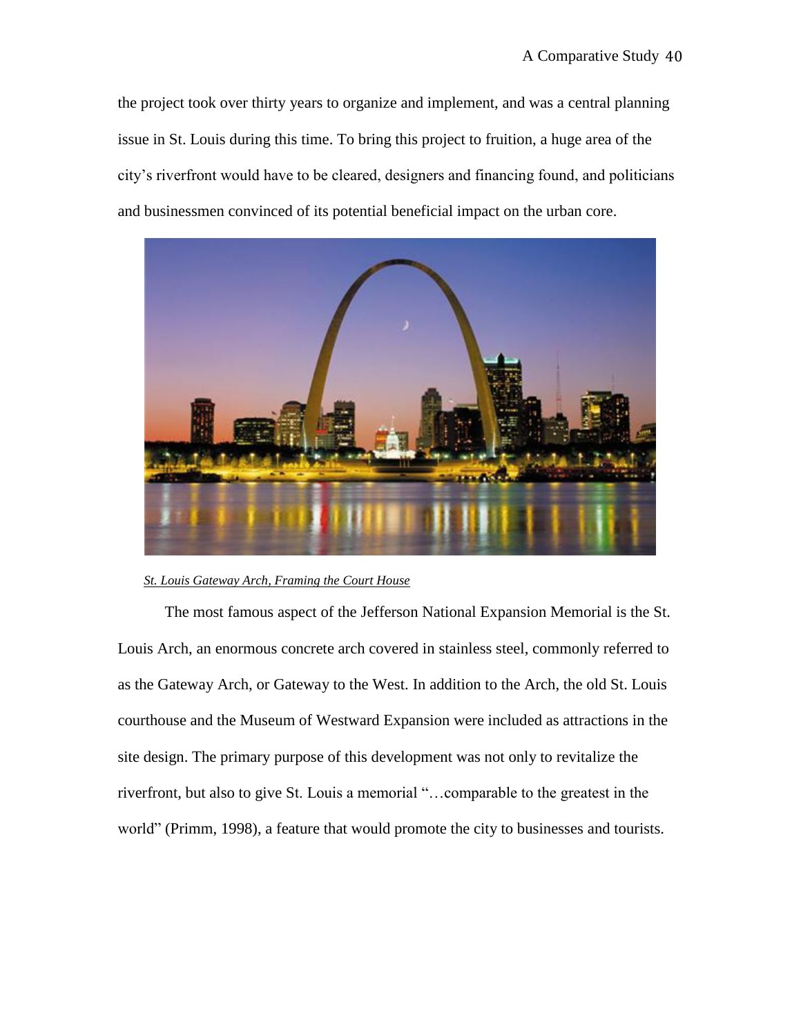the project took over thirty years to organize and implement, and was a central planning issue in St. Louis during this time. To bring this project to fruition, a huge area of the city's riverfront would have to be cleared, designers and financing found, and politicians and businessmen convinced of its potential beneficial impact on the urban core.

*St. Louis Gateway Arch, Framing the Court House*

The most famous aspect of the Jefferson National Expansion Memorial is the St. Louis Arch, an enormous concrete arch covered in stainless steel, commonly referred to as the Gateway Arch, or Gateway to the West. In addition to the Arch, the old St. Louis courthouse and the Museum of Westward Expansion were included as attractions in the site design. The primary purpose of this development was not only to revitalize the riverfront, but also to give St. Louis a memorial "…comparable to the greatest in the world" (Primm, 1998), a feature that would promote the city to businesses and tourists.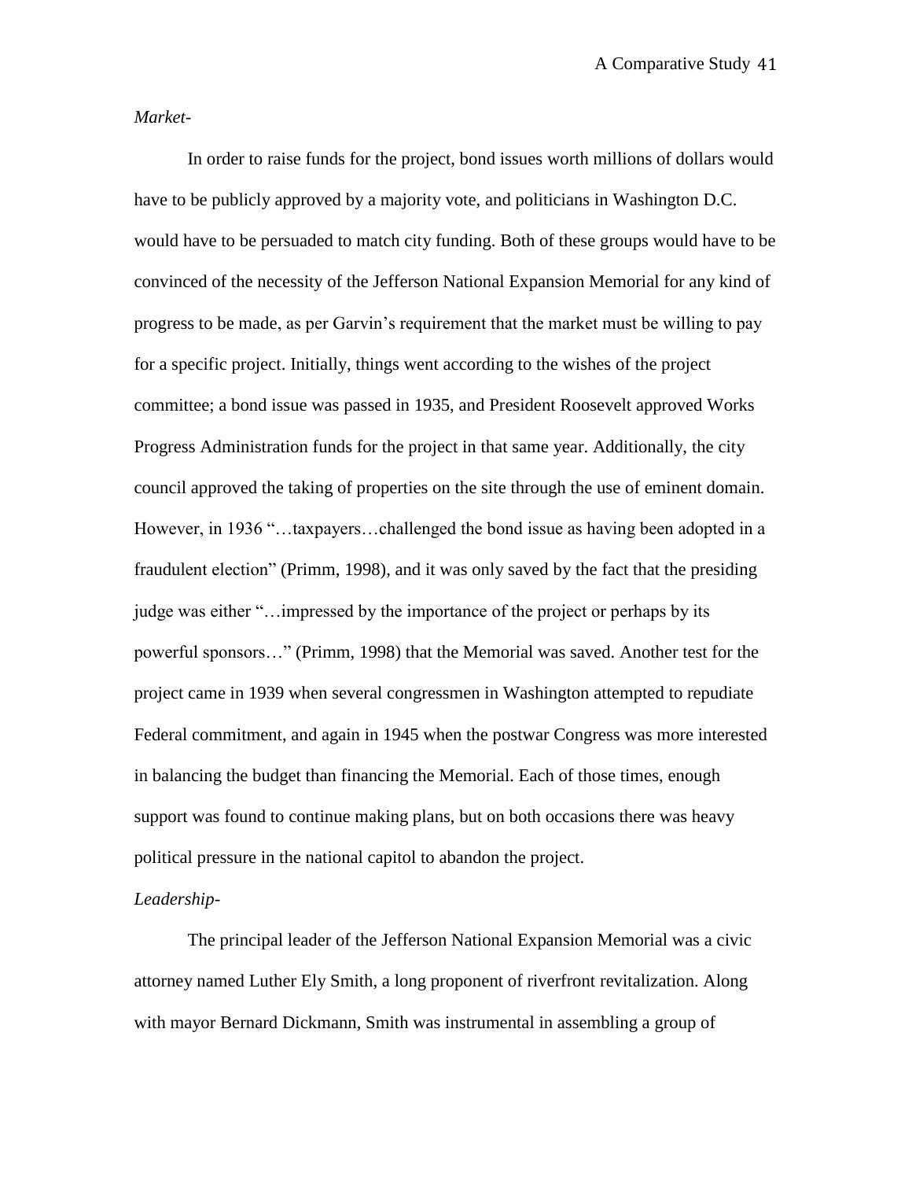*Market-*

In order to raise funds for the project, bond issues worth millions of dollars would have to be publicly approved by a majority vote, and politicians in Washington D.C. would have to be persuaded to match city funding. Both of these groups would have to be convinced of the necessity of the Jefferson National Expansion Memorial for any kind of progress to be made, as per Garvin's requirement that the market must be willing to pay for a specific project. Initially, things went according to the wishes of the project committee; a bond issue was passed in 1935, and President Roosevelt approved Works Progress Administration funds for the project in that same year. Additionally, the city council approved the taking of properties on the site through the use of eminent domain. However, in 1936 "…taxpayers…challenged the bond issue as having been adopted in a fraudulent election" (Primm, 1998), and it was only saved by the fact that the presiding judge was either "…impressed by the importance of the project or perhaps by its powerful sponsors…" (Primm, 1998) that the Memorial was saved. Another test for the project came in 1939 when several congressmen in Washington attempted to repudiate Federal commitment, and again in 1945 when the postwar Congress was more interested in balancing the budget than financing the Memorial. Each of those times, enough support was found to continue making plans, but on both occasions there was heavy political pressure in the national capitol to abandon the project.

*Leadership-*

The principal leader of the Jefferson National Expansion Memorial was a civic attorney named Luther Ely Smith, a long proponent of riverfront revitalization. Along with mayor Bernard Dickmann, Smith was instrumental in assembling a group of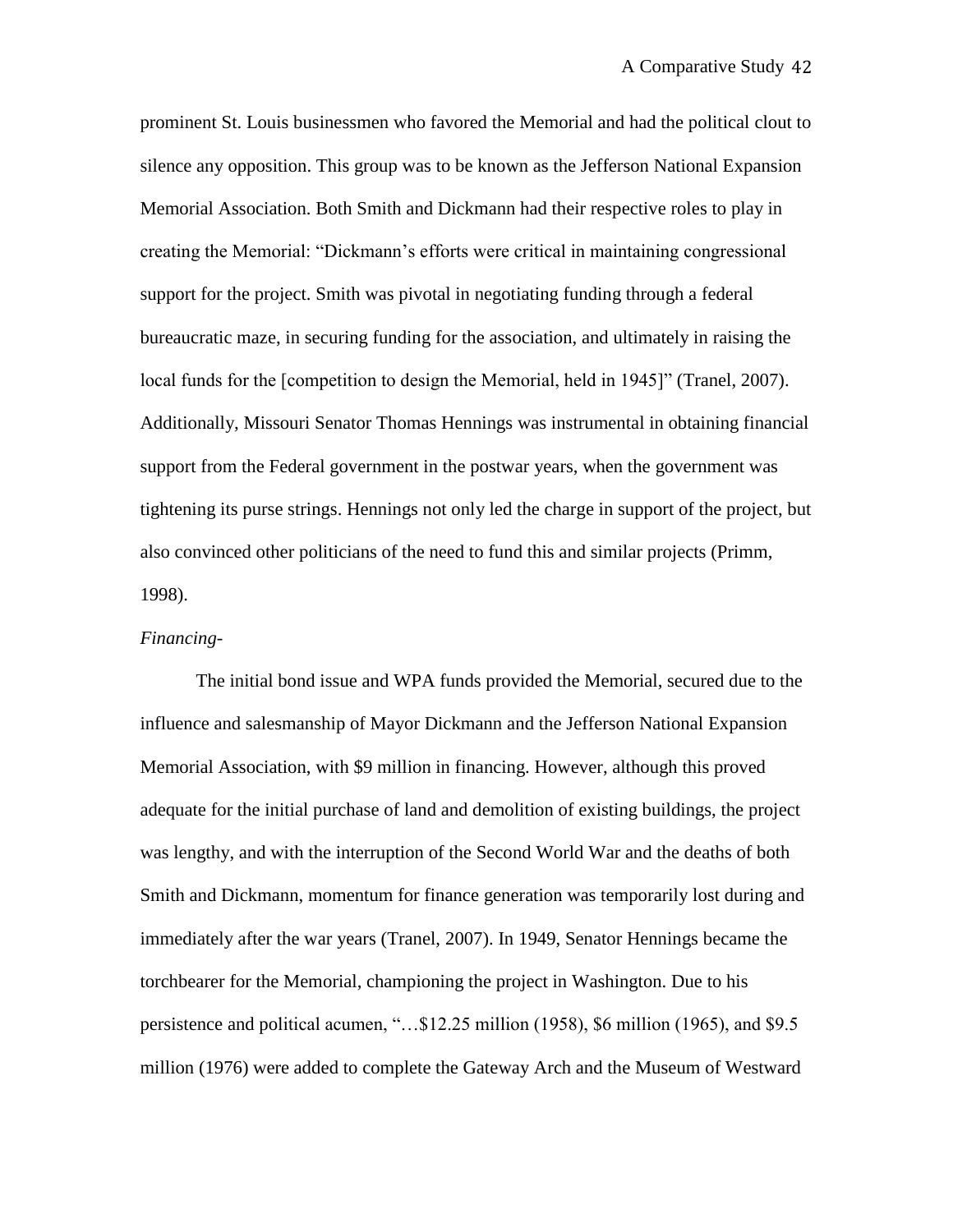prominent St. Louis businessmen who favored the Memorial and had the political clout to silence any opposition. This group was to be known as the Jefferson National Expansion Memorial Association. Both Smith and Dickmann had their respective roles to play in creating the Memorial: "Dickmann's efforts were critical in maintaining congressional support for the project. Smith was pivotal in negotiating funding through a federal bureaucratic maze, in securing funding for the association, and ultimately in raising the local funds for the [competition to design the Memorial, held in 1945]" (Tranel, 2007). Additionally, Missouri Senator Thomas Hennings was instrumental in obtaining financial support from the Federal government in the postwar years, when the government was tightening its purse strings. Hennings not only led the charge in support of the project, but also convinced other politicians of the need to fund this and similar projects (Primm, 1998).

*Financing-*

The initial bond issue and WPA funds provided the Memorial, secured due to the influence and salesmanship of Mayor Dickmann and the Jefferson National Expansion Memorial Association, with $9 million in financing. However, although this proved adequate for the initial purchase of land and demolition of existing buildings, the project was lengthy, and with the interruption of the Second World War and the deaths of both Smith and Dickmann, momentum for finance generation was temporarily lost during and immediately after the war years (Tranel, 2007). In 1949, Senator Hennings became the torchbearer for the Memorial, championing the project in Washington. Due to his persistence and political acumen, "…$12.25 million (1958), $6 million (1965), and $9.5 million (1976) were added to complete the Gateway Arch and the Museum of Westward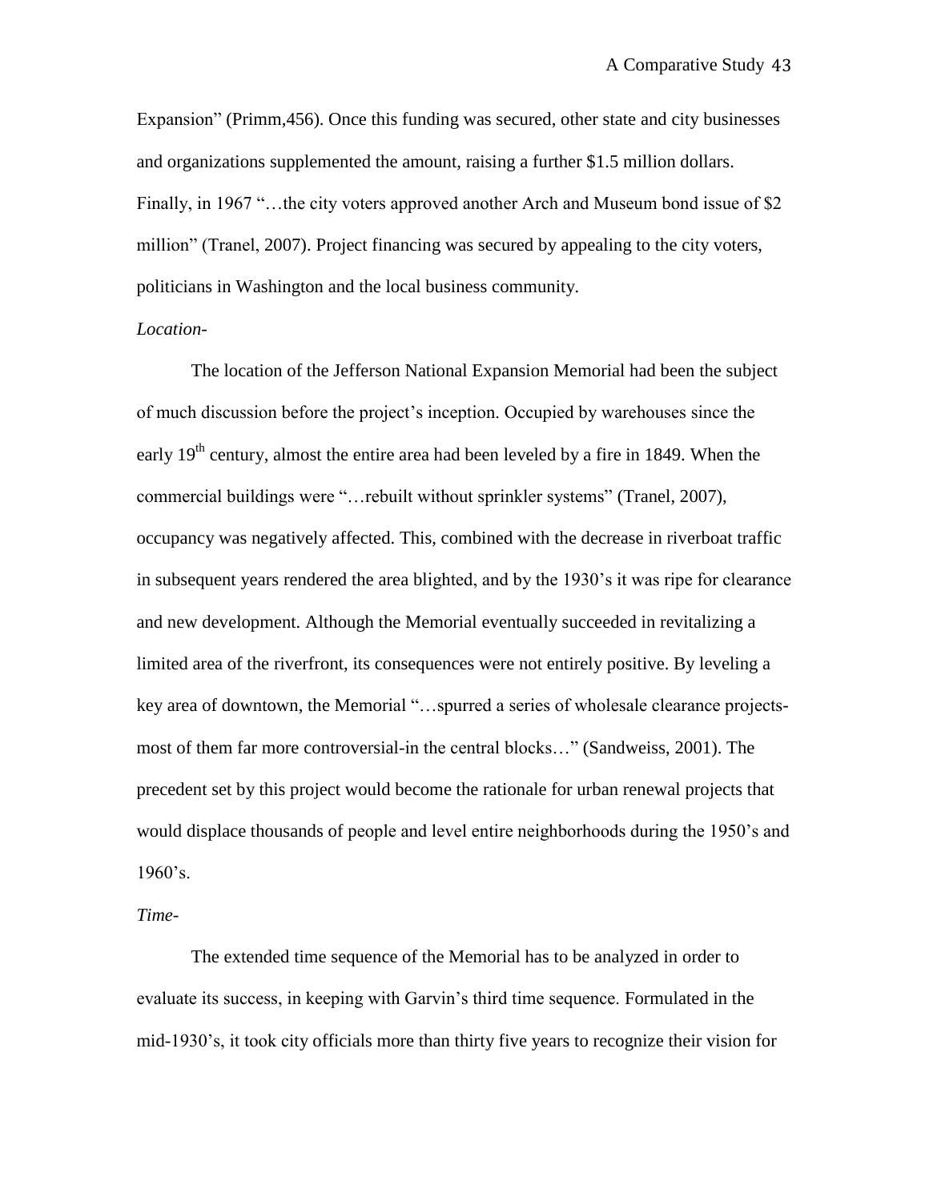Expansion" (Primm,456). Once this funding was secured, other state and city businesses and organizations supplemented the amount, raising a further $1.5 million dollars. Finally, in 1967 "…the city voters approved another Arch and Museum bond issue of $2 million" (Tranel, 2007). Project financing was secured by appealing to the city voters, politicians in Washington and the local business community.

*Location-*

The location of the Jefferson National Expansion Memorial had been the subject of much discussion before the project's inception. Occupied by warehouses since the early 19th century, almost the entire area had been leveled by a fire in 1849. When the commercial buildings were "…rebuilt without sprinkler systems" (Tranel, 2007), occupancy was negatively affected. This, combined with the decrease in riverboat traffic in subsequent years rendered the area blighted, and by the 1930's it was ripe for clearance and new development. Although the Memorial eventually succeeded in revitalizing a limited area of the riverfront, its consequences were not entirely positive. By leveling a key area of downtown, the Memorial "…spurred a series of wholesale clearance projects-most of them far more controversial-in the central blocks…" (Sandweiss, 2001). The precedent set by this project would become the rationale for urban renewal projects that would displace thousands of people and level entire neighborhoods during the 1950's and 1960's.

*Time-*

The extended time sequence of the Memorial has to be analyzed in order to evaluate its success, in keeping with Garvin's third time sequence. Formulated in the mid-1930's, it took city officials more than thirty five years to recognize their vision for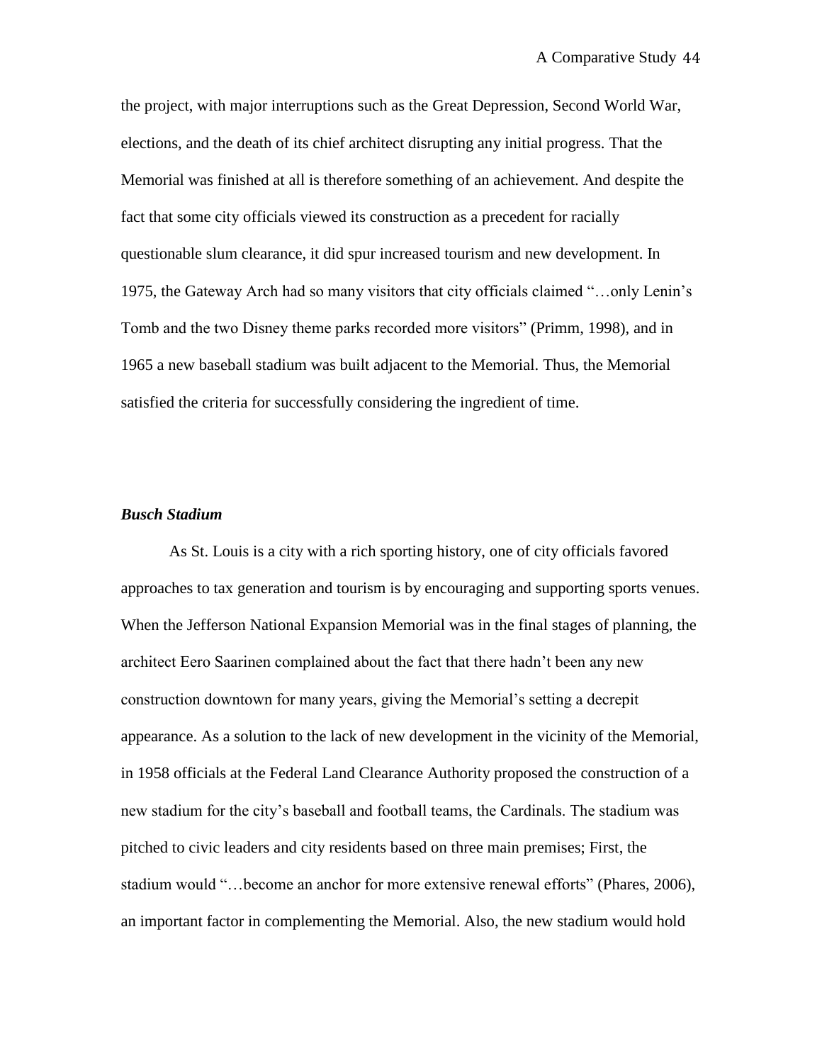the project, with major interruptions such as the Great Depression, Second World War, elections, and the death of its chief architect disrupting any initial progress. That the Memorial was finished at all is therefore something of an achievement. And despite the fact that some city officials viewed its construction as a precedent for racially questionable slum clearance, it did spur increased tourism and new development. In 1975, the Gateway Arch had so many visitors that city officials claimed "…only Lenin's Tomb and the two Disney theme parks recorded more visitors" (Primm, 1998), and in 1965 a new baseball stadium was built adjacent to the Memorial. Thus, the Memorial satisfied the criteria for successfully considering the ingredient of time.

### ***Busch Stadium***

As St. Louis is a city with a rich sporting history, one of city officials favored approaches to tax generation and tourism is by encouraging and supporting sports venues. When the Jefferson National Expansion Memorial was in the final stages of planning, the architect Eero Saarinen complained about the fact that there hadn't been any new construction downtown for many years, giving the Memorial's setting a decrepit appearance. As a solution to the lack of new development in the vicinity of the Memorial, in 1958 officials at the Federal Land Clearance Authority proposed the construction of a new stadium for the city's baseball and football teams, the Cardinals. The stadium was pitched to civic leaders and city residents based on three main premises; First, the stadium would "…become an anchor for more extensive renewal efforts" (Phares, 2006), an important factor in complementing the Memorial. Also, the new stadium would hold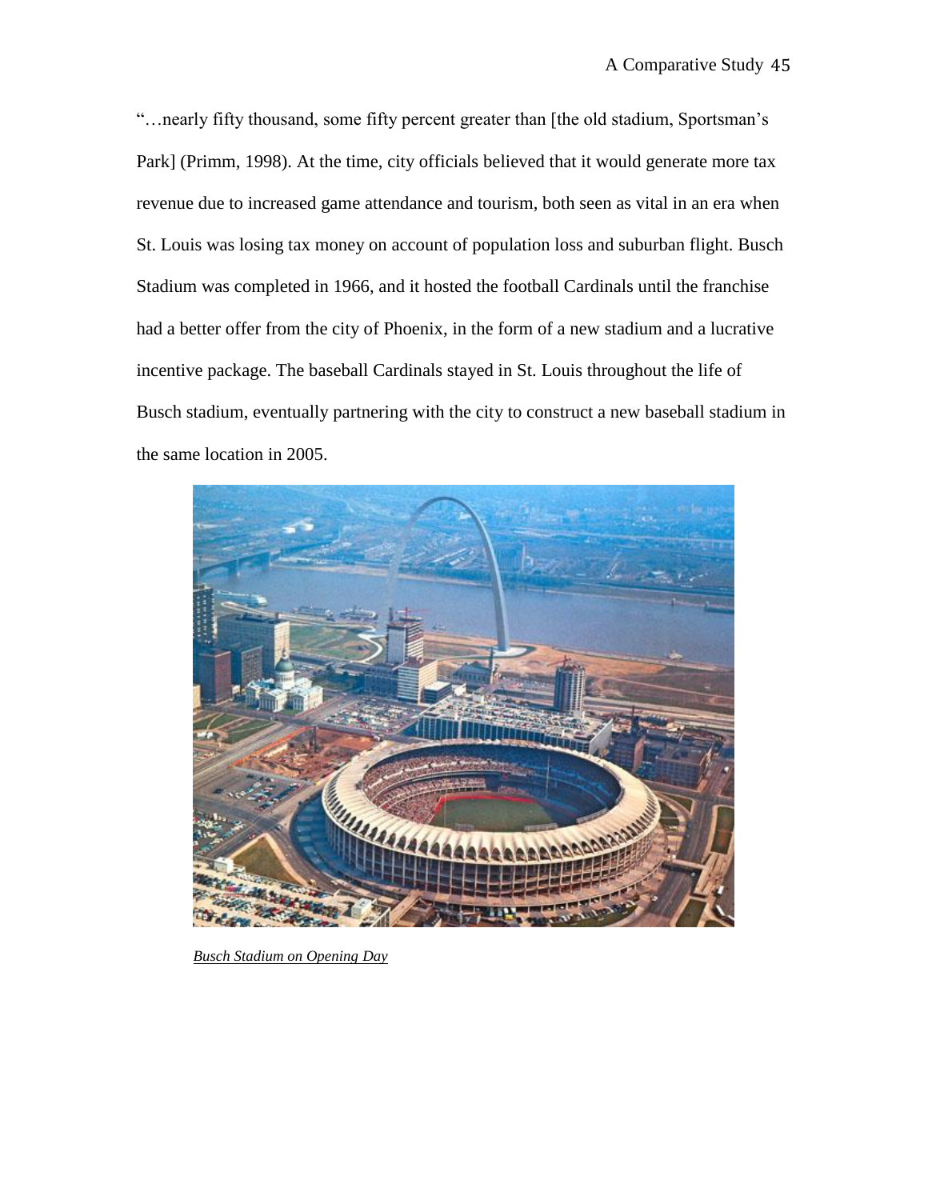"…nearly fifty thousand, some fifty percent greater than [the old stadium, Sportsman's Park] (Primm, 1998). At the time, city officials believed that it would generate more tax revenue due to increased game attendance and tourism, both seen as vital in an era when St. Louis was losing tax money on account of population loss and suburban flight. Busch Stadium was completed in 1966, and it hosted the football Cardinals until the franchise had a better offer from the city of Phoenix, in the form of a new stadium and a lucrative incentive package. The baseball Cardinals stayed in St. Louis throughout the life of Busch stadium, eventually partnering with the city to construct a new baseball stadium in the same location in 2005.

*Busch Stadium on Opening Day*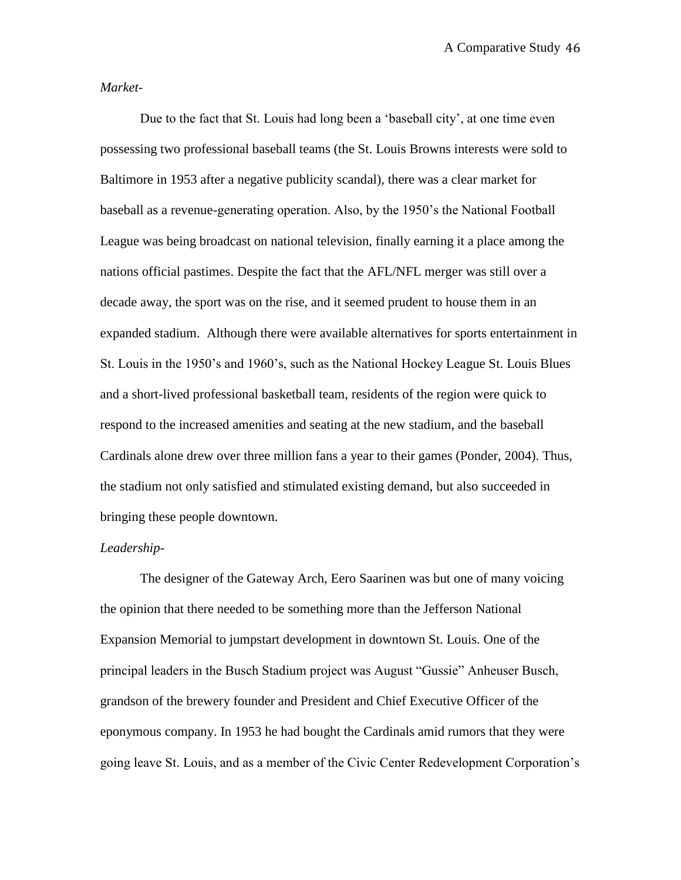*Market-*

Due to the fact that St. Louis had long been a 'baseball city', at one time even possessing two professional baseball teams (the St. Louis Browns interests were sold to Baltimore in 1953 after a negative publicity scandal), there was a clear market for baseball as a revenue-generating operation. Also, by the 1950's the National Football League was being broadcast on national television, finally earning it a place among the nations official pastimes. Despite the fact that the AFL/NFL merger was still over a decade away, the sport was on the rise, and it seemed prudent to house them in an expanded stadium. Although there were available alternatives for sports entertainment in St. Louis in the 1950's and 1960's, such as the National Hockey League St. Louis Blues and a short-lived professional basketball team, residents of the region were quick to respond to the increased amenities and seating at the new stadium, and the baseball Cardinals alone drew over three million fans a year to their games (Ponder, 2004). Thus, the stadium not only satisfied and stimulated existing demand, but also succeeded in bringing these people downtown.

*Leadership-*

The designer of the Gateway Arch, Eero Saarinen was but one of many voicing the opinion that there needed to be something more than the Jefferson National Expansion Memorial to jumpstart development in downtown St. Louis. One of the principal leaders in the Busch Stadium project was August "Gussie" Anheuser Busch, grandson of the brewery founder and President and Chief Executive Officer of the eponymous company. In 1953 he had bought the Cardinals amid rumors that they were going leave St. Louis, and as a member of the Civic Center Redevelopment Corporation's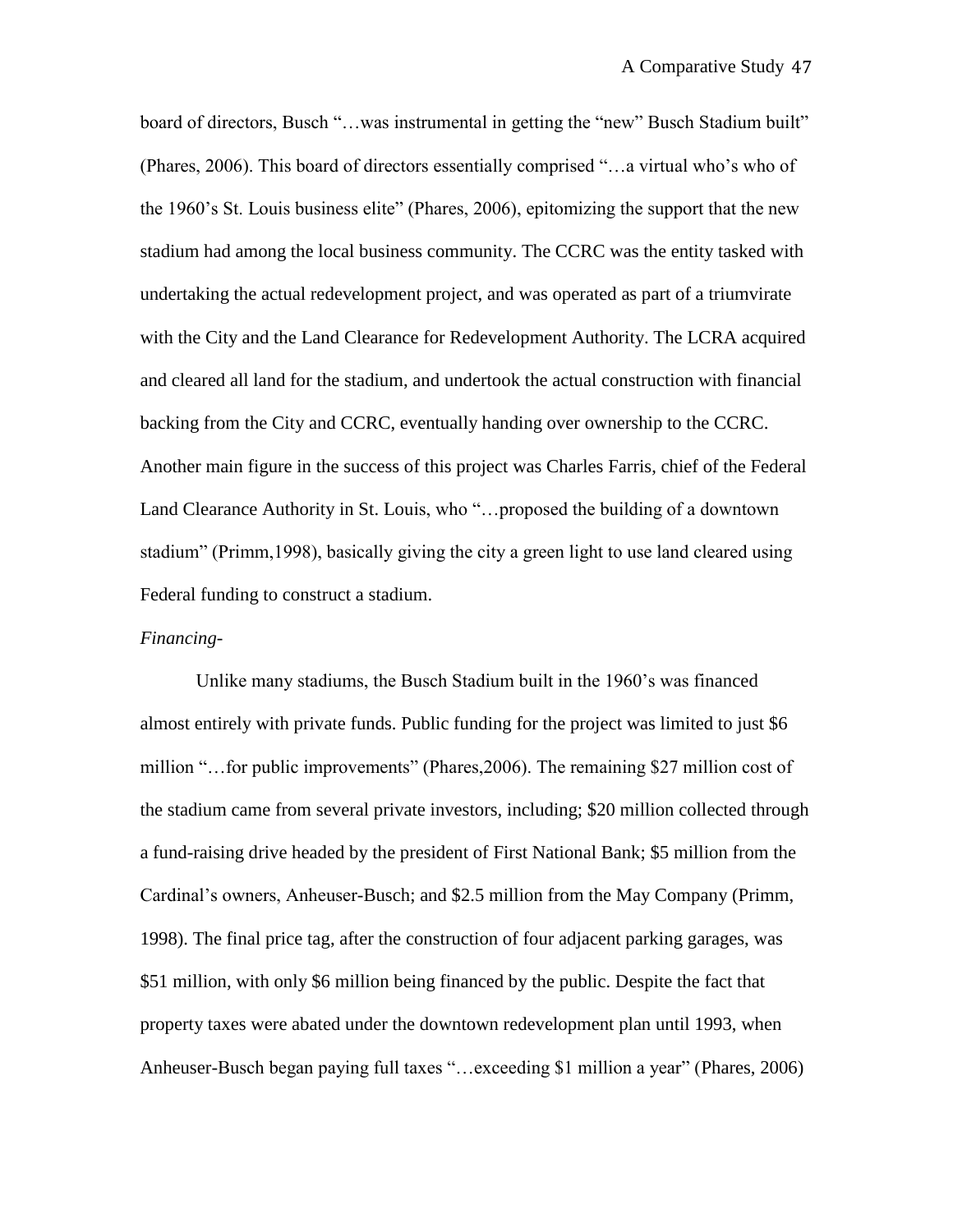board of directors, Busch "…was instrumental in getting the "new" Busch Stadium built" (Phares, 2006). This board of directors essentially comprised "…a virtual who's who of the 1960's St. Louis business elite" (Phares, 2006), epitomizing the support that the new stadium had among the local business community. The CCRC was the entity tasked with undertaking the actual redevelopment project, and was operated as part of a triumvirate with the City and the Land Clearance for Redevelopment Authority. The LCRA acquired and cleared all land for the stadium, and undertook the actual construction with financial backing from the City and CCRC, eventually handing over ownership to the CCRC. Another main figure in the success of this project was Charles Farris, chief of the Federal Land Clearance Authority in St. Louis, who "…proposed the building of a downtown stadium" (Primm,1998), basically giving the city a green light to use land cleared using Federal funding to construct a stadium.

*Financing-*

Unlike many stadiums, the Busch Stadium built in the 1960's was financed almost entirely with private funds. Public funding for the project was limited to just $6 million "…for public improvements" (Phares,2006). The remaining $27 million cost of the stadium came from several private investors, including; $20 million collected through a fund-raising drive headed by the president of First National Bank; $5 million from the Cardinal's owners, Anheuser-Busch; and $2.5 million from the May Company (Primm, 1998). The final price tag, after the construction of four adjacent parking garages, was $51 million, with only $6 million being financed by the public. Despite the fact that property taxes were abated under the downtown redevelopment plan until 1993, when Anheuser-Busch began paying full taxes "…exceeding $1 million a year" (Phares, 2006)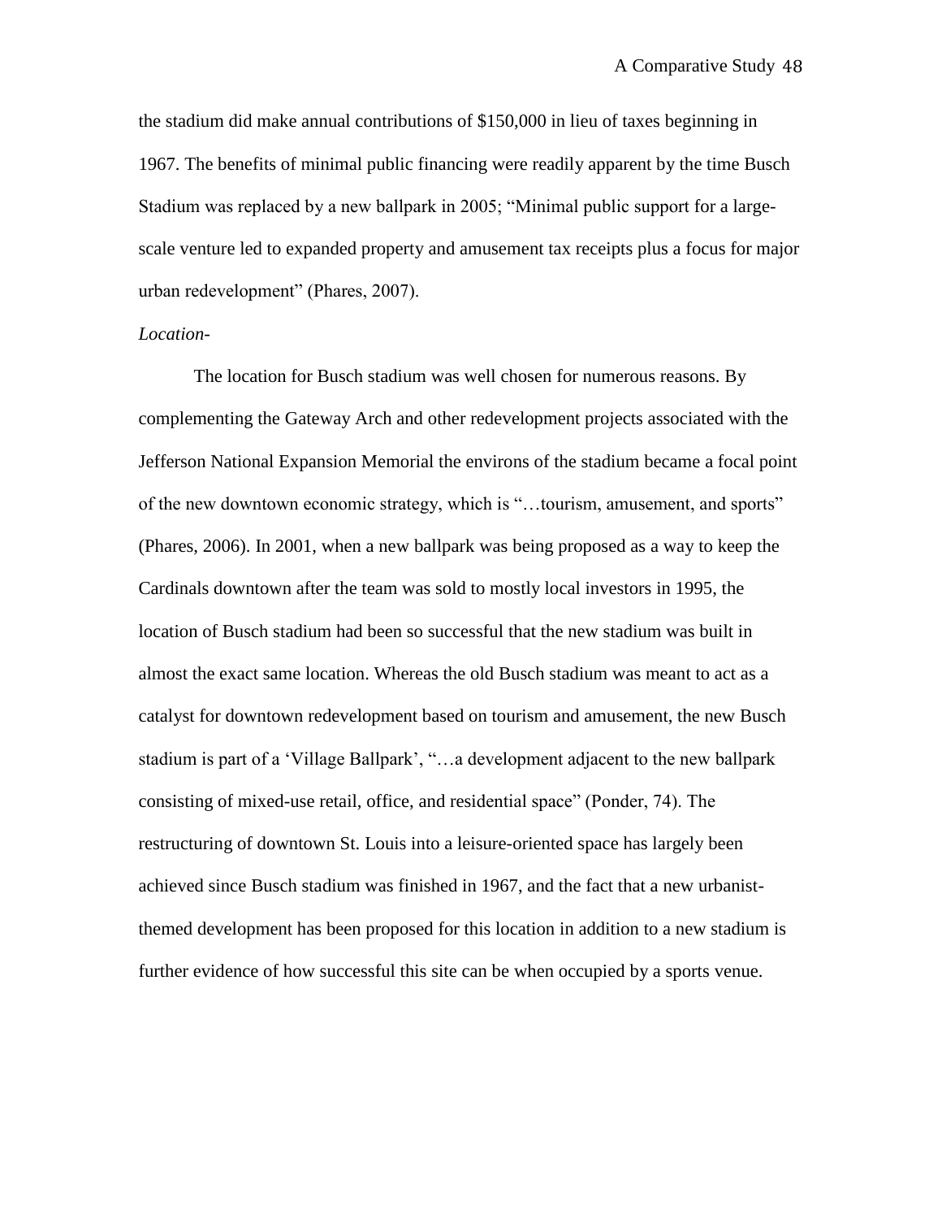the stadium did make annual contributions of $150,000 in lieu of taxes beginning in 1967. The benefits of minimal public financing were readily apparent by the time Busch Stadium was replaced by a new ballpark in 2005; "Minimal public support for a large-scale venture led to expanded property and amusement tax receipts plus a focus for major urban redevelopment" (Phares, 2007).

*Location-*

The location for Busch stadium was well chosen for numerous reasons. By complementing the Gateway Arch and other redevelopment projects associated with the Jefferson National Expansion Memorial the environs of the stadium became a focal point of the new downtown economic strategy, which is "…tourism, amusement, and sports" (Phares, 2006). In 2001, when a new ballpark was being proposed as a way to keep the Cardinals downtown after the team was sold to mostly local investors in 1995, the location of Busch stadium had been so successful that the new stadium was built in almost the exact same location. Whereas the old Busch stadium was meant to act as a catalyst for downtown redevelopment based on tourism and amusement, the new Busch stadium is part of a 'Village Ballpark', "…a development adjacent to the new ballpark consisting of mixed-use retail, office, and residential space" (Ponder, 74). The restructuring of downtown St. Louis into a leisure-oriented space has largely been achieved since Busch stadium was finished in 1967, and the fact that a new urbanist-themed development has been proposed for this location in addition to a new stadium is further evidence of how successful this site can be when occupied by a sports venue.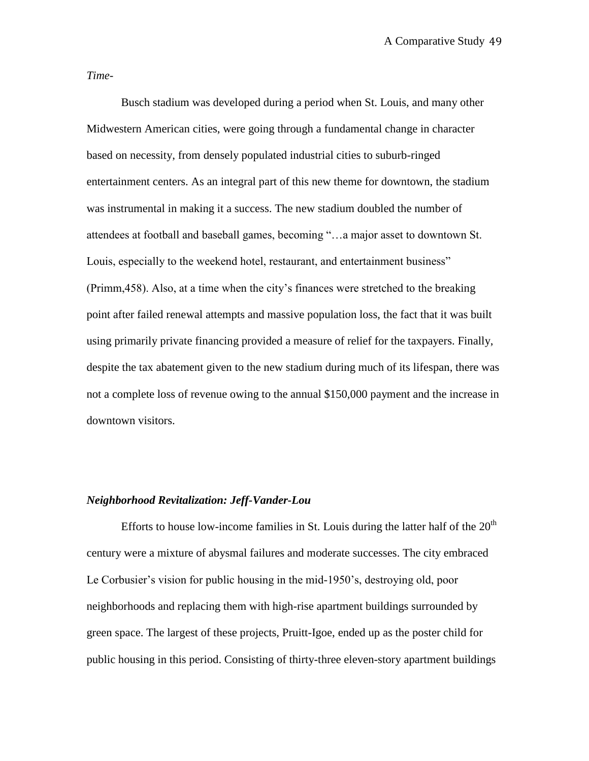*Time-*

Busch stadium was developed during a period when St. Louis, and many other Midwestern American cities, were going through a fundamental change in character based on necessity, from densely populated industrial cities to suburb-ringed entertainment centers. As an integral part of this new theme for downtown, the stadium was instrumental in making it a success. The new stadium doubled the number of attendees at football and baseball games, becoming "…a major asset to downtown St. Louis, especially to the weekend hotel, restaurant, and entertainment business" (Primm,458). Also, at a time when the city's finances were stretched to the breaking point after failed renewal attempts and massive population loss, the fact that it was built using primarily private financing provided a measure of relief for the taxpayers. Finally, despite the tax abatement given to the new stadium during much of its lifespan, there was not a complete loss of revenue owing to the annual $150,000 payment and the increase in downtown visitors.

### *Neighborhood Revitalization: Jeff-Vander-Lou*

Efforts to house low-income families in St. Louis during the latter half of the 20th century were a mixture of abysmal failures and moderate successes. The city embraced Le Corbusier's vision for public housing in the mid-1950's, destroying old, poor neighborhoods and replacing them with high-rise apartment buildings surrounded by green space. The largest of these projects, Pruitt-Igoe, ended up as the poster child for public housing in this period. Consisting of thirty-three eleven-story apartment buildings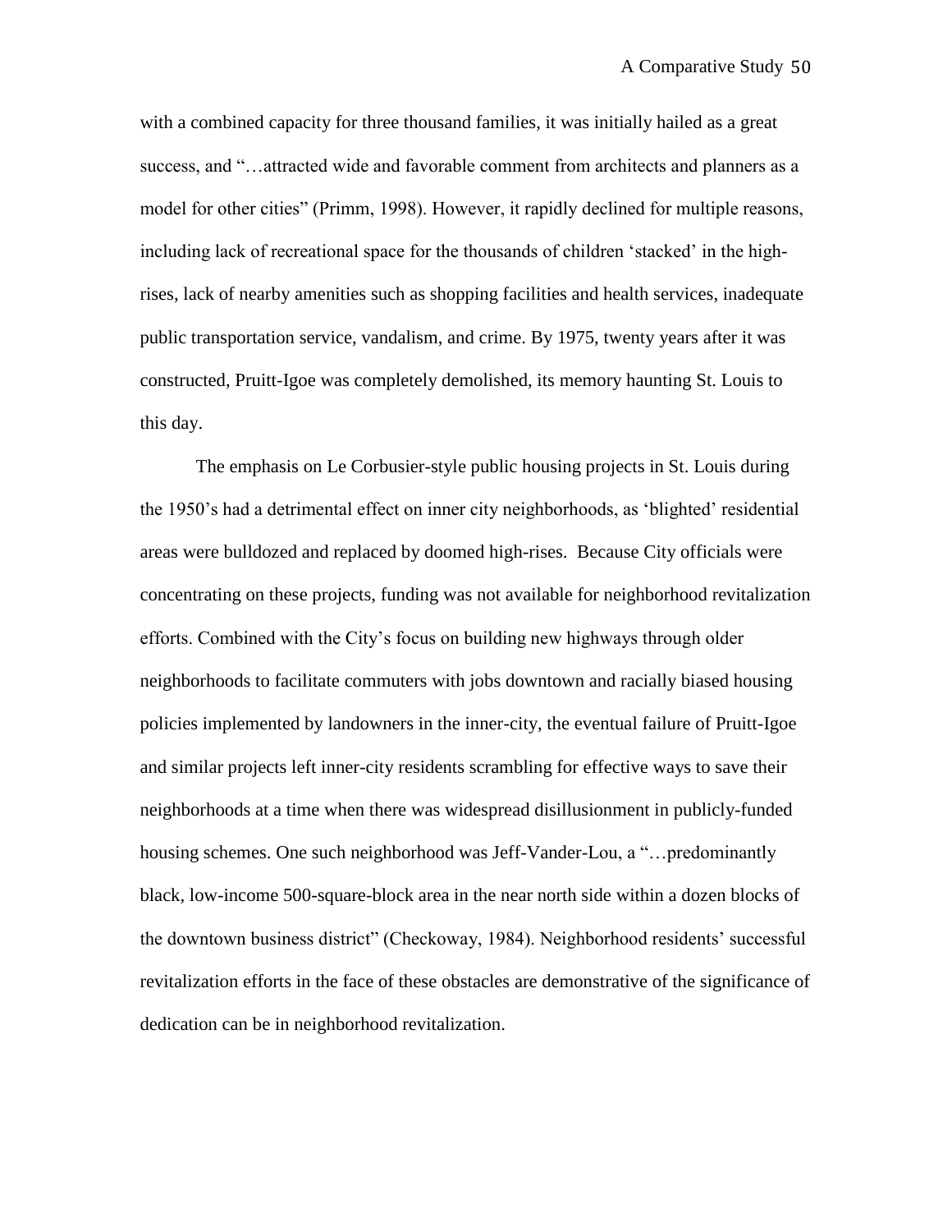with a combined capacity for three thousand families, it was initially hailed as a great success, and "…attracted wide and favorable comment from architects and planners as a model for other cities" (Primm, 1998). However, it rapidly declined for multiple reasons, including lack of recreational space for the thousands of children 'stacked' in the high-rises, lack of nearby amenities such as shopping facilities and health services, inadequate public transportation service, vandalism, and crime. By 1975, twenty years after it was constructed, Pruitt-Igoe was completely demolished, its memory haunting St. Louis to this day.

The emphasis on Le Corbusier-style public housing projects in St. Louis during the 1950's had a detrimental effect on inner city neighborhoods, as 'blighted' residential areas were bulldozed and replaced by doomed high-rises. Because City officials were concentrating on these projects, funding was not available for neighborhood revitalization efforts. Combined with the City's focus on building new highways through older neighborhoods to facilitate commuters with jobs downtown and racially biased housing policies implemented by landowners in the inner-city, the eventual failure of Pruitt-Igoe and similar projects left inner-city residents scrambling for effective ways to save their neighborhoods at a time when there was widespread disillusionment in publicly-funded housing schemes. One such neighborhood was Jeff-Vander-Lou, a "…predominantly black, low-income 500-square-block area in the near north side within a dozen blocks of the downtown business district" (Checkoway, 1984). Neighborhood residents' successful revitalization efforts in the face of these obstacles are demonstrative of the significance of dedication can be in neighborhood revitalization.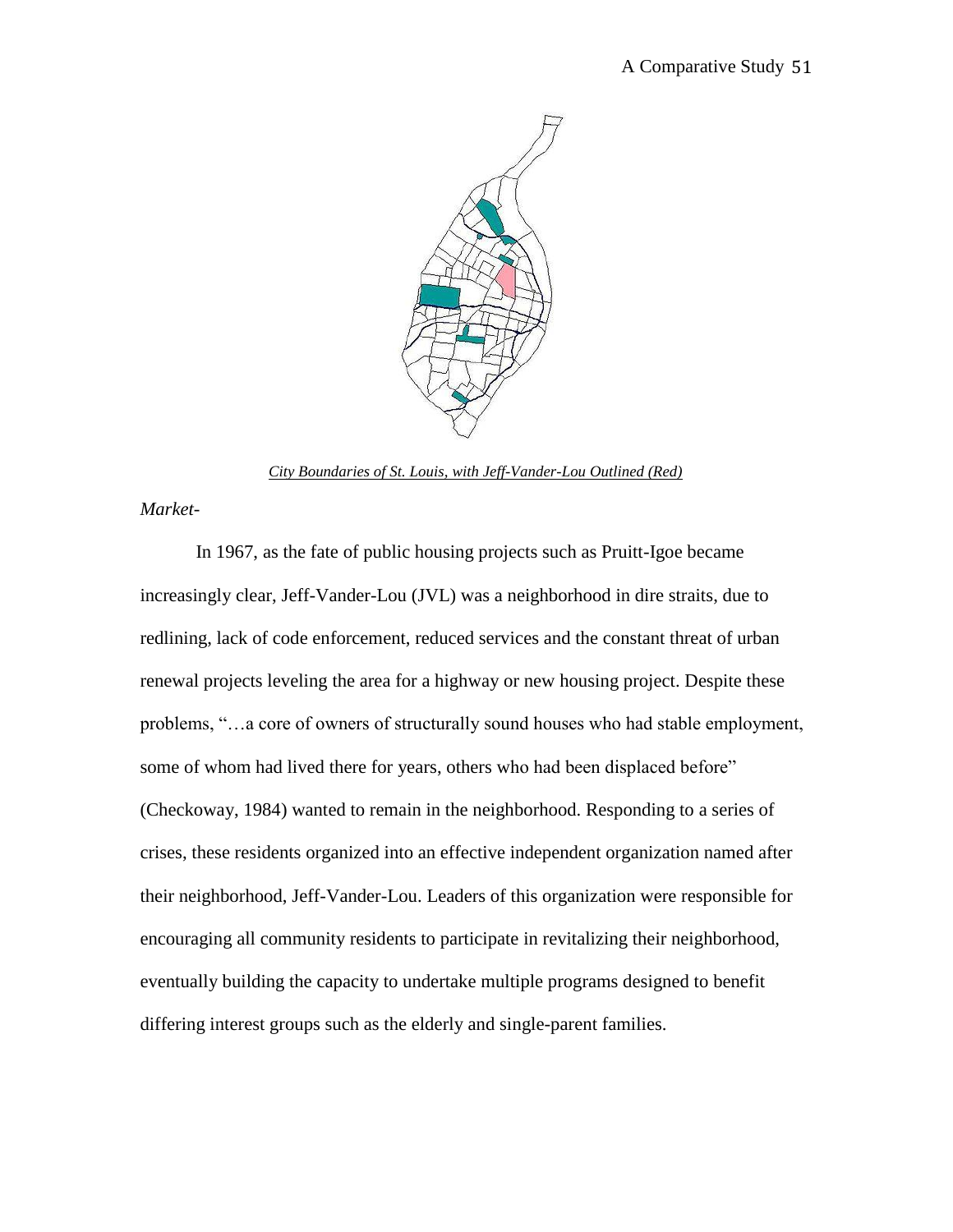*City Boundaries of St. Louis, with Jeff-Vander-Lou Outlined (Red)*

*Market-*

In 1967, as the fate of public housing projects such as Pruitt-Igoe became increasingly clear, Jeff-Vander-Lou (JVL) was a neighborhood in dire straits, due to redlining, lack of code enforcement, reduced services and the constant threat of urban renewal projects leveling the area for a highway or new housing project. Despite these problems, "…a core of owners of structurally sound houses who had stable employment, some of whom had lived there for years, others who had been displaced before" (Checkoway, 1984) wanted to remain in the neighborhood. Responding to a series of crises, these residents organized into an effective independent organization named after their neighborhood, Jeff-Vander-Lou. Leaders of this organization were responsible for encouraging all community residents to participate in revitalizing their neighborhood, eventually building the capacity to undertake multiple programs designed to benefit differing interest groups such as the elderly and single-parent families.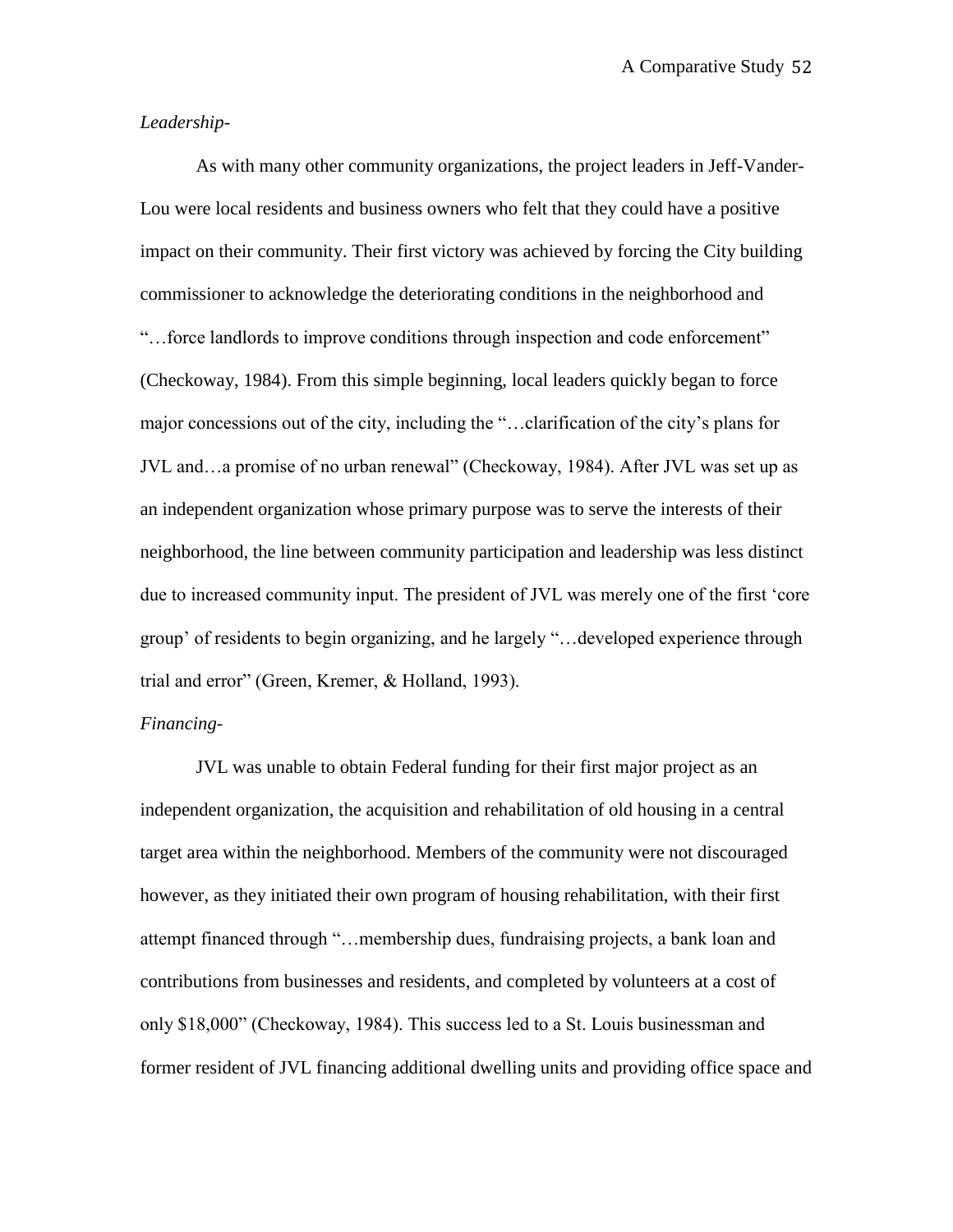*Leadership-*

As with many other community organizations, the project leaders in Jeff-Vander-Lou were local residents and business owners who felt that they could have a positive impact on their community. Their first victory was achieved by forcing the City building commissioner to acknowledge the deteriorating conditions in the neighborhood and "…force landlords to improve conditions through inspection and code enforcement" (Checkoway, 1984). From this simple beginning, local leaders quickly began to force major concessions out of the city, including the "…clarification of the city's plans for JVL and…a promise of no urban renewal" (Checkoway, 1984). After JVL was set up as an independent organization whose primary purpose was to serve the interests of their neighborhood, the line between community participation and leadership was less distinct due to increased community input. The president of JVL was merely one of the first 'core group' of residents to begin organizing, and he largely "…developed experience through trial and error" (Green, Kremer, & Holland, 1993).

*Financing-*

JVL was unable to obtain Federal funding for their first major project as an independent organization, the acquisition and rehabilitation of old housing in a central target area within the neighborhood. Members of the community were not discouraged however, as they initiated their own program of housing rehabilitation, with their first attempt financed through "…membership dues, fundraising projects, a bank loan and contributions from businesses and residents, and completed by volunteers at a cost of only $18,000" (Checkoway, 1984). This success led to a St. Louis businessman and former resident of JVL financing additional dwelling units and providing office space and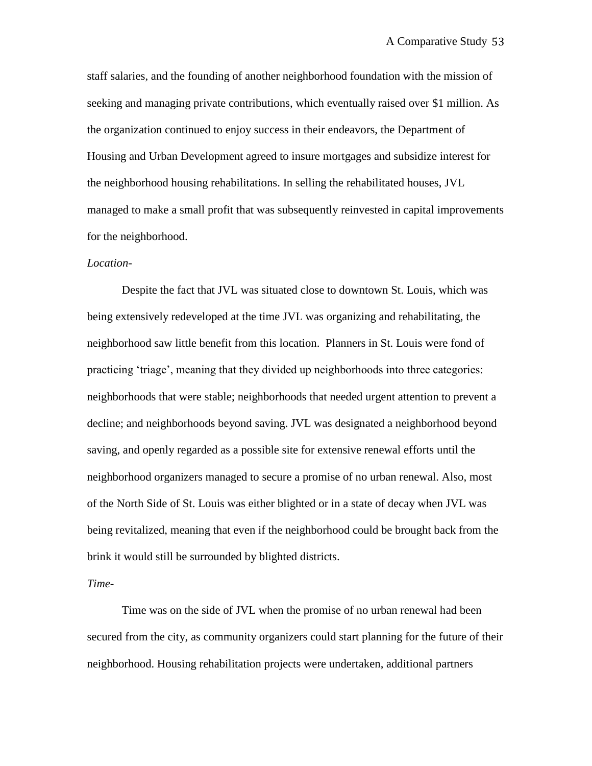staff salaries, and the founding of another neighborhood foundation with the mission of seeking and managing private contributions, which eventually raised over $1 million. As the organization continued to enjoy success in their endeavors, the Department of Housing and Urban Development agreed to insure mortgages and subsidize interest for the neighborhood housing rehabilitations. In selling the rehabilitated houses, JVL managed to make a small profit that was subsequently reinvested in capital improvements for the neighborhood.

*Location-*

Despite the fact that JVL was situated close to downtown St. Louis, which was being extensively redeveloped at the time JVL was organizing and rehabilitating, the neighborhood saw little benefit from this location. Planners in St. Louis were fond of practicing 'triage', meaning that they divided up neighborhoods into three categories: neighborhoods that were stable; neighborhoods that needed urgent attention to prevent a decline; and neighborhoods beyond saving. JVL was designated a neighborhood beyond saving, and openly regarded as a possible site for extensive renewal efforts until the neighborhood organizers managed to secure a promise of no urban renewal. Also, most of the North Side of St. Louis was either blighted or in a state of decay when JVL was being revitalized, meaning that even if the neighborhood could be brought back from the brink it would still be surrounded by blighted districts.

*Time-*

Time was on the side of JVL when the promise of no urban renewal had been secured from the city, as community organizers could start planning for the future of their neighborhood. Housing rehabilitation projects were undertaken, additional partners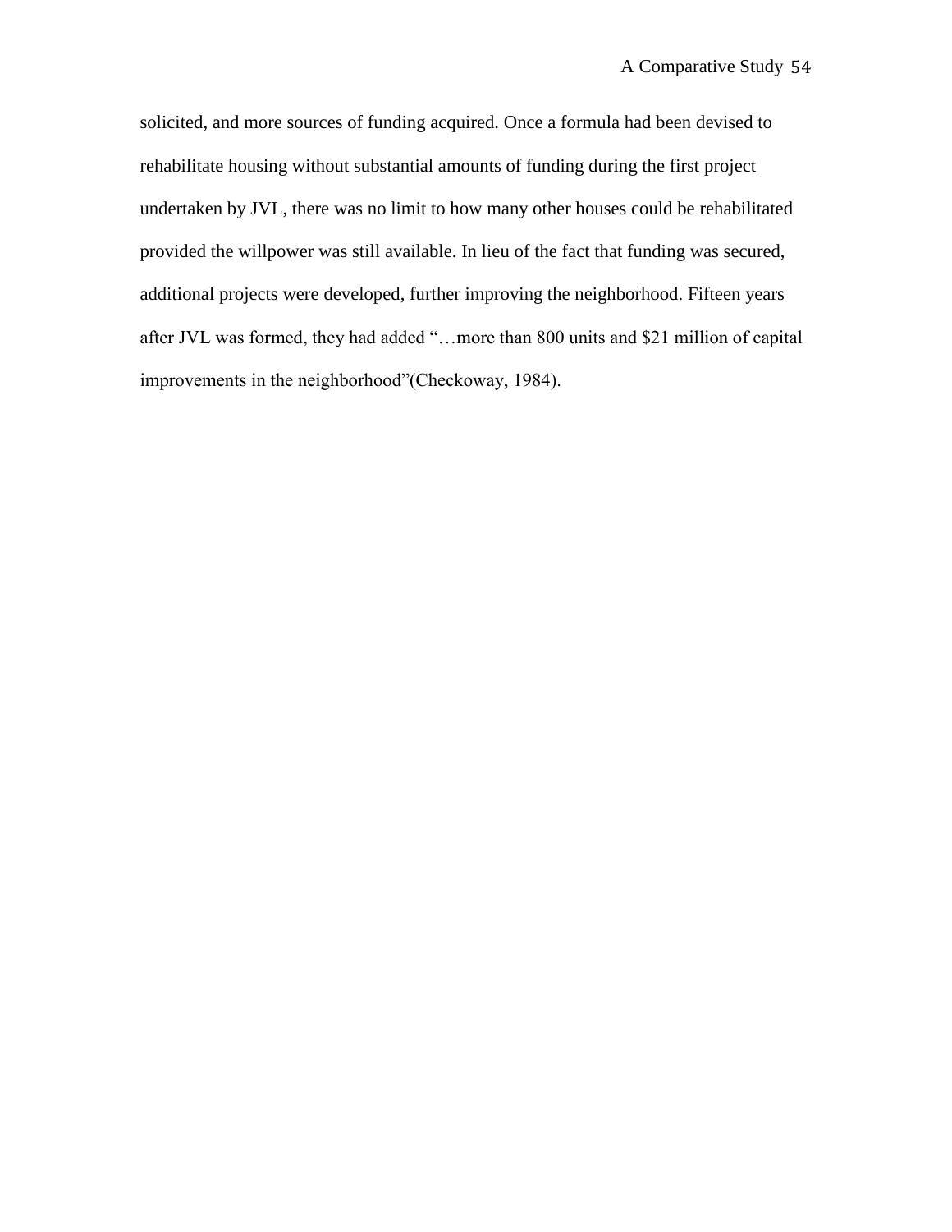solicited, and more sources of funding acquired. Once a formula had been devised to rehabilitate housing without substantial amounts of funding during the first project undertaken by JVL, there was no limit to how many other houses could be rehabilitated provided the willpower was still available. In lieu of the fact that funding was secured, additional projects were developed, further improving the neighborhood. Fifteen years after JVL was formed, they had added "…more than 800 units and $21 million of capital improvements in the neighborhood"(Checkoway, 1984).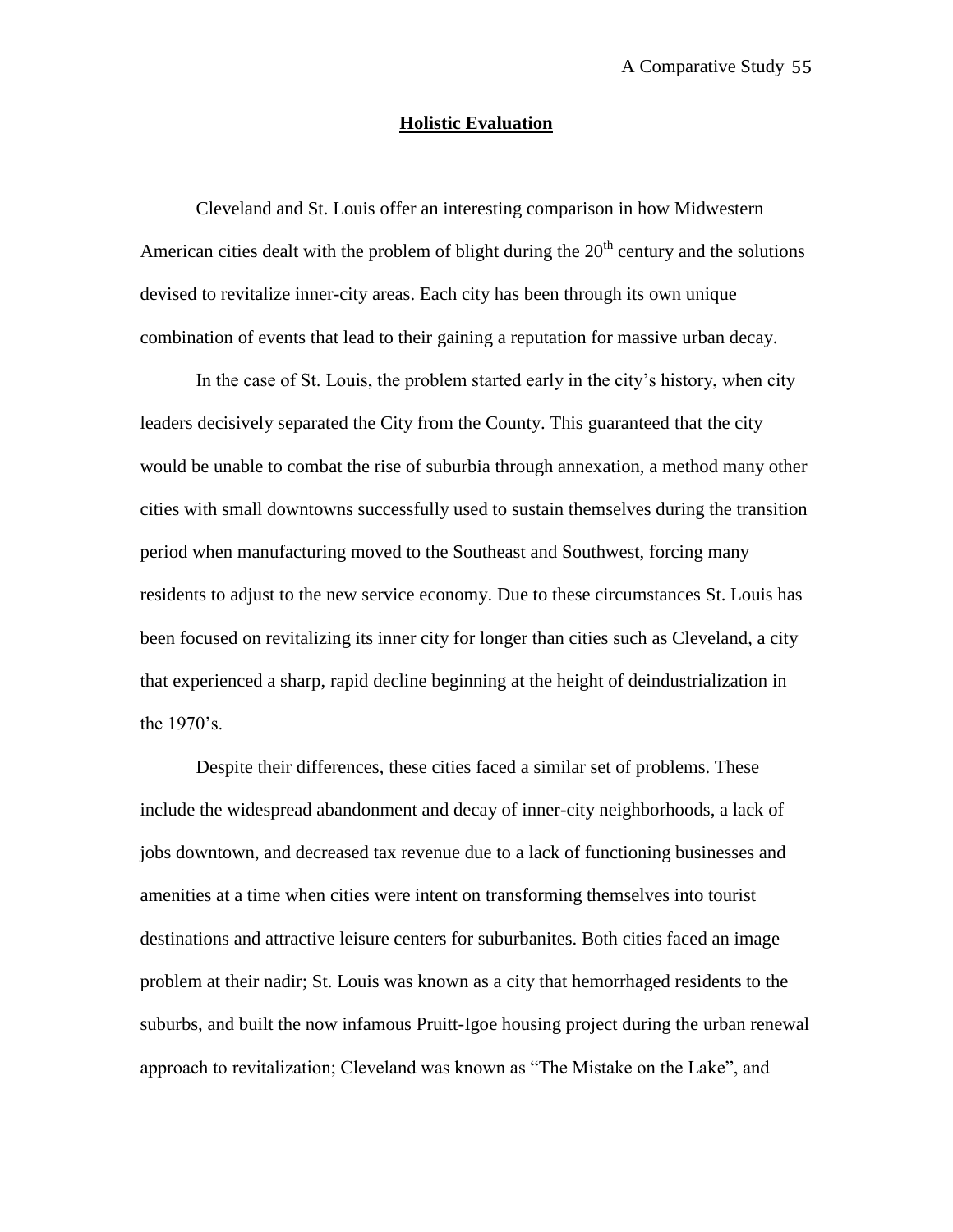## Holistic Evaluation

Cleveland and St. Louis offer an interesting comparison in how Midwestern American cities dealt with the problem of blight during the 20th century and the solutions devised to revitalize inner-city areas. Each city has been through its own unique combination of events that lead to their gaining a reputation for massive urban decay.

In the case of St. Louis, the problem started early in the city's history, when city leaders decisively separated the City from the County. This guaranteed that the city would be unable to combat the rise of suburbia through annexation, a method many other cities with small downtowns successfully used to sustain themselves during the transition period when manufacturing moved to the Southeast and Southwest, forcing many residents to adjust to the new service economy. Due to these circumstances St. Louis has been focused on revitalizing its inner city for longer than cities such as Cleveland, a city that experienced a sharp, rapid decline beginning at the height of deindustrialization in the 1970's.

Despite their differences, these cities faced a similar set of problems. These include the widespread abandonment and decay of inner-city neighborhoods, a lack of jobs downtown, and decreased tax revenue due to a lack of functioning businesses and amenities at a time when cities were intent on transforming themselves into tourist destinations and attractive leisure centers for suburbanites. Both cities faced an image problem at their nadir; St. Louis was known as a city that hemorrhaged residents to the suburbs, and built the now infamous Pruitt-Igoe housing project during the urban renewal approach to revitalization; Cleveland was known as "The Mistake on the Lake", and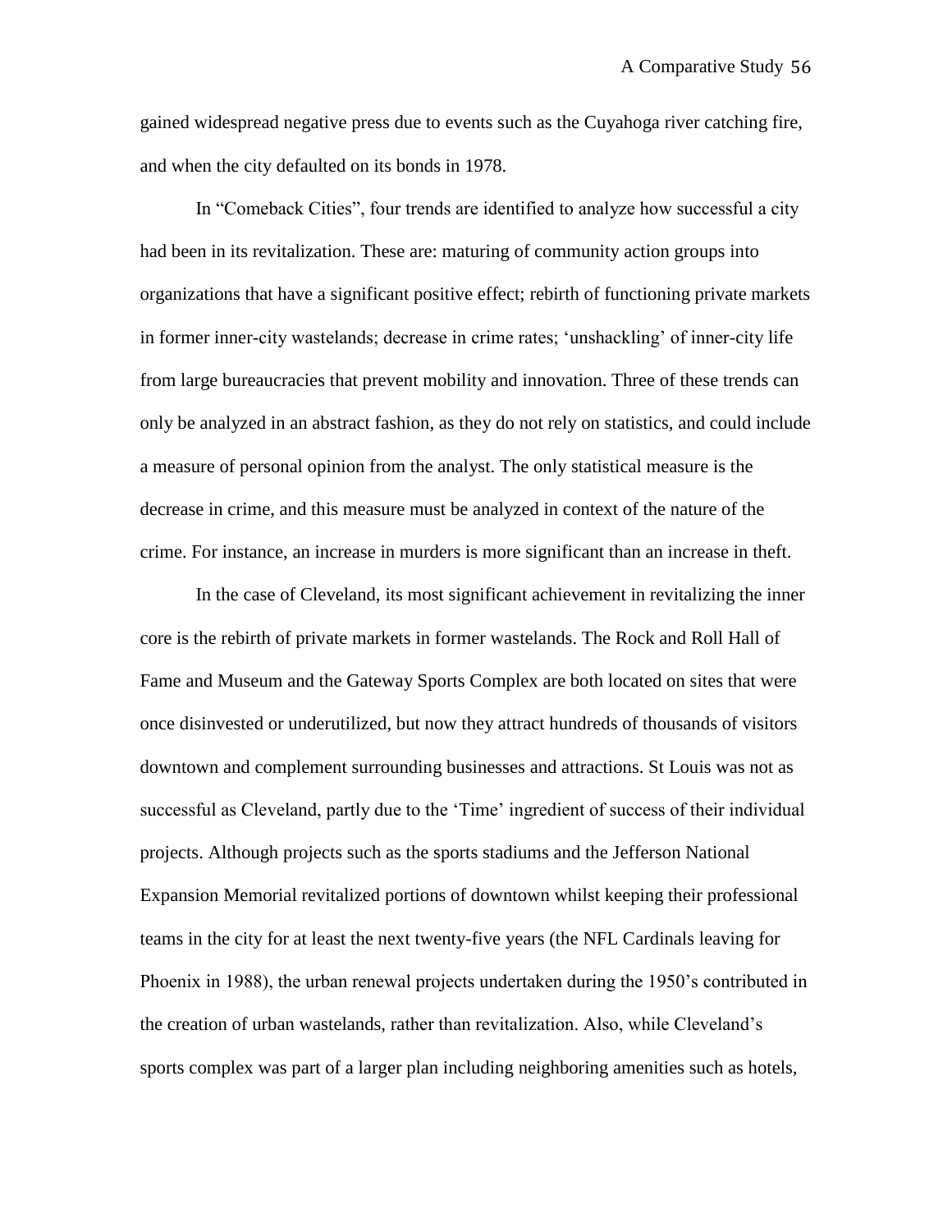gained widespread negative press due to events such as the Cuyahoga river catching fire, and when the city defaulted on its bonds in 1978.

In "Comeback Cities", four trends are identified to analyze how successful a city had been in its revitalization. These are: maturing of community action groups into organizations that have a significant positive effect; rebirth of functioning private markets in former inner-city wastelands; decrease in crime rates; 'unshackling' of inner-city life from large bureaucracies that prevent mobility and innovation. Three of these trends can only be analyzed in an abstract fashion, as they do not rely on statistics, and could include a measure of personal opinion from the analyst. The only statistical measure is the decrease in crime, and this measure must be analyzed in context of the nature of the crime. For instance, an increase in murders is more significant than an increase in theft.

In the case of Cleveland, its most significant achievement in revitalizing the inner core is the rebirth of private markets in former wastelands. The Rock and Roll Hall of Fame and Museum and the Gateway Sports Complex are both located on sites that were once disinvested or underutilized, but now they attract hundreds of thousands of visitors downtown and complement surrounding businesses and attractions. St Louis was not as successful as Cleveland, partly due to the 'Time' ingredient of success of their individual projects. Although projects such as the sports stadiums and the Jefferson National Expansion Memorial revitalized portions of downtown whilst keeping their professional teams in the city for at least the next twenty-five years (the NFL Cardinals leaving for Phoenix in 1988), the urban renewal projects undertaken during the 1950's contributed in the creation of urban wastelands, rather than revitalization. Also, while Cleveland's sports complex was part of a larger plan including neighboring amenities such as hotels,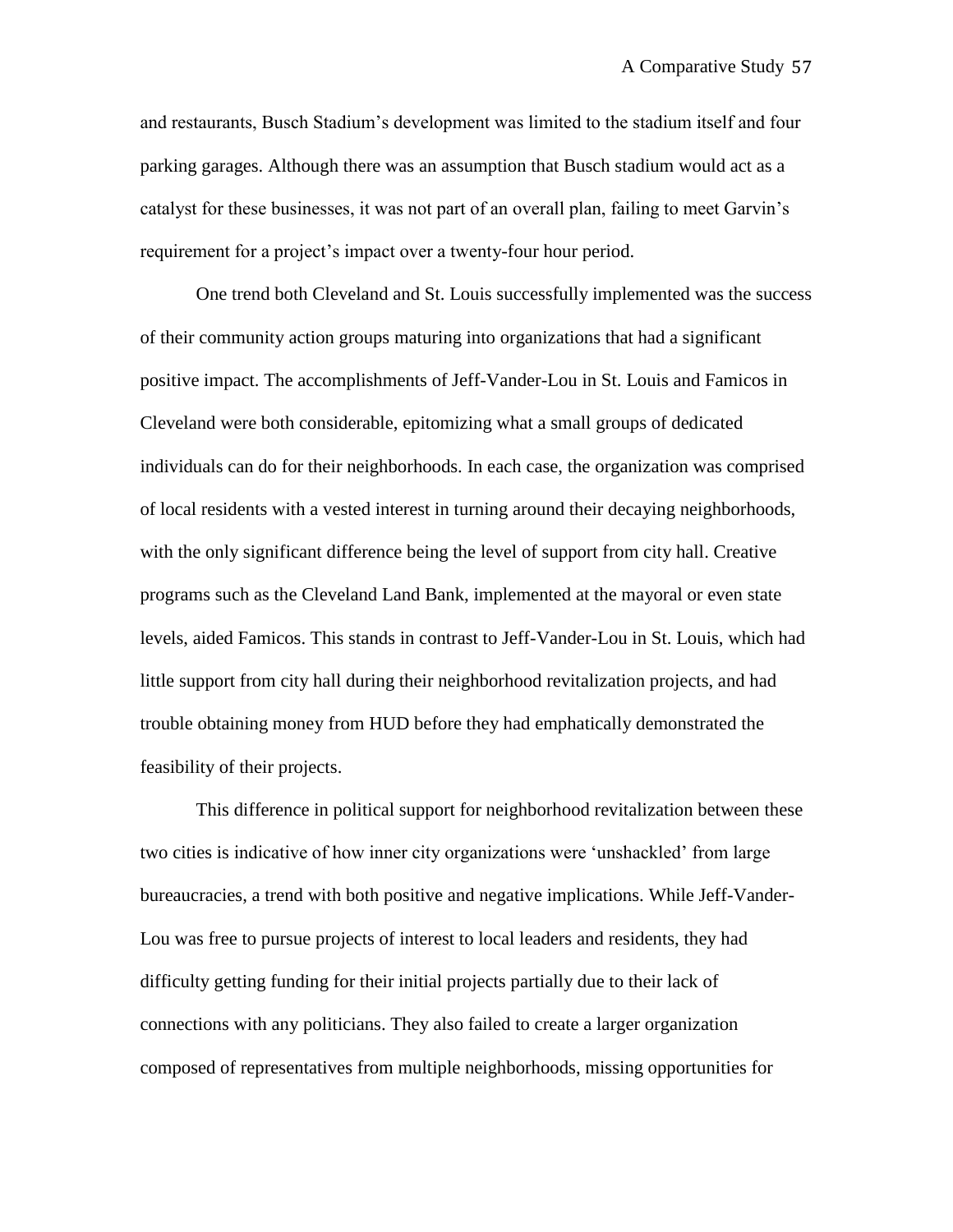and restaurants, Busch Stadium's development was limited to the stadium itself and four parking garages. Although there was an assumption that Busch stadium would act as a catalyst for these businesses, it was not part of an overall plan, failing to meet Garvin's requirement for a project's impact over a twenty-four hour period.

One trend both Cleveland and St. Louis successfully implemented was the success of their community action groups maturing into organizations that had a significant positive impact. The accomplishments of Jeff-Vander-Lou in St. Louis and Famicos in Cleveland were both considerable, epitomizing what a small groups of dedicated individuals can do for their neighborhoods. In each case, the organization was comprised of local residents with a vested interest in turning around their decaying neighborhoods, with the only significant difference being the level of support from city hall. Creative programs such as the Cleveland Land Bank, implemented at the mayoral or even state levels, aided Famicos. This stands in contrast to Jeff-Vander-Lou in St. Louis, which had little support from city hall during their neighborhood revitalization projects, and had trouble obtaining money from HUD before they had emphatically demonstrated the feasibility of their projects.

This difference in political support for neighborhood revitalization between these two cities is indicative of how inner city organizations were 'unshackled' from large bureaucracies, a trend with both positive and negative implications. While Jeff-Vander-Lou was free to pursue projects of interest to local leaders and residents, they had difficulty getting funding for their initial projects partially due to their lack of connections with any politicians. They also failed to create a larger organization composed of representatives from multiple neighborhoods, missing opportunities for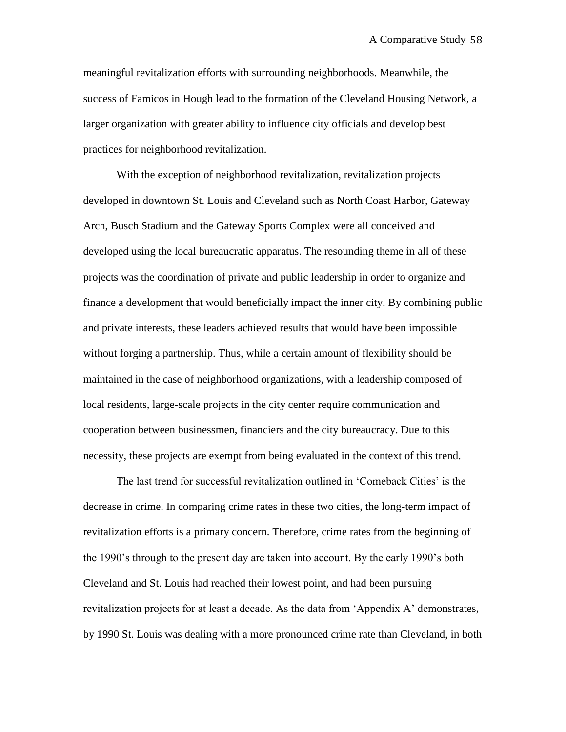meaningful revitalization efforts with surrounding neighborhoods. Meanwhile, the success of Famicos in Hough lead to the formation of the Cleveland Housing Network, a larger organization with greater ability to influence city officials and develop best practices for neighborhood revitalization.

With the exception of neighborhood revitalization, revitalization projects developed in downtown St. Louis and Cleveland such as North Coast Harbor, Gateway Arch, Busch Stadium and the Gateway Sports Complex were all conceived and developed using the local bureaucratic apparatus. The resounding theme in all of these projects was the coordination of private and public leadership in order to organize and finance a development that would beneficially impact the inner city. By combining public and private interests, these leaders achieved results that would have been impossible without forging a partnership. Thus, while a certain amount of flexibility should be maintained in the case of neighborhood organizations, with a leadership composed of local residents, large-scale projects in the city center require communication and cooperation between businessmen, financiers and the city bureaucracy. Due to this necessity, these projects are exempt from being evaluated in the context of this trend.

The last trend for successful revitalization outlined in 'Comeback Cities' is the decrease in crime. In comparing crime rates in these two cities, the long-term impact of revitalization efforts is a primary concern. Therefore, crime rates from the beginning of the 1990's through to the present day are taken into account. By the early 1990's both Cleveland and St. Louis had reached their lowest point, and had been pursuing revitalization projects for at least a decade. As the data from 'Appendix A' demonstrates, by 1990 St. Louis was dealing with a more pronounced crime rate than Cleveland, in both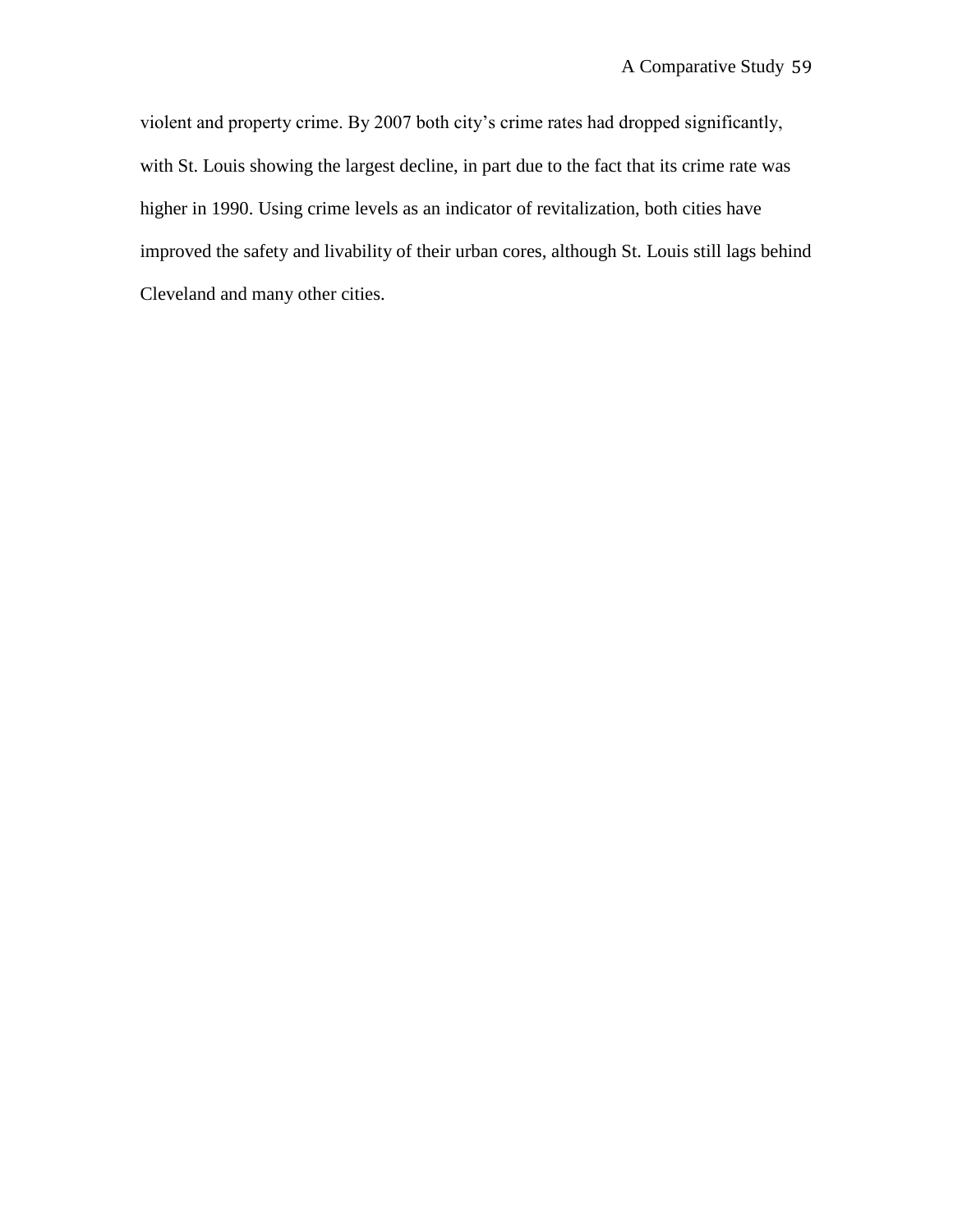violent and property crime. By 2007 both city's crime rates had dropped significantly, with St. Louis showing the largest decline, in part due to the fact that its crime rate was higher in 1990. Using crime levels as an indicator of revitalization, both cities have improved the safety and livability of their urban cores, although St. Louis still lags behind Cleveland and many other cities.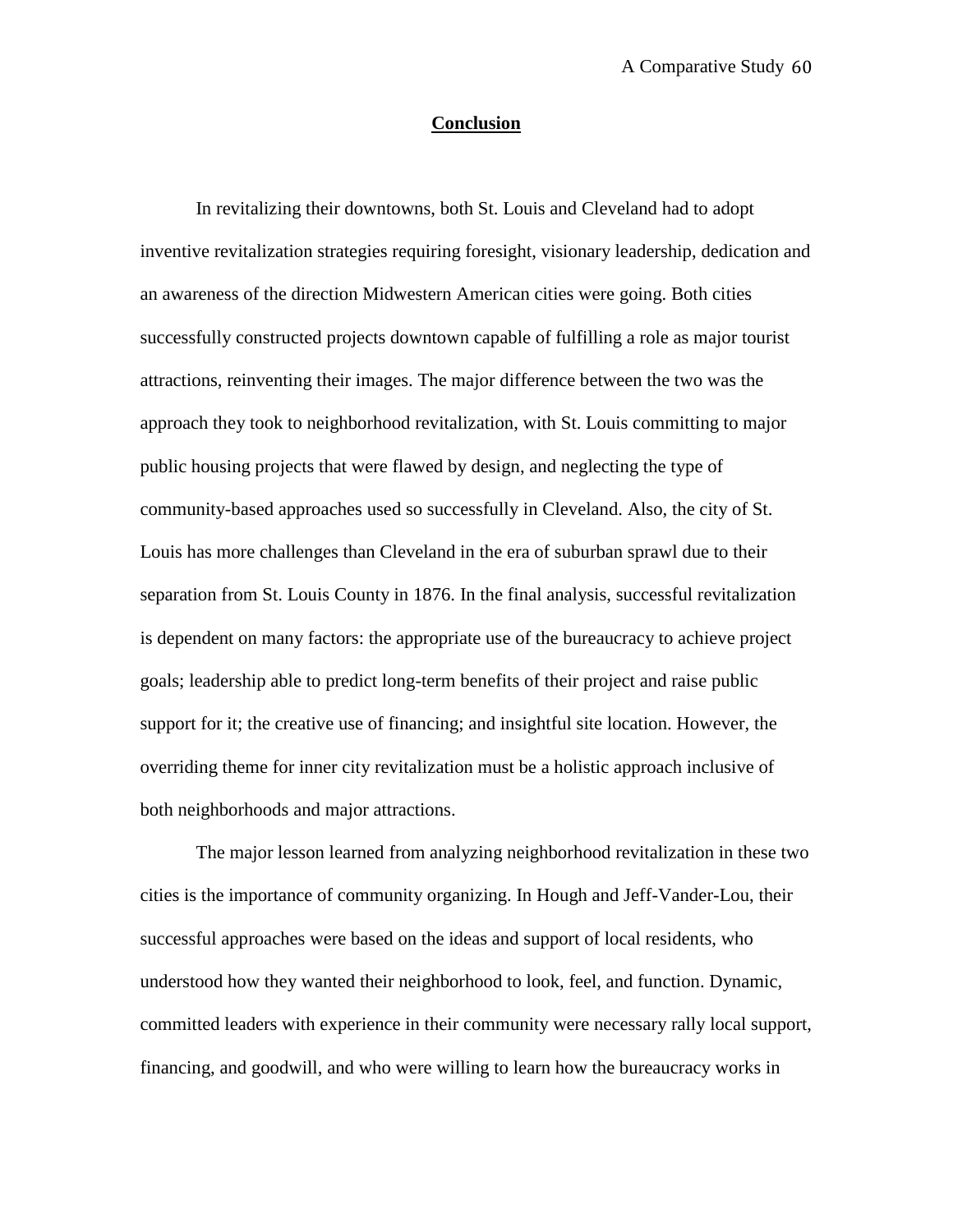## Conclusion

In revitalizing their downtowns, both St. Louis and Cleveland had to adopt inventive revitalization strategies requiring foresight, visionary leadership, dedication and an awareness of the direction Midwestern American cities were going. Both cities successfully constructed projects downtown capable of fulfilling a role as major tourist attractions, reinventing their images. The major difference between the two was the approach they took to neighborhood revitalization, with St. Louis committing to major public housing projects that were flawed by design, and neglecting the type of community-based approaches used so successfully in Cleveland. Also, the city of St. Louis has more challenges than Cleveland in the era of suburban sprawl due to their separation from St. Louis County in 1876. In the final analysis, successful revitalization is dependent on many factors: the appropriate use of the bureaucracy to achieve project goals; leadership able to predict long-term benefits of their project and raise public support for it; the creative use of financing; and insightful site location. However, the overriding theme for inner city revitalization must be a holistic approach inclusive of both neighborhoods and major attractions.

The major lesson learned from analyzing neighborhood revitalization in these two cities is the importance of community organizing. In Hough and Jeff-Vander-Lou, their successful approaches were based on the ideas and support of local residents, who understood how they wanted their neighborhood to look, feel, and function. Dynamic, committed leaders with experience in their community were necessary rally local support, financing, and goodwill, and who were willing to learn how the bureaucracy works in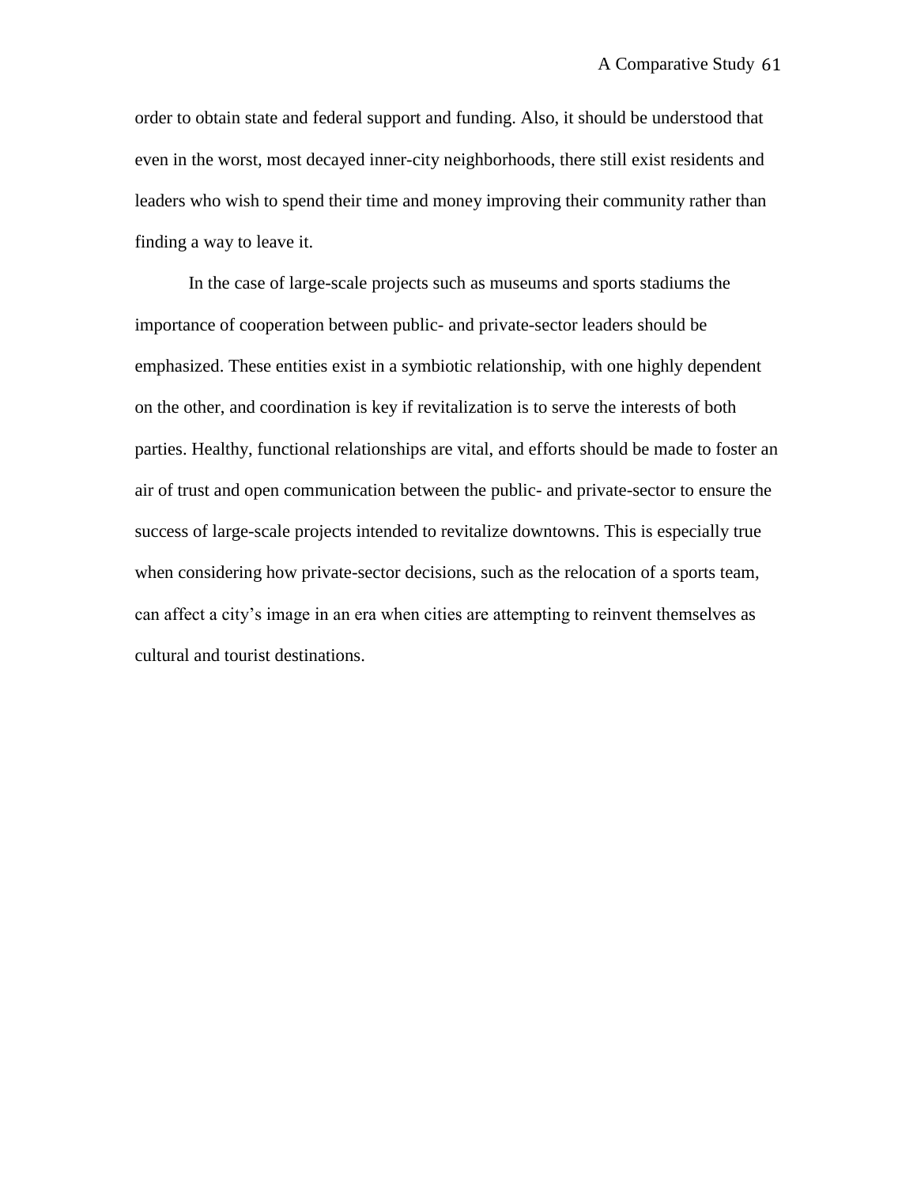order to obtain state and federal support and funding. Also, it should be understood that even in the worst, most decayed inner-city neighborhoods, there still exist residents and leaders who wish to spend their time and money improving their community rather than finding a way to leave it.

In the case of large-scale projects such as museums and sports stadiums the importance of cooperation between public- and private-sector leaders should be emphasized. These entities exist in a symbiotic relationship, with one highly dependent on the other, and coordination is key if revitalization is to serve the interests of both parties. Healthy, functional relationships are vital, and efforts should be made to foster an air of trust and open communication between the public- and private-sector to ensure the success of large-scale projects intended to revitalize downtowns. This is especially true when considering how private-sector decisions, such as the relocation of a sports team, can affect a city's image in an era when cities are attempting to reinvent themselves as cultural and tourist destinations.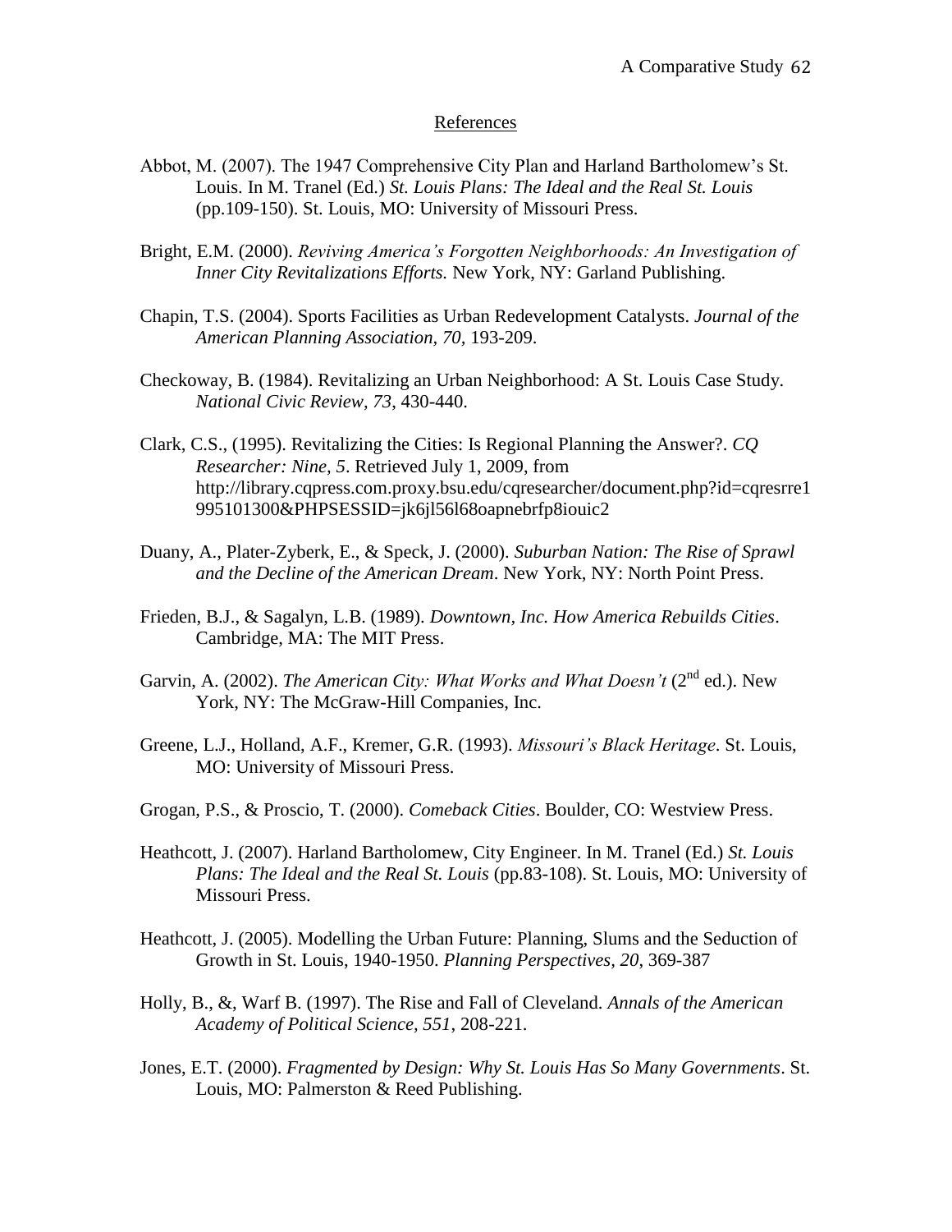## References

Abbot, M. (2007). The 1947 Comprehensive City Plan and Harland Bartholomew's St. Louis. In M. Tranel (Ed.) *St. Louis Plans: The Ideal and the Real St. Louis* (pp.109-150). St. Louis, MO: University of Missouri Press.

Bright, E.M. (2000). *Reviving America's Forgotten Neighborhoods: An Investigation of Inner City Revitalizations Efforts.* New York, NY: Garland Publishing.

Chapin, T.S. (2004). Sports Facilities as Urban Redevelopment Catalysts. *Journal of the American Planning Association, 70,* 193-209.

Checkoway, B. (1984). Revitalizing an Urban Neighborhood: A St. Louis Case Study. *National Civic Review, 73*, 430-440.

Clark, C.S., (1995). Revitalizing the Cities: Is Regional Planning the Answer?. *CQ Researcher: Nine, 5*. Retrieved July 1, 2009, from http://library.cqpress.com.proxy.bsu.edu/cqresearcher/document.php?id=cqresrre1995101300&PHPSESSID=jk6jl56l68oapnebrfp8iouic2

Duany, A., Plater-Zyberk, E., & Speck, J. (2000). *Suburban Nation: The Rise of Sprawl and the Decline of the American Dream*. New York, NY: North Point Press.

Frieden, B.J., & Sagalyn, L.B. (1989). *Downtown, Inc. How America Rebuilds Cities*. Cambridge, MA: The MIT Press.

Garvin, A. (2002). *The American City: What Works and What Doesn't* (2nd ed.). New York, NY: The McGraw-Hill Companies, Inc.

Greene, L.J., Holland, A.F., Kremer, G.R. (1993). *Missouri's Black Heritage*. St. Louis, MO: University of Missouri Press.

Grogan, P.S., & Proscio, T. (2000). *Comeback Cities*. Boulder, CO: Westview Press.

Heathcott, J. (2007). Harland Bartholomew, City Engineer. In M. Tranel (Ed.) *St. Louis Plans: The Ideal and the Real St. Louis* (pp.83-108). St. Louis, MO: University of Missouri Press.

Heathcott, J. (2005). Modelling the Urban Future: Planning, Slums and the Seduction of Growth in St. Louis, 1940-1950. *Planning Perspectives, 20*, 369-387

Holly, B., &, Warf B. (1997). The Rise and Fall of Cleveland. *Annals of the American Academy of Political Science, 551*, 208-221.

Jones, E.T. (2000). *Fragmented by Design: Why St. Louis Has So Many Governments*. St. Louis, MO: Palmerston & Reed Publishing.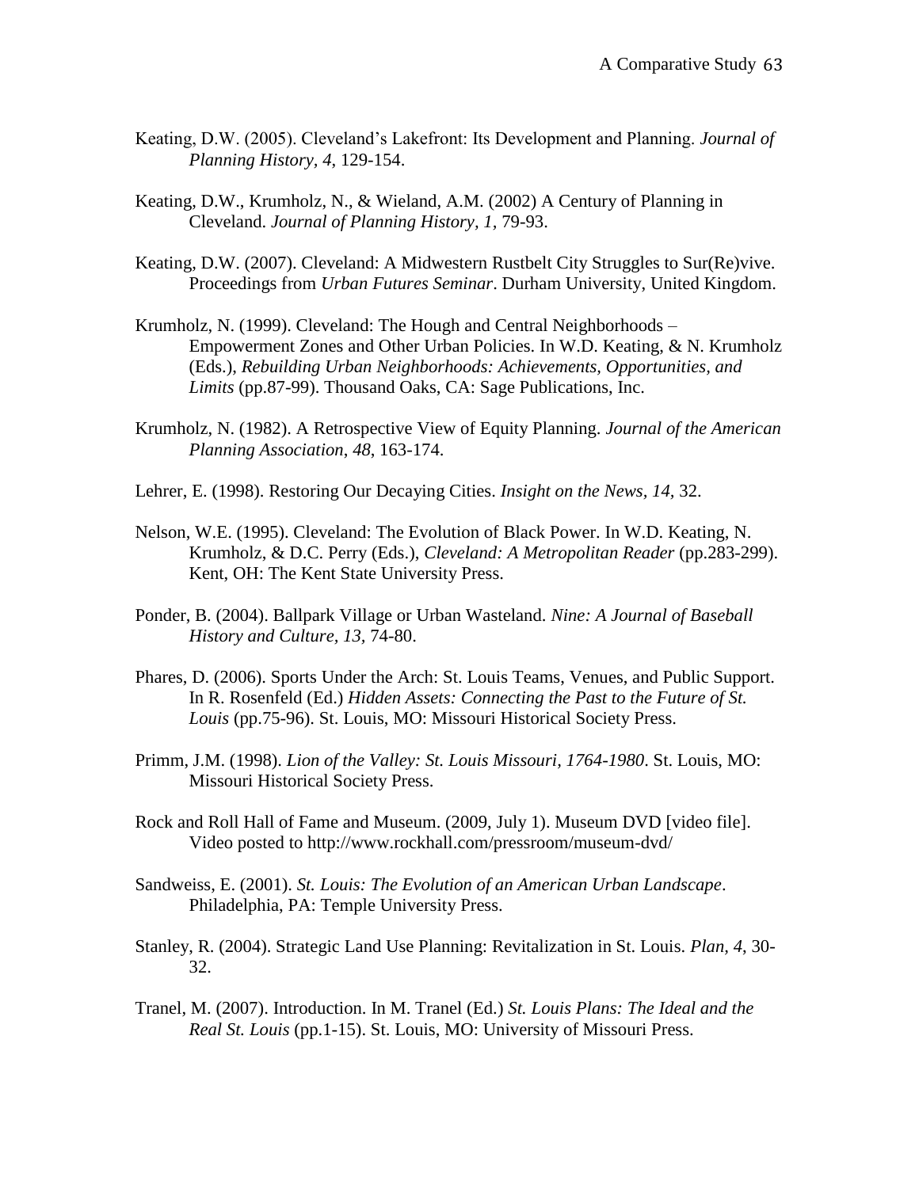Keating, D.W. (2005). Cleveland's Lakefront: Its Development and Planning. *Journal of Planning History, 4*, 129-154.

Keating, D.W., Krumholz, N., & Wieland, A.M. (2002) A Century of Planning in Cleveland. *Journal of Planning History, 1*, 79-93.

Keating, D.W. (2007). Cleveland: A Midwestern Rustbelt City Struggles to Sur(Re)vive. Proceedings from *Urban Futures Seminar*. Durham University, United Kingdom.

Krumholz, N. (1999). Cleveland: The Hough and Central Neighborhoods – Empowerment Zones and Other Urban Policies. In W.D. Keating, & N. Krumholz (Eds.), *Rebuilding Urban Neighborhoods: Achievements, Opportunities, and Limits* (pp.87-99). Thousand Oaks, CA: Sage Publications, Inc.

Krumholz, N. (1982). A Retrospective View of Equity Planning. *Journal of the American Planning Association, 48*, 163-174.

Lehrer, E. (1998). Restoring Our Decaying Cities. *Insight on the News, 14*, 32.

Nelson, W.E. (1995). Cleveland: The Evolution of Black Power. In W.D. Keating, N. Krumholz, & D.C. Perry (Eds.), *Cleveland: A Metropolitan Reader* (pp.283-299). Kent, OH: The Kent State University Press.

Ponder, B. (2004). Ballpark Village or Urban Wasteland. *Nine: A Journal of Baseball History and Culture, 13*, 74-80.

Phares, D. (2006). Sports Under the Arch: St. Louis Teams, Venues, and Public Support. In R. Rosenfeld (Ed.) *Hidden Assets: Connecting the Past to the Future of St. Louis* (pp.75-96). St. Louis, MO: Missouri Historical Society Press.

Primm, J.M. (1998). *Lion of the Valley: St. Louis Missouri, 1764-1980*. St. Louis, MO: Missouri Historical Society Press.

Rock and Roll Hall of Fame and Museum. (2009, July 1). Museum DVD [video file]. Video posted to http://www.rockhall.com/pressroom/museum-dvd/

Sandweiss, E. (2001). *St. Louis: The Evolution of an American Urban Landscape*. Philadelphia, PA: Temple University Press.

Stanley, R. (2004). Strategic Land Use Planning: Revitalization in St. Louis. *Plan, 4*, 30-32.

Tranel, M. (2007). Introduction. In M. Tranel (Ed.) *St. Louis Plans: The Ideal and the Real St. Louis* (pp.1-15). St. Louis, MO: University of Missouri Press.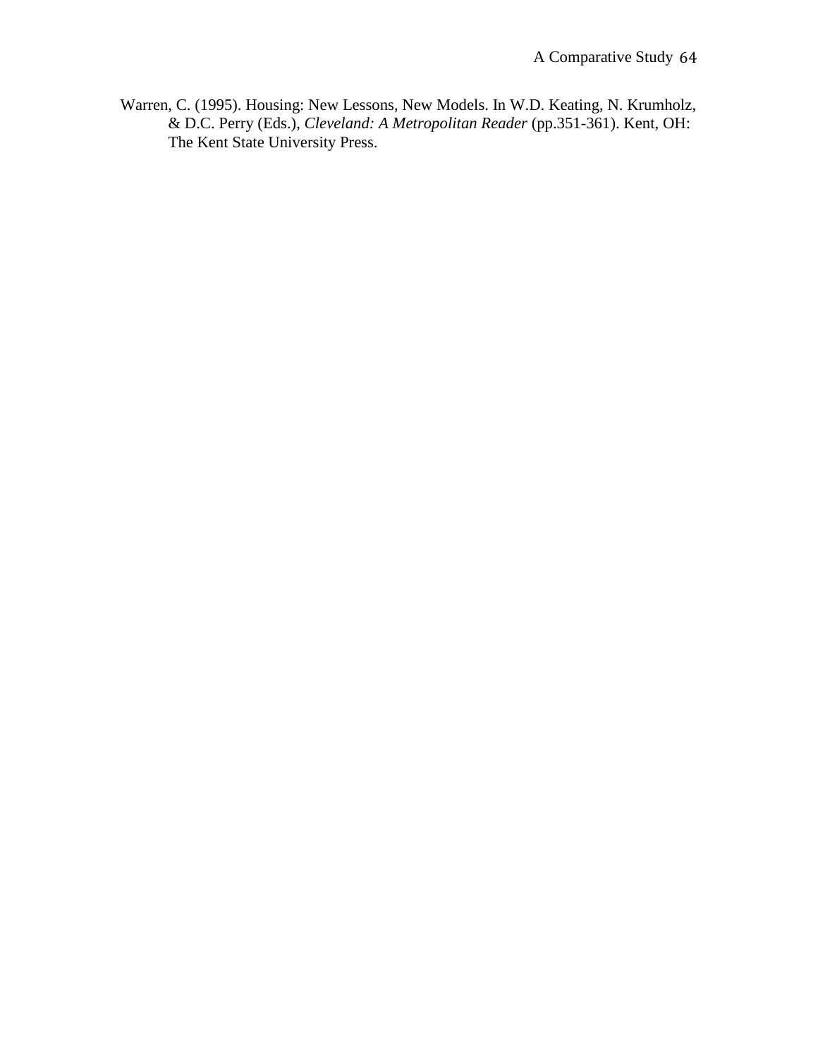Warren, C. (1995). Housing: New Lessons, New Models. In W.D. Keating, N. Krumholz, & D.C. Perry (Eds.), *Cleveland: A Metropolitan Reader* (pp.351-361). Kent, OH: The Kent State University Press.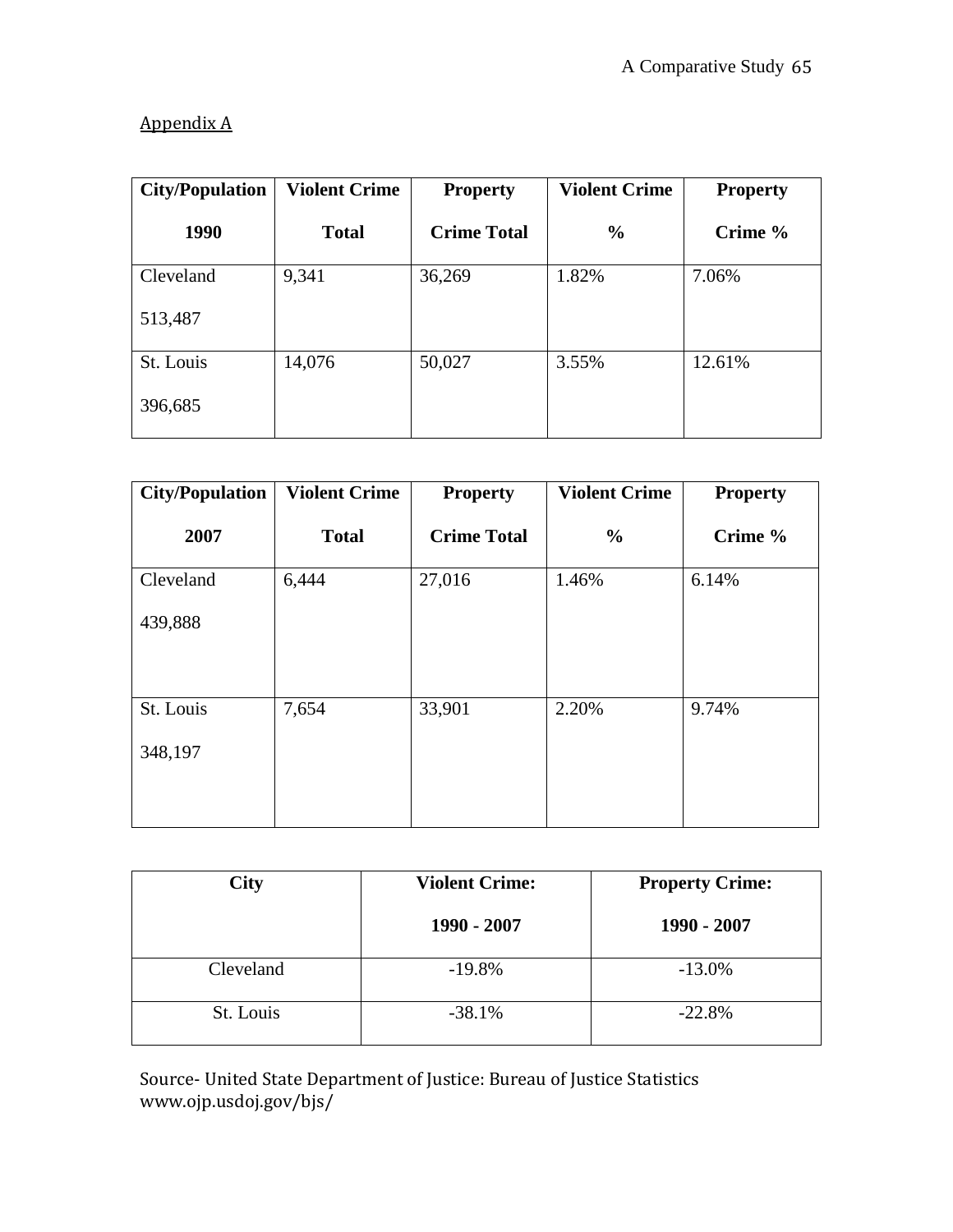Appendix A

| City/Population 1990 | Violent Crime Total | Property Crime Total | Violent Crime % | Property Crime % |
|---|---|---|---|---|
| Cleveland 513,487 | 9,341 | 36,269 | 1.82% | 7.06% |
| St. Louis 396,685 | 14,076 | 50,027 | 3.55% | 12.61% |

| City/Population 2007 | Violent Crime Total | Property Crime Total | Violent Crime % | Property Crime % |
|---|---|---|---|---|
| Cleveland 439,888 | 6,444 | 27,016 | 1.46% | 6.14% |
| St. Louis 348,197 | 7,654 | 33,901 | 2.20% | 9.74% |

| City | Violent Crime: 1990 - 2007 | Property Crime: 1990 - 2007 |
|---|---|---|
| Cleveland | -19.8% | -13.0% |
| St. Louis | -38.1% | -22.8% |

Source- United State Department of Justice: Bureau of Justice Statistics www.ojp.usdoj.gov/bjs/